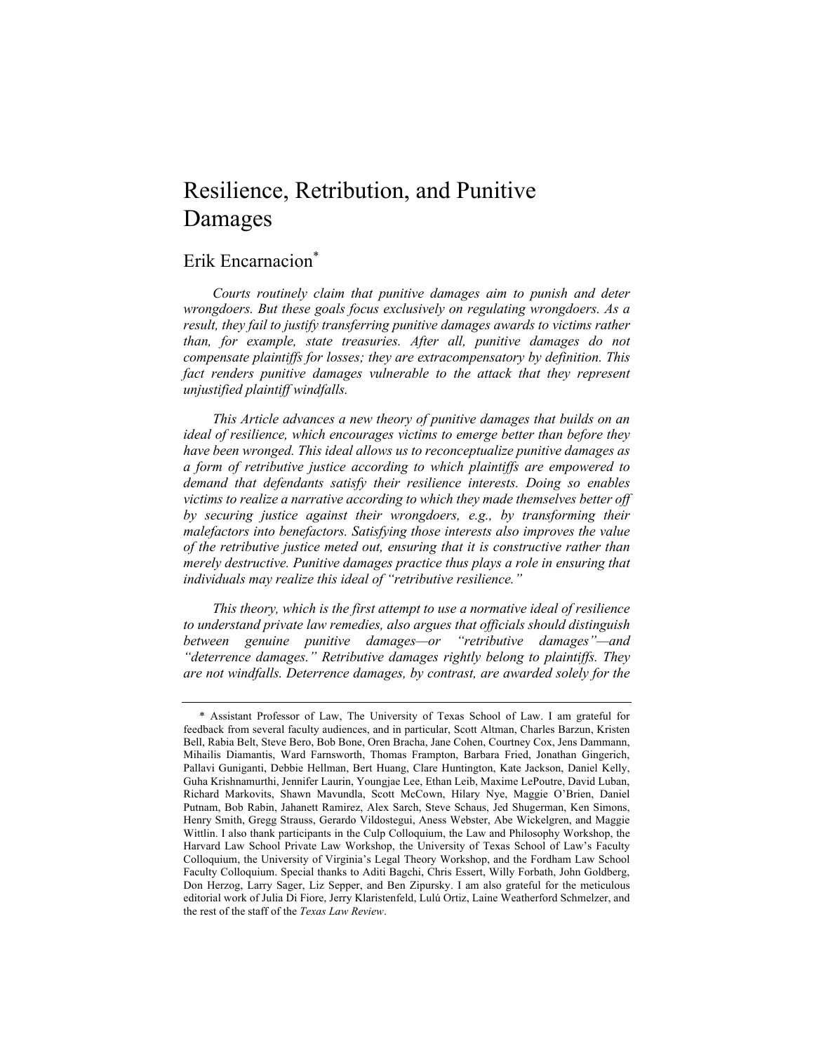# Resilience, Retribution, and Punitive Damages

## Erik Encarnacion[*]

*Courts routinely claim that punitive damages aim to punish and deter wrongdoers. But these goals focus exclusively on regulating wrongdoers. As a result, they fail to justify transferring punitive damages awards to victims rather than, for example, state treasuries. After all, punitive damages do not compensate plaintiffs for losses; they are extracompensatory by definition. This fact renders punitive damages vulnerable to the attack that they represent unjustified plaintiff windfalls.*

*This Article advances a new theory of punitive damages that builds on an ideal of resilience, which encourages victims to emerge better than before they have been wronged. This ideal allows us to reconceptualize punitive damages as a form of retributive justice according to which plaintiffs are empowered to demand that defendants satisfy their resilience interests. Doing so enables victims to realize a narrative according to which they made themselves better off by securing justice against their wrongdoers, e.g., by transforming their malefactors into benefactors. Satisfying those interests also improves the value of the retributive justice meted out, ensuring that it is constructive rather than merely destructive. Punitive damages practice thus plays a role in ensuring that individuals may realize this ideal of "retributive resilience."*

*This theory, which is the first attempt to use a normative ideal of resilience to understand private law remedies, also argues that officials should distinguish between genuine punitive damages—or "retributive damages"—and "deterrence damages." Retributive damages rightly belong to plaintiffs. They are not windfalls. Deterrence damages, by contrast, are awarded solely for the*

---

[*] Assistant Professor of Law, The University of Texas School of Law. I am grateful for feedback from several faculty audiences, and in particular, Scott Altman, Charles Barzun, Kristen Bell, Rabia Belt, Steve Bero, Bob Bone, Oren Bracha, Jane Cohen, Courtney Cox, Jens Dammann, Mihailis Diamantis, Ward Farnsworth, Thomas Frampton, Barbara Fried, Jonathan Gingerich, Pallavi Guniganti, Debbie Hellman, Bert Huang, Clare Huntington, Kate Jackson, Daniel Kelly, Guha Krishnamurthi, Jennifer Laurin, Youngjae Lee, Ethan Leib, Maxime LePoutre, David Luban, Richard Markovits, Shawn Mavundla, Scott McCown, Hilary Nye, Maggie O'Brien, Daniel Putnam, Bob Rabin, Jahanett Ramirez, Alex Sarch, Steve Schaus, Jed Shugerman, Ken Simons, Henry Smith, Gregg Strauss, Gerardo Vildostegui, Aness Webster, Abe Wickelgren, and Maggie Wittlin. I also thank participants in the Culp Colloquium, the Law and Philosophy Workshop, the Harvard Law School Private Law Workshop, the University of Texas School of Law's Faculty Colloquium, the University of Virginia's Legal Theory Workshop, and the Fordham Law School Faculty Colloquium. Special thanks to Aditi Bagchi, Chris Essert, Willy Forbath, John Goldberg, Don Herzog, Larry Sager, Liz Sepper, and Ben Zipursky. I am also grateful for the meticulous editorial work of Julia Di Fiore, Jerry Klaristenfeld, Lulú Ortiz, Laine Weatherford Schmelzer, and the rest of the staff of the *Texas Law Review*.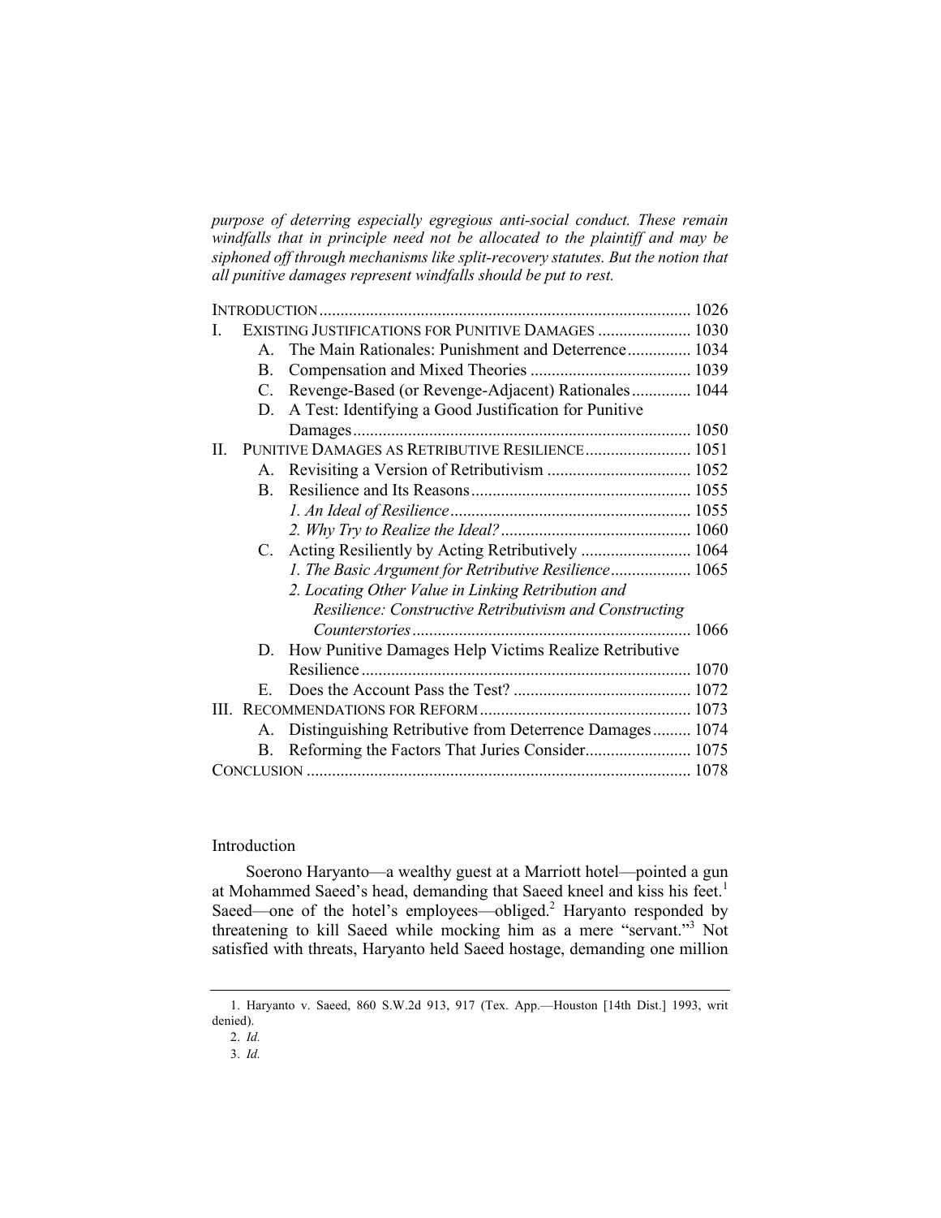*purpose of deterring especially egregious anti-social conduct. These remain windfalls that in principle need not be allocated to the plaintiff and may be siphoned off through mechanisms like split-recovery statutes. But the notion that all punitive damages represent windfalls should be put to rest.*

| | Page |
|---|---|
| INTRODUCTION | 1026 |
| I. EXISTING JUSTIFICATIONS FOR PUNITIVE DAMAGES | 1030 |
| A. The Main Rationales: Punishment and Deterrence | 1034 |
| B. Compensation and Mixed Theories | 1039 |
| C. Revenge-Based (or Revenge-Adjacent) Rationales | 1044 |
| D. A Test: Identifying a Good Justification for Punitive Damages | 1050 |
| II. PUNITIVE DAMAGES AS RETRIBUTIVE RESILIENCE | 1051 |
| A. Revisiting a Version of Retributivism | 1052 |
| B. Resilience and Its Reasons | 1055 |
| *1. An Ideal of Resilience* | 1055 |
| *2. Why Try to Realize the Ideal?* | 1060 |
| C. Acting Resiliently by Acting Retributively | 1064 |
| *1. The Basic Argument for Retributive Resilience* | 1065 |
| *2. Locating Other Value in Linking Retribution and Resilience: Constructive Retributivism and Constructing Counterstories* | 1066 |
| D. How Punitive Damages Help Victims Realize Retributive Resilience | 1070 |
| E. Does the Account Pass the Test? | 1072 |
| III. RECOMMENDATIONS FOR REFORM | 1073 |
| A. Distinguishing Retributive from Deterrence Damages | 1074 |
| B. Reforming the Factors That Juries Consider | 1075 |
| CONCLUSION | 1078 |

## Introduction

Soerono Haryanto—a wealthy guest at a Marriott hotel—pointed a gun at Mohammed Saeed's head, demanding that Saeed kneel and kiss his feet.[1] Saeed—one of the hotel's employees—obliged.[2] Haryanto responded by threatening to kill Saeed while mocking him as a mere "servant."[3] Not satisfied with threats, Haryanto held Saeed hostage, demanding one million

---

1. Haryanto v. Saeed, 860 S.W.2d 913, 917 (Tex. App.—Houston [14th Dist.] 1993, writ denied).

2. *Id.*

3. *Id.*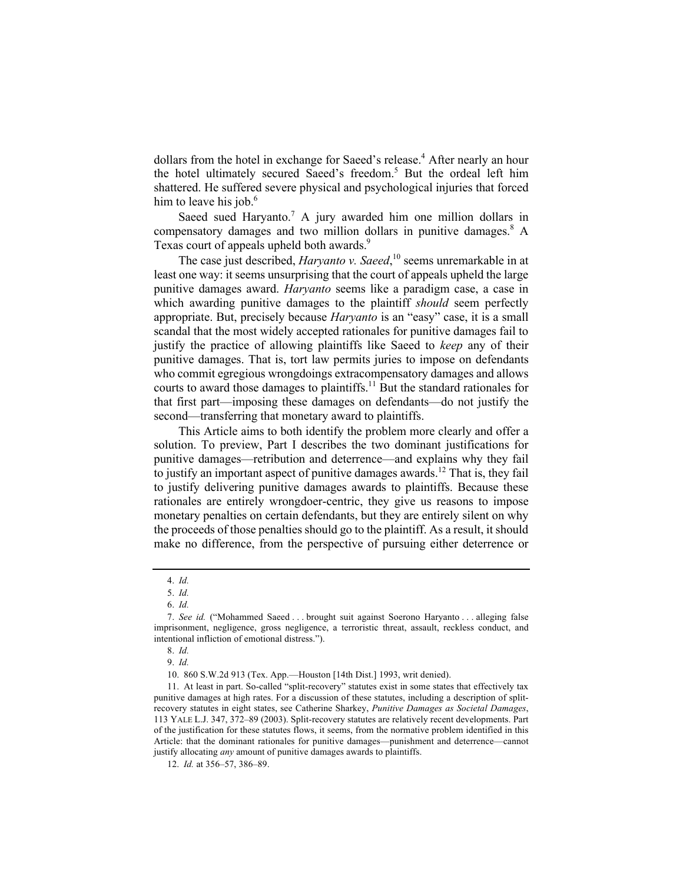dollars from the hotel in exchange for Saeed's release.[4] After nearly an hour the hotel ultimately secured Saeed's freedom.[5] But the ordeal left him shattered. He suffered severe physical and psychological injuries that forced him to leave his job.[6]

Saeed sued Haryanto.[7] A jury awarded him one million dollars in compensatory damages and two million dollars in punitive damages.[8] A Texas court of appeals upheld both awards.[9]

The case just described, *Haryanto v. Saeed*,[10] seems unremarkable in at least one way: it seems unsurprising that the court of appeals upheld the large punitive damages award. *Haryanto* seems like a paradigm case, a case in which awarding punitive damages to the plaintiff *should* seem perfectly appropriate. But, precisely because *Haryanto* is an "easy" case, it is a small scandal that the most widely accepted rationales for punitive damages fail to justify the practice of allowing plaintiffs like Saeed to *keep* any of their punitive damages. That is, tort law permits juries to impose on defendants who commit egregious wrongdoings extracompensatory damages and allows courts to award those damages to plaintiffs.[11] But the standard rationales for that first part—imposing these damages on defendants—do not justify the second—transferring that monetary award to plaintiffs.

This Article aims to both identify the problem more clearly and offer a solution. To preview, Part I describes the two dominant justifications for punitive damages—retribution and deterrence—and explains why they fail to justify an important aspect of punitive damages awards.[12] That is, they fail to justify delivering punitive damages awards to plaintiffs. Because these rationales are entirely wrongdoer-centric, they give us reasons to impose monetary penalties on certain defendants, but they are entirely silent on why the proceeds of those penalties should go to the plaintiff. As a result, it should make no difference, from the perspective of pursuing either deterrence or

---

4. *Id.*

5. *Id.*

6. *Id.*

7. *See id.* ("Mohammed Saeed . . . brought suit against Soerono Haryanto . . . alleging false imprisonment, negligence, gross negligence, a terroristic threat, assault, reckless conduct, and intentional infliction of emotional distress.").

8. *Id.*

9. *Id.*

10. 860 S.W.2d 913 (Tex. App.—Houston [14th Dist.] 1993, writ denied).

11. At least in part. So-called "split-recovery" statutes exist in some states that effectively tax punitive damages at high rates. For a discussion of these statutes, including a description of split-recovery statutes in eight states, see Catherine Sharkey, *Punitive Damages as Societal Damages*, 113 YALE L.J. 347, 372–89 (2003). Split-recovery statutes are relatively recent developments. Part of the justification for these statutes flows, it seems, from the normative problem identified in this Article: that the dominant rationales for punitive damages—punishment and deterrence—cannot justify allocating *any* amount of punitive damages awards to plaintiffs.

12. *Id.* at 356–57, 386–89.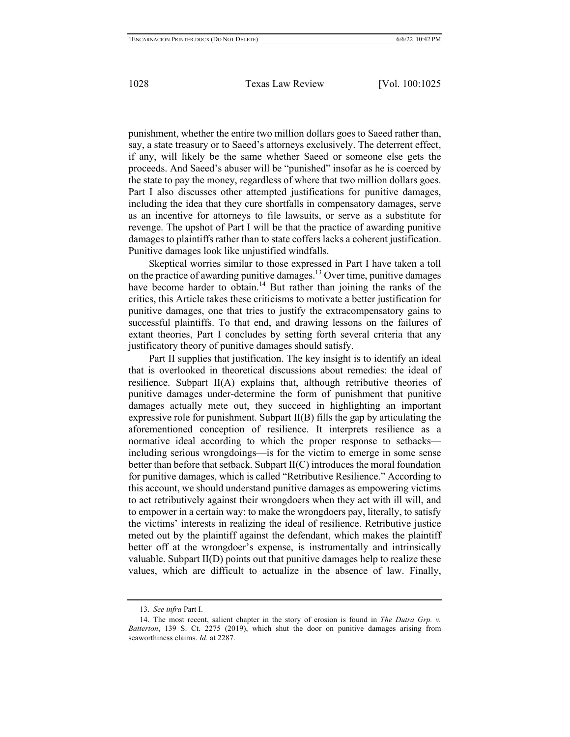punishment, whether the entire two million dollars goes to Saeed rather than, say, a state treasury or to Saeed's attorneys exclusively. The deterrent effect, if any, will likely be the same whether Saeed or someone else gets the proceeds. And Saeed's abuser will be "punished" insofar as he is coerced by the state to pay the money, regardless of where that two million dollars goes. Part I also discusses other attempted justifications for punitive damages, including the idea that they cure shortfalls in compensatory damages, serve as an incentive for attorneys to file lawsuits, or serve as a substitute for revenge. The upshot of Part I will be that the practice of awarding punitive damages to plaintiffs rather than to state coffers lacks a coherent justification. Punitive damages look like unjustified windfalls.

Skeptical worries similar to those expressed in Part I have taken a toll on the practice of awarding punitive damages.[13] Over time, punitive damages have become harder to obtain.[14] But rather than joining the ranks of the critics, this Article takes these criticisms to motivate a better justification for punitive damages, one that tries to justify the extracompensatory gains to successful plaintiffs. To that end, and drawing lessons on the failures of extant theories, Part I concludes by setting forth several criteria that any justificatory theory of punitive damages should satisfy.

Part II supplies that justification. The key insight is to identify an ideal that is overlooked in theoretical discussions about remedies: the ideal of resilience. Subpart II(A) explains that, although retributive theories of punitive damages under-determine the form of punishment that punitive damages actually mete out, they succeed in highlighting an important expressive role for punishment. Subpart II(B) fills the gap by articulating the aforementioned conception of resilience. It interprets resilience as a normative ideal according to which the proper response to setbacks—including serious wrongdoings—is for the victim to emerge in some sense better than before that setback. Subpart II(C) introduces the moral foundation for punitive damages, which is called "Retributive Resilience." According to this account, we should understand punitive damages as empowering victims to act retributively against their wrongdoers when they act with ill will, and to empower in a certain way: to make the wrongdoers pay, literally, to satisfy the victims' interests in realizing the ideal of resilience. Retributive justice meted out by the plaintiff against the defendant, which makes the plaintiff better off at the wrongdoer's expense, is instrumentally and intrinsically valuable. Subpart II(D) points out that punitive damages help to realize these values, which are difficult to actualize in the absence of law. Finally,

13. *See infra* Part I.

14. The most recent, salient chapter in the story of erosion is found in *The Dutra Grp. v. Batterton*, 139 S. Ct. 2275 (2019), which shut the door on punitive damages arising from seaworthiness claims. *Id.* at 2287.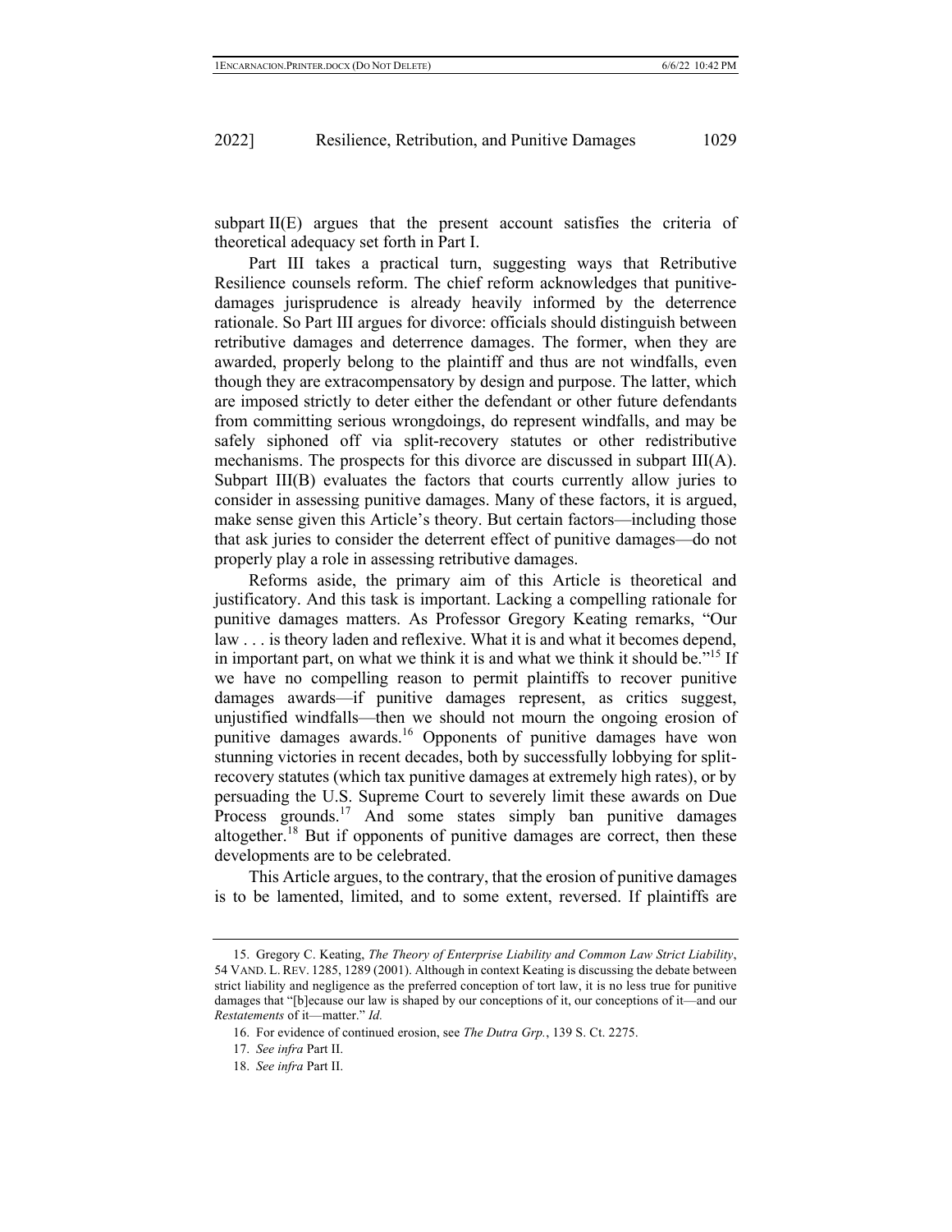subpart II(E) argues that the present account satisfies the criteria of theoretical adequacy set forth in Part I.

Part III takes a practical turn, suggesting ways that Retributive Resilience counsels reform. The chief reform acknowledges that punitive-damages jurisprudence is already heavily informed by the deterrence rationale. So Part III argues for divorce: officials should distinguish between retributive damages and deterrence damages. The former, when they are awarded, properly belong to the plaintiff and thus are not windfalls, even though they are extracompensatory by design and purpose. The latter, which are imposed strictly to deter either the defendant or other future defendants from committing serious wrongdoings, do represent windfalls, and may be safely siphoned off via split-recovery statutes or other redistributive mechanisms. The prospects for this divorce are discussed in subpart III(A). Subpart III(B) evaluates the factors that courts currently allow juries to consider in assessing punitive damages. Many of these factors, it is argued, make sense given this Article's theory. But certain factors—including those that ask juries to consider the deterrent effect of punitive damages—do not properly play a role in assessing retributive damages.

Reforms aside, the primary aim of this Article is theoretical and justificatory. And this task is important. Lacking a compelling rationale for punitive damages matters. As Professor Gregory Keating remarks, "Our law . . . is theory laden and reflexive. What it is and what it becomes depend, in important part, on what we think it is and what we think it should be."[15] If we have no compelling reason to permit plaintiffs to recover punitive damages awards—if punitive damages represent, as critics suggest, unjustified windfalls—then we should not mourn the ongoing erosion of punitive damages awards.[16] Opponents of punitive damages have won stunning victories in recent decades, both by successfully lobbying for split-recovery statutes (which tax punitive damages at extremely high rates), or by persuading the U.S. Supreme Court to severely limit these awards on Due Process grounds.[17] And some states simply ban punitive damages altogether.[18] But if opponents of punitive damages are correct, then these developments are to be celebrated.

This Article argues, to the contrary, that the erosion of punitive damages is to be lamented, limited, and to some extent, reversed. If plaintiffs are

---

15. Gregory C. Keating, *The Theory of Enterprise Liability and Common Law Strict Liability*, 54 VAND. L. REV. 1285, 1289 (2001). Although in context Keating is discussing the debate between strict liability and negligence as the preferred conception of tort law, it is no less true for punitive damages that "[b]ecause our law is shaped by our conceptions of it, our conceptions of it—and our *Restatements* of it—matter." *Id.*

16. For evidence of continued erosion, see *The Dutra Grp.*, 139 S. Ct. 2275.

17. *See infra* Part II.

18. *See infra* Part II.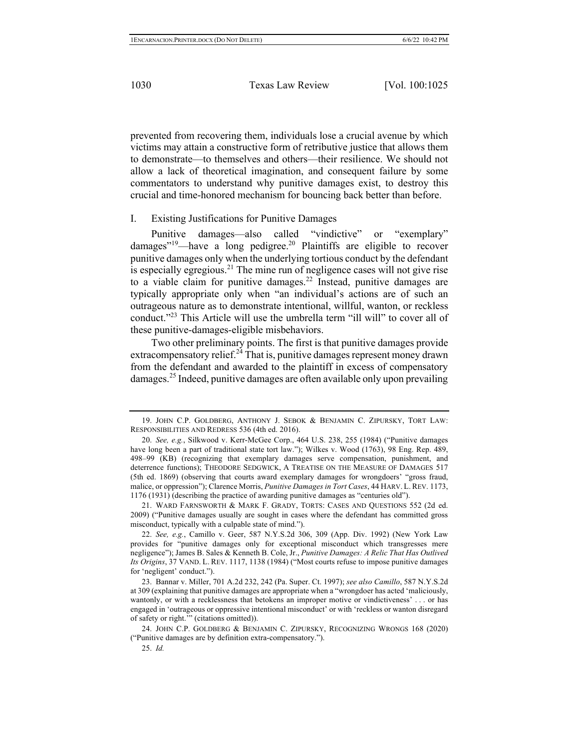prevented from recovering them, individuals lose a crucial avenue by which victims may attain a constructive form of retributive justice that allows them to demonstrate—to themselves and others—their resilience. We should not allow a lack of theoretical imagination, and consequent failure by some commentators to understand why punitive damages exist, to destroy this crucial and time-honored mechanism for bouncing back better than before.

## I. Existing Justifications for Punitive Damages

Punitive damages—also called "vindictive" or "exemplary" damages"[19]—have a long pedigree.[20] Plaintiffs are eligible to recover punitive damages only when the underlying tortious conduct by the defendant is especially egregious.[21] The mine run of negligence cases will not give rise to a viable claim for punitive damages.[22] Instead, punitive damages are typically appropriate only when "an individual's actions are of such an outrageous nature as to demonstrate intentional, willful, wanton, or reckless conduct."[23] This Article will use the umbrella term "ill will" to cover all of these punitive-damages-eligible misbehaviors.

Two other preliminary points. The first is that punitive damages provide extracompensatory relief.[24] That is, punitive damages represent money drawn from the defendant and awarded to the plaintiff in excess of compensatory damages.[25] Indeed, punitive damages are often available only upon prevailing

---

19. JOHN C.P. GOLDBERG, ANTHONY J. SEBOK & BENJAMIN C. ZIPURSKY, TORT LAW: RESPONSIBILITIES AND REDRESS 536 (4th ed. 2016).

20. *See, e.g.*, Silkwood v. Kerr-McGee Corp., 464 U.S. 238, 255 (1984) ("Punitive damages have long been a part of traditional state tort law."); Wilkes v. Wood (1763), 98 Eng. Rep. 489, 498–99 (KB) (recognizing that exemplary damages serve compensation, punishment, and deterrence functions); THEODORE SEDGWICK, A TREATISE ON THE MEASURE OF DAMAGES 517 (5th ed. 1869) (observing that courts award exemplary damages for wrongdoers' "gross fraud, malice, or oppression"); Clarence Morris, *Punitive Damages in Tort Cases*, 44 HARV. L. REV. 1173, 1176 (1931) (describing the practice of awarding punitive damages as "centuries old").

21. WARD FARNSWORTH & MARK F. GRADY, TORTS: CASES AND QUESTIONS 552 (2d ed. 2009) ("Punitive damages usually are sought in cases where the defendant has committed gross misconduct, typically with a culpable state of mind.").

22. *See, e.g.*, Camillo v. Geer, 587 N.Y.S.2d 306, 309 (App. Div. 1992) (New York Law provides for "punitive damages only for exceptional misconduct which transgresses mere negligence"); James B. Sales & Kenneth B. Cole, Jr., *Punitive Damages: A Relic That Has Outlived Its Origins*, 37 VAND. L. REV. 1117, 1138 (1984) ("Most courts refuse to impose punitive damages for 'negligent' conduct.").

23. Bannar v. Miller, 701 A.2d 232, 242 (Pa. Super. Ct. 1997); *see also Camillo*, 587 N.Y.S.2d at 309 (explaining that punitive damages are appropriate when a "wrongdoer has acted 'maliciously, wantonly, or with a recklessness that betokens an improper motive or vindictiveness' . . . or has engaged in 'outrageous or oppressive intentional misconduct' or with 'reckless or wanton disregard of safety or right.'" (citations omitted)).

24. JOHN C.P. GOLDBERG & BENJAMIN C. ZIPURSKY, RECOGNIZING WRONGS 168 (2020) ("Punitive damages are by definition extra-compensatory.").

25. *Id.*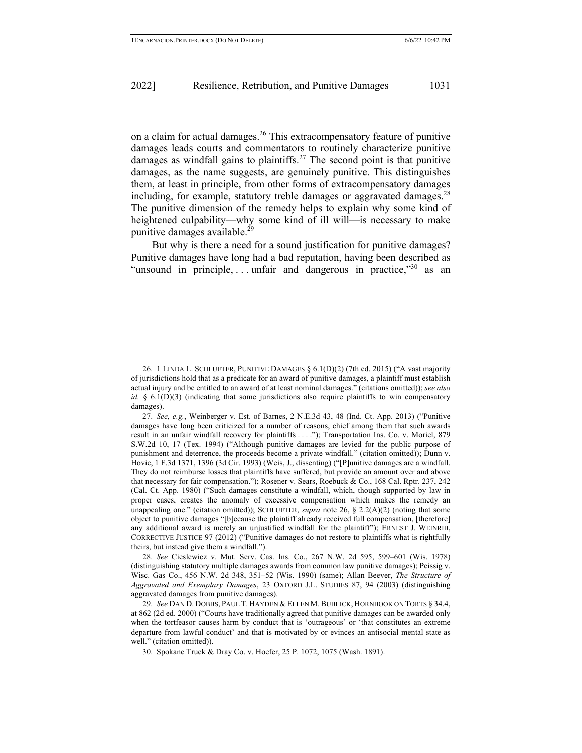on a claim for actual damages.[26] This extracompensatory feature of punitive damages leads courts and commentators to routinely characterize punitive damages as windfall gains to plaintiffs.[27] The second point is that punitive damages, as the name suggests, are genuinely punitive. This distinguishes them, at least in principle, from other forms of extracompensatory damages including, for example, statutory treble damages or aggravated damages.[28] The punitive dimension of the remedy helps to explain why some kind of heightened culpability—why some kind of ill will—is necessary to make punitive damages available.[29]

But why is there a need for a sound justification for punitive damages? Punitive damages have long had a bad reputation, having been described as "unsound in principle, . . . unfair and dangerous in practice,"[30] as an

---

26. 1 LINDA L. SCHLUETER, PUNITIVE DAMAGES § 6.1(D)(2) (7th ed. 2015) ("A vast majority of jurisdictions hold that as a predicate for an award of punitive damages, a plaintiff must establish actual injury and be entitled to an award of at least nominal damages." (citations omitted)); *see also id.* § 6.1(D)(3) (indicating that some jurisdictions also require plaintiffs to win compensatory damages).

27. *See, e.g.*, Weinberger v. Est. of Barnes, 2 N.E.3d 43, 48 (Ind. Ct. App. 2013) ("Punitive damages have long been criticized for a number of reasons, chief among them that such awards result in an unfair windfall recovery for plaintiffs . . . ."); Transportation Ins. Co. v. Moriel, 879 S.W.2d 10, 17 (Tex. 1994) ("Although punitive damages are levied for the public purpose of punishment and deterrence, the proceeds become a private windfall." (citation omitted)); Dunn v. Hovic, 1 F.3d 1371, 1396 (3d Cir. 1993) (Weis, J., dissenting) ("[P]unitive damages are a windfall. They do not reimburse losses that plaintiffs have suffered, but provide an amount over and above that necessary for fair compensation."); Rosener v. Sears, Roebuck & Co., 168 Cal. Rptr. 237, 242 (Cal. Ct. App. 1980) ("Such damages constitute a windfall, which, though supported by law in proper cases, creates the anomaly of excessive compensation which makes the remedy an unappealing one." (citation omitted)); SCHLUETER, *supra* note 26, § 2.2(A)(2) (noting that some object to punitive damages "[b]ecause the plaintiff already received full compensation, [therefore] any additional award is merely an unjustified windfall for the plaintiff"); ERNEST J. WEINRIB, CORRECTIVE JUSTICE 97 (2012) ("Punitive damages do not restore to plaintiffs what is rightfully theirs, but instead give them a windfall.").

28. *See* Cieslewicz v. Mut. Serv. Cas. Ins. Co., 267 N.W. 2d 595, 599–601 (Wis. 1978) (distinguishing statutory multiple damages awards from common law punitive damages); Peissig v. Wisc. Gas Co., 456 N.W. 2d 348, 351–52 (Wis. 1990) (same); Allan Beever, *The Structure of Aggravated and Exemplary Damages*, 23 OXFORD J.L. STUDIES 87, 94 (2003) (distinguishing aggravated damages from punitive damages).

29. *See* DAN D. DOBBS, PAUL T. HAYDEN & ELLEN M. BUBLICK, HORNBOOK ON TORTS § 34.4, at 862 (2d ed. 2000) ("Courts have traditionally agreed that punitive damages can be awarded only when the tortfeasor causes harm by conduct that is 'outrageous' or 'that constitutes an extreme departure from lawful conduct' and that is motivated by or evinces an antisocial mental state as well." (citation omitted)).

30. Spokane Truck & Dray Co. v. Hoefer, 25 P. 1072, 1075 (Wash. 1891).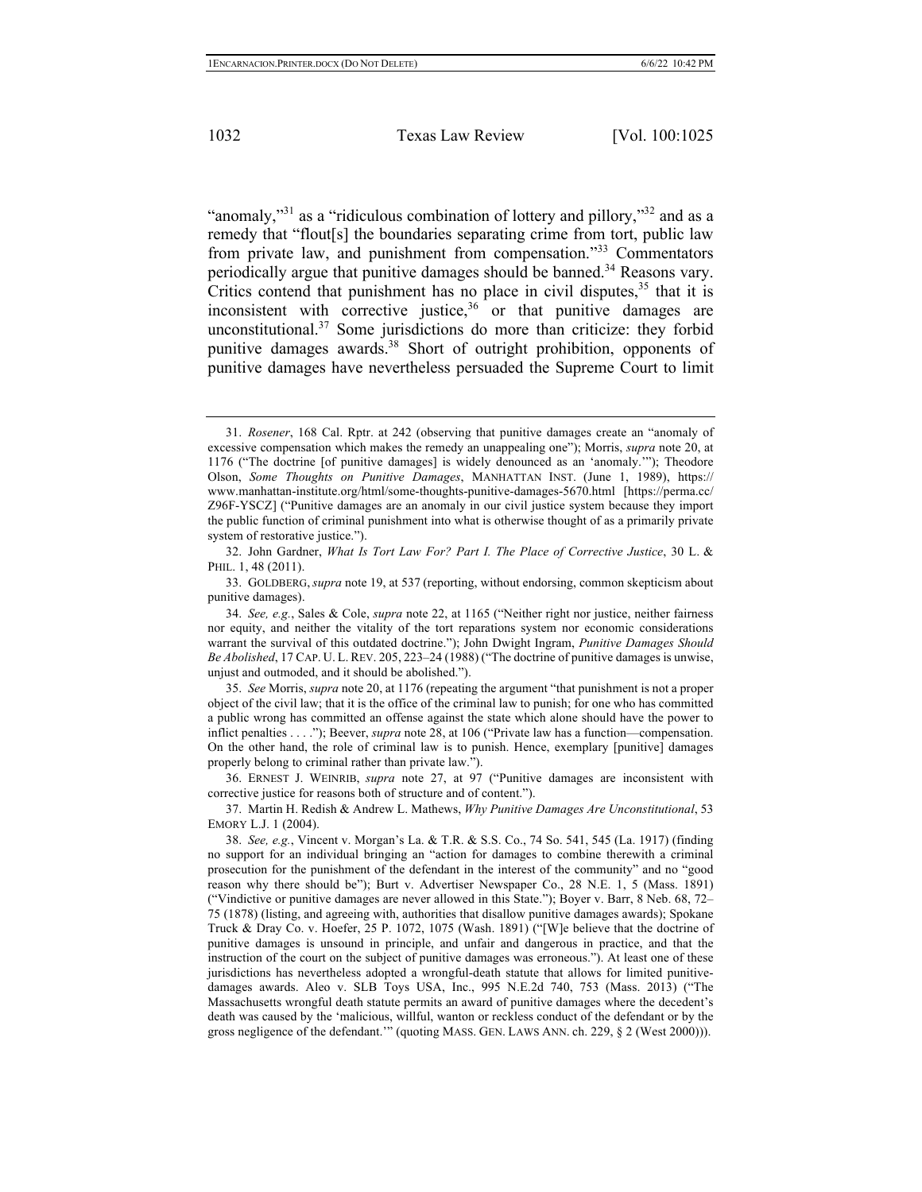"anomaly,"[31] as a "ridiculous combination of lottery and pillory,"[32] and as a remedy that "flout[s] the boundaries separating crime from tort, public law from private law, and punishment from compensation."[33] Commentators periodically argue that punitive damages should be banned.[34] Reasons vary. Critics contend that punishment has no place in civil disputes,[35] that it is inconsistent with corrective justice,[36] or that punitive damages are unconstitutional.[37] Some jurisdictions do more than criticize: they forbid punitive damages awards.[38] Short of outright prohibition, opponents of punitive damages have nevertheless persuaded the Supreme Court to limit

---

31. *Rosener*, 168 Cal. Rptr. at 242 (observing that punitive damages create an "anomaly of excessive compensation which makes the remedy an unappealing one"); Morris, *supra* note 20, at 1176 ("The doctrine [of punitive damages] is widely denounced as an 'anomaly.'"); Theodore Olson, *Some Thoughts on Punitive Damages*, MANHATTAN INST. (June 1, 1989), https://www.manhattan-institute.org/html/some-thoughts-punitive-damages-5670.html [https://perma.cc/Z96F-YSCZ] ("Punitive damages are an anomaly in our civil justice system because they import the public function of criminal punishment into what is otherwise thought of as a primarily private system of restorative justice.").

32. John Gardner, *What Is Tort Law For? Part I. The Place of Corrective Justice*, 30 L. & PHIL. 1, 48 (2011).

33. GOLDBERG, *supra* note 19, at 537 (reporting, without endorsing, common skepticism about punitive damages).

34. *See, e.g.*, Sales & Cole, *supra* note 22, at 1165 ("Neither right nor justice, neither fairness nor equity, and neither the vitality of the tort reparations system nor economic considerations warrant the survival of this outdated doctrine."); John Dwight Ingram, *Punitive Damages Should Be Abolished*, 17 CAP. U. L. REV. 205, 223–24 (1988) ("The doctrine of punitive damages is unwise, unjust and outmoded, and it should be abolished.").

35. *See* Morris, *supra* note 20, at 1176 (repeating the argument "that punishment is not a proper object of the civil law; that it is the office of the criminal law to punish; for one who has committed a public wrong has committed an offense against the state which alone should have the power to inflict penalties . . . ."); Beever, *supra* note 28, at 106 ("Private law has a function—compensation. On the other hand, the role of criminal law is to punish. Hence, exemplary [punitive] damages properly belong to criminal rather than private law.").

36. ERNEST J. WEINRIB, *supra* note 27, at 97 ("Punitive damages are inconsistent with corrective justice for reasons both of structure and of content.").

37. Martin H. Redish & Andrew L. Mathews, *Why Punitive Damages Are Unconstitutional*, 53 EMORY L.J. 1 (2004).

38. *See, e.g.*, Vincent v. Morgan's La. & T.R. & S.S. Co., 74 So. 541, 545 (La. 1917) (finding no support for an individual bringing an "action for damages to combine therewith a criminal prosecution for the punishment of the defendant in the interest of the community" and no "good reason why there should be"); Burt v. Advertiser Newspaper Co., 28 N.E. 1, 5 (Mass. 1891) ("Vindictive or punitive damages are never allowed in this State."); Boyer v. Barr, 8 Neb. 68, 72–75 (1878) (listing, and agreeing with, authorities that disallow punitive damages awards); Spokane Truck & Dray Co. v. Hoefer, 25 P. 1072, 1075 (Wash. 1891) ("[W]e believe that the doctrine of punitive damages is unsound in principle, and unfair and dangerous in practice, and that the instruction of the court on the subject of punitive damages was erroneous."). At least one of these jurisdictions has nevertheless adopted a wrongful-death statute that allows for limited punitive-damages awards. Aleo v. SLB Toys USA, Inc., 995 N.E.2d 740, 753 (Mass. 2013) ("The Massachusetts wrongful death statute permits an award of punitive damages where the decedent's death was caused by the 'malicious, willful, wanton or reckless conduct of the defendant or by the gross negligence of the defendant.'" (quoting MASS. GEN. LAWS ANN. ch. 229, § 2 (West 2000))).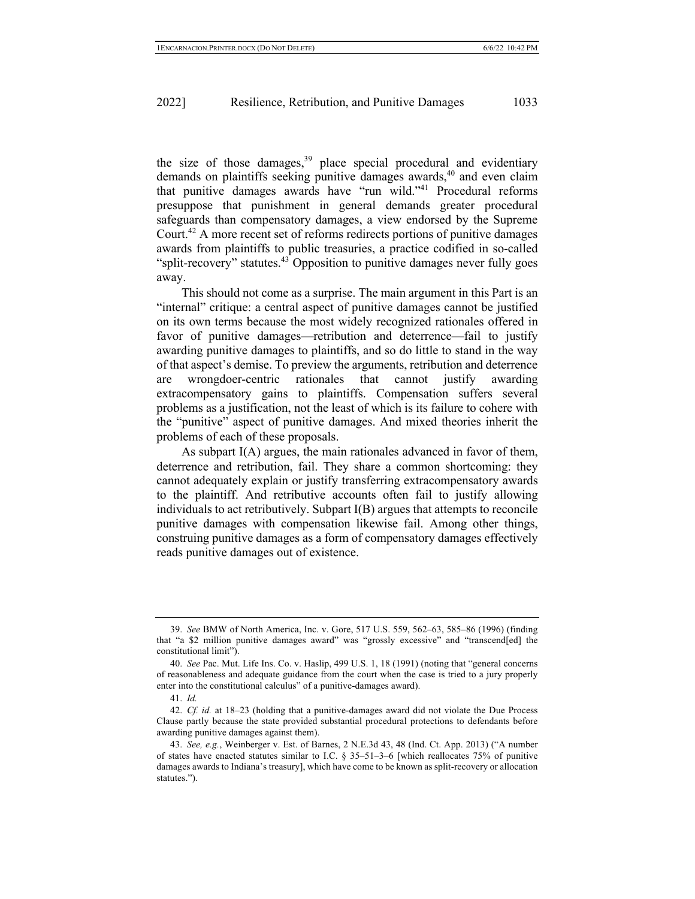the size of those damages,[39] place special procedural and evidentiary demands on plaintiffs seeking punitive damages awards,[40] and even claim that punitive damages awards have "run wild."[41] Procedural reforms presuppose that punishment in general demands greater procedural safeguards than compensatory damages, a view endorsed by the Supreme Court.[42] A more recent set of reforms redirects portions of punitive damages awards from plaintiffs to public treasuries, a practice codified in so-called "split-recovery" statutes.[43] Opposition to punitive damages never fully goes away.

This should not come as a surprise. The main argument in this Part is an "internal" critique: a central aspect of punitive damages cannot be justified on its own terms because the most widely recognized rationales offered in favor of punitive damages—retribution and deterrence—fail to justify awarding punitive damages to plaintiffs, and so do little to stand in the way of that aspect's demise. To preview the arguments, retribution and deterrence are wrongdoer-centric rationales that cannot justify awarding extracompensatory gains to plaintiffs. Compensation suffers several problems as a justification, not the least of which is its failure to cohere with the "punitive" aspect of punitive damages. And mixed theories inherit the problems of each of these proposals.

As subpart I(A) argues, the main rationales advanced in favor of them, deterrence and retribution, fail. They share a common shortcoming: they cannot adequately explain or justify transferring extracompensatory awards to the plaintiff. And retributive accounts often fail to justify allowing individuals to act retributively. Subpart I(B) argues that attempts to reconcile punitive damages with compensation likewise fail. Among other things, construing punitive damages as a form of compensatory damages effectively reads punitive damages out of existence.

---

39. *See* BMW of North America, Inc. v. Gore, 517 U.S. 559, 562–63, 585–86 (1996) (finding that "a $2 million punitive damages award" was "grossly excessive" and "transcend[ed] the constitutional limit").

40. *See* Pac. Mut. Life Ins. Co. v. Haslip, 499 U.S. 1, 18 (1991) (noting that "general concerns of reasonableness and adequate guidance from the court when the case is tried to a jury properly enter into the constitutional calculus" of a punitive-damages award).

41. *Id.*

42. *Cf. id.* at 18–23 (holding that a punitive-damages award did not violate the Due Process Clause partly because the state provided substantial procedural protections to defendants before awarding punitive damages against them).

43. *See, e.g.*, Weinberger v. Est. of Barnes, 2 N.E.3d 43, 48 (Ind. Ct. App. 2013) ("A number of states have enacted statutes similar to I.C. § 35–51–3–6 [which reallocates 75% of punitive damages awards to Indiana's treasury], which have come to be known as split-recovery or allocation statutes.").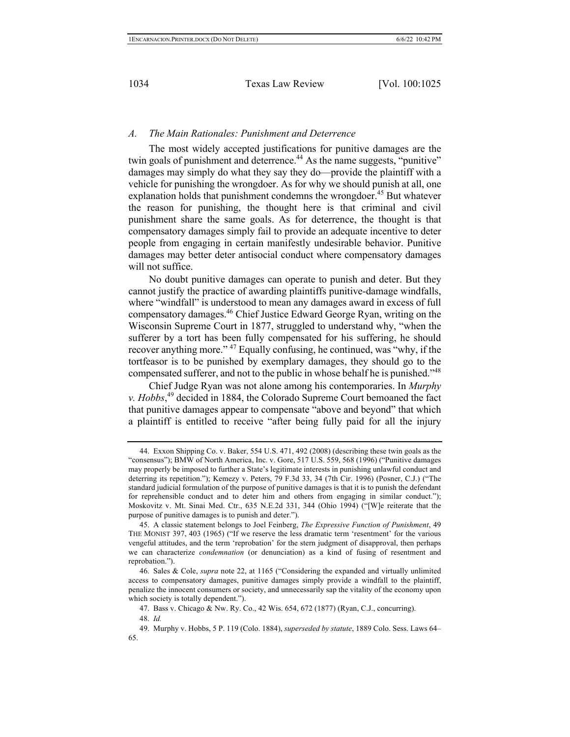### *A. The Main Rationales: Punishment and Deterrence*

The most widely accepted justifications for punitive damages are the twin goals of punishment and deterrence.[44] As the name suggests, "punitive" damages may simply do what they say they do—provide the plaintiff with a vehicle for punishing the wrongdoer. As for why we should punish at all, one explanation holds that punishment condemns the wrongdoer.[45] But whatever the reason for punishing, the thought here is that criminal and civil punishment share the same goals. As for deterrence, the thought is that compensatory damages simply fail to provide an adequate incentive to deter people from engaging in certain manifestly undesirable behavior. Punitive damages may better deter antisocial conduct where compensatory damages will not suffice.

No doubt punitive damages can operate to punish and deter. But they cannot justify the practice of awarding plaintiffs punitive-damage windfalls, where "windfall" is understood to mean any damages award in excess of full compensatory damages.[46] Chief Justice Edward George Ryan, writing on the Wisconsin Supreme Court in 1877, struggled to understand why, "when the sufferer by a tort has been fully compensated for his suffering, he should recover anything more." [47] Equally confusing, he continued, was "why, if the tortfeasor is to be punished by exemplary damages, they should go to the compensated sufferer, and not to the public in whose behalf he is punished."[48]

Chief Judge Ryan was not alone among his contemporaries. In *Murphy v. Hobbs*,[49] decided in 1884, the Colorado Supreme Court bemoaned the fact that punitive damages appear to compensate "above and beyond" that which a plaintiff is entitled to receive "after being fully paid for all the injury

---

44. Exxon Shipping Co. v. Baker, 554 U.S. 471, 492 (2008) (describing these twin goals as the "consensus"); BMW of North America, Inc. v. Gore, 517 U.S. 559, 568 (1996) ("Punitive damages may properly be imposed to further a State's legitimate interests in punishing unlawful conduct and deterring its repetition."); Kemezy v. Peters, 79 F.3d 33, 34 (7th Cir. 1996) (Posner, C.J.) ("The standard judicial formulation of the purpose of punitive damages is that it is to punish the defendant for reprehensible conduct and to deter him and others from engaging in similar conduct."); Moskovitz v. Mt. Sinai Med. Ctr., 635 N.E.2d 331, 344 (Ohio 1994) ("[W]e reiterate that the purpose of punitive damages is to punish and deter.").

45. A classic statement belongs to Joel Feinberg, *The Expressive Function of Punishment*, 49 THE MONIST 397, 403 (1965) ("If we reserve the less dramatic term 'resentment' for the various vengeful attitudes, and the term 'reprobation' for the stern judgment of disapproval, then perhaps we can characterize *condemnation* (or denunciation) as a kind of fusing of resentment and reprobation.").

46. Sales & Cole, *supra* note 22, at 1165 ("Considering the expanded and virtually unlimited access to compensatory damages, punitive damages simply provide a windfall to the plaintiff, penalize the innocent consumers or society, and unnecessarily sap the vitality of the economy upon which society is totally dependent.").

47. Bass v. Chicago & Nw. Ry. Co., 42 Wis. 654, 672 (1877) (Ryan, C.J., concurring).

48. *Id.*

49. Murphy v. Hobbs, 5 P. 119 (Colo. 1884), *superseded by statute*, 1889 Colo. Sess. Laws 64–65.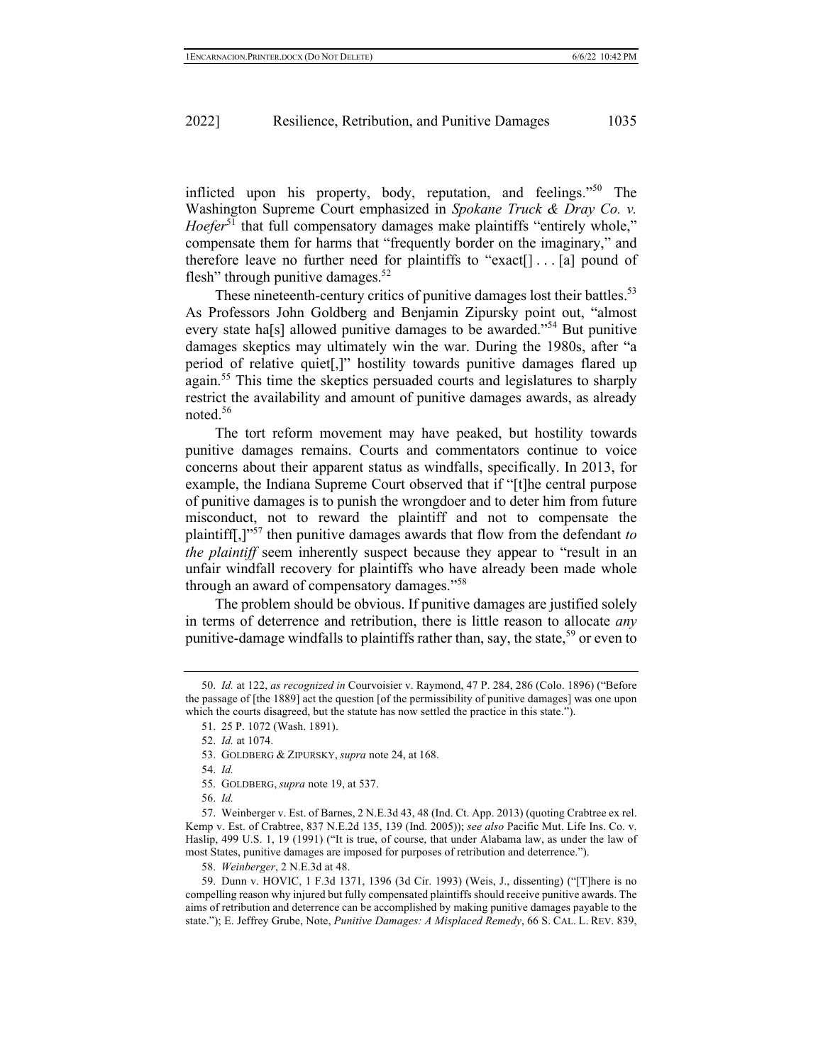inflicted upon his property, body, reputation, and feelings."[50] The Washington Supreme Court emphasized in *Spokane Truck & Dray Co. v. Hoefer*[51] that full compensatory damages make plaintiffs "entirely whole," compensate them for harms that "frequently border on the imaginary," and therefore leave no further need for plaintiffs to "exact[] . . . [a] pound of flesh" through punitive damages.[52]

These nineteenth-century critics of punitive damages lost their battles.[53] As Professors John Goldberg and Benjamin Zipursky point out, "almost every state ha[s] allowed punitive damages to be awarded."[54] But punitive damages skeptics may ultimately win the war. During the 1980s, after "a period of relative quiet[,]" hostility towards punitive damages flared up again.[55] This time the skeptics persuaded courts and legislatures to sharply restrict the availability and amount of punitive damages awards, as already noted.[56]

The tort reform movement may have peaked, but hostility towards punitive damages remains. Courts and commentators continue to voice concerns about their apparent status as windfalls, specifically. In 2013, for example, the Indiana Supreme Court observed that if "[t]he central purpose of punitive damages is to punish the wrongdoer and to deter him from future misconduct, not to reward the plaintiff and not to compensate the plaintiff[,]"[57] then punitive damages awards that flow from the defendant *to the plaintiff* seem inherently suspect because they appear to "result in an unfair windfall recovery for plaintiffs who have already been made whole through an award of compensatory damages."[58]

The problem should be obvious. If punitive damages are justified solely in terms of deterrence and retribution, there is little reason to allocate *any* punitive-damage windfalls to plaintiffs rather than, say, the state,[59] or even to

---

50. *Id.* at 122, *as recognized in* Courvoisier v. Raymond, 47 P. 284, 286 (Colo. 1896) ("Before the passage of [the 1889] act the question [of the permissibility of punitive damages] was one upon which the courts disagreed, but the statute has now settled the practice in this state.").

51. 25 P. 1072 (Wash. 1891).

52. *Id.* at 1074.

53. GOLDBERG & ZIPURSKY, *supra* note 24, at 168.

54. *Id.*

55. GOLDBERG, *supra* note 19, at 537.

56. *Id.*

57. Weinberger v. Est. of Barnes, 2 N.E.3d 43, 48 (Ind. Ct. App. 2013) (quoting Crabtree ex rel. Kemp v. Est. of Crabtree, 837 N.E.2d 135, 139 (Ind. 2005)); *see also* Pacific Mut. Life Ins. Co. v. Haslip, 499 U.S. 1, 19 (1991) ("It is true, of course, that under Alabama law, as under the law of most States, punitive damages are imposed for purposes of retribution and deterrence.").

58. *Weinberger*, 2 N.E.3d at 48.

59. Dunn v. HOVIC, 1 F.3d 1371, 1396 (3d Cir. 1993) (Weis, J., dissenting) ("[T]here is no compelling reason why injured but fully compensated plaintiffs should receive punitive awards. The aims of retribution and deterrence can be accomplished by making punitive damages payable to the state."); E. Jeffrey Grube, Note, *Punitive Damages: A Misplaced Remedy*, 66 S. CAL. L. REV. 839,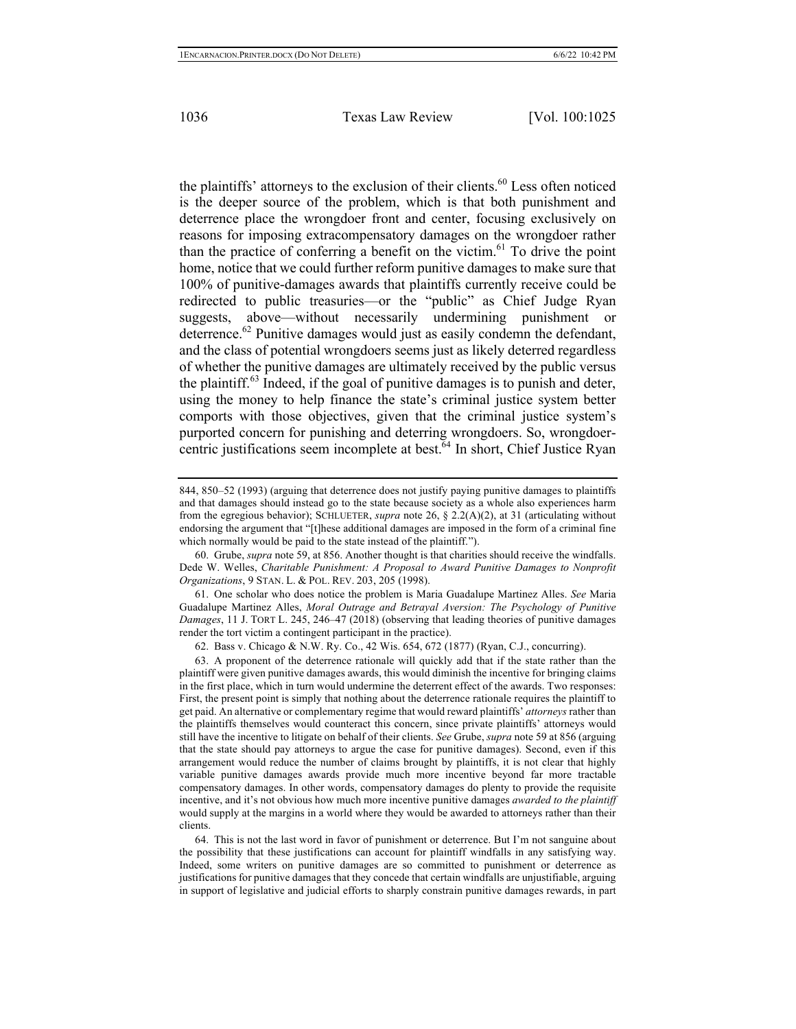the plaintiffs' attorneys to the exclusion of their clients.[60] Less often noticed is the deeper source of the problem, which is that both punishment and deterrence place the wrongdoer front and center, focusing exclusively on reasons for imposing extracompensatory damages on the wrongdoer rather than the practice of conferring a benefit on the victim.[61] To drive the point home, notice that we could further reform punitive damages to make sure that 100% of punitive-damages awards that plaintiffs currently receive could be redirected to public treasuries—or the "public" as Chief Judge Ryan suggests, above—without necessarily undermining punishment or deterrence.[62] Punitive damages would just as easily condemn the defendant, and the class of potential wrongdoers seems just as likely deterred regardless of whether the punitive damages are ultimately received by the public versus the plaintiff.[63] Indeed, if the goal of punitive damages is to punish and deter, using the money to help finance the state's criminal justice system better comports with those objectives, given that the criminal justice system's purported concern for punishing and deterring wrongdoers. So, wrongdoer-centric justifications seem incomplete at best.[64] In short, Chief Justice Ryan

---

844, 850–52 (1993) (arguing that deterrence does not justify paying punitive damages to plaintiffs and that damages should instead go to the state because society as a whole also experiences harm from the egregious behavior); SCHLUETER, *supra* note 26, § 2.2(A)(2), at 31 (articulating without endorsing the argument that "[t]hese additional damages are imposed in the form of a criminal fine which normally would be paid to the state instead of the plaintiff.").

60. Grube, *supra* note 59, at 856. Another thought is that charities should receive the windfalls. Dede W. Welles, *Charitable Punishment: A Proposal to Award Punitive Damages to Nonprofit Organizations*, 9 STAN. L. & POL. REV. 203, 205 (1998).

61. One scholar who does notice the problem is Maria Guadalupe Martinez Alles. *See* Maria Guadalupe Martinez Alles, *Moral Outrage and Betrayal Aversion: The Psychology of Punitive Damages*, 11 J. TORT L. 245, 246–47 (2018) (observing that leading theories of punitive damages render the tort victim a contingent participant in the practice).

62. Bass v. Chicago & N.W. Ry. Co., 42 Wis. 654, 672 (1877) (Ryan, C.J., concurring).

63. A proponent of the deterrence rationale will quickly add that if the state rather than the plaintiff were given punitive damages awards, this would diminish the incentive for bringing claims in the first place, which in turn would undermine the deterrent effect of the awards. Two responses: First, the present point is simply that nothing about the deterrence rationale requires the plaintiff to get paid. An alternative or complementary regime that would reward plaintiffs' *attorneys* rather than the plaintiffs themselves would counteract this concern, since private plaintiffs' attorneys would still have the incentive to litigate on behalf of their clients. *See* Grube, *supra* note 59 at 856 (arguing that the state should pay attorneys to argue the case for punitive damages). Second, even if this arrangement would reduce the number of claims brought by plaintiffs, it is not clear that highly variable punitive damages awards provide much more incentive beyond far more tractable compensatory damages. In other words, compensatory damages do plenty to provide the requisite incentive, and it's not obvious how much more incentive punitive damages *awarded to the plaintiff* would supply at the margins in a world where they would be awarded to attorneys rather than their clients.

64. This is not the last word in favor of punishment or deterrence. But I'm not sanguine about the possibility that these justifications can account for plaintiff windfalls in any satisfying way. Indeed, some writers on punitive damages are so committed to punishment or deterrence as justifications for punitive damages that they concede that certain windfalls are unjustifiable, arguing in support of legislative and judicial efforts to sharply constrain punitive damages rewards, in part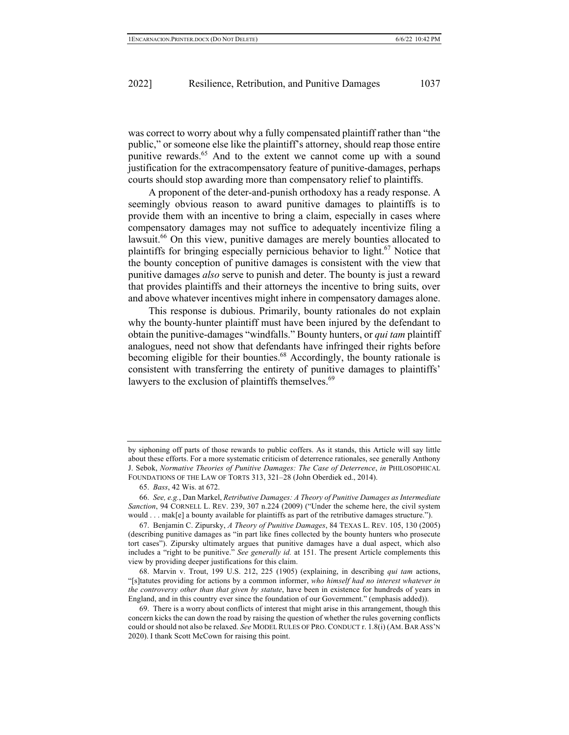was correct to worry about why a fully compensated plaintiff rather than "the public," or someone else like the plaintiff's attorney, should reap those entire punitive rewards.[65] And to the extent we cannot come up with a sound justification for the extracompensatory feature of punitive-damages, perhaps courts should stop awarding more than compensatory relief to plaintiffs.

A proponent of the deter-and-punish orthodoxy has a ready response. A seemingly obvious reason to award punitive damages to plaintiffs is to provide them with an incentive to bring a claim, especially in cases where compensatory damages may not suffice to adequately incentivize filing a lawsuit.[66] On this view, punitive damages are merely bounties allocated to plaintiffs for bringing especially pernicious behavior to light.[67] Notice that the bounty conception of punitive damages is consistent with the view that punitive damages *also* serve to punish and deter. The bounty is just a reward that provides plaintiffs and their attorneys the incentive to bring suits, over and above whatever incentives might inhere in compensatory damages alone.

This response is dubious. Primarily, bounty rationales do not explain why the bounty-hunter plaintiff must have been injured by the defendant to obtain the punitive-damages "windfalls." Bounty hunters, or *qui tam* plaintiff analogues, need not show that defendants have infringed their rights before becoming eligible for their bounties.[68] Accordingly, the bounty rationale is consistent with transferring the entirety of punitive damages to plaintiffs' lawyers to the exclusion of plaintiffs themselves.[69]

---

by siphoning off parts of those rewards to public coffers. As it stands, this Article will say little about these efforts. For a more systematic criticism of deterrence rationales, see generally Anthony J. Sebok, *Normative Theories of Punitive Damages: The Case of Deterrence*, *in* PHILOSOPHICAL FOUNDATIONS OF THE LAW OF TORTS 313, 321–28 (John Oberdiek ed., 2014).

65. *Bass*, 42 Wis. at 672.

66. *See, e.g.*, Dan Markel, *Retributive Damages: A Theory of Punitive Damages as Intermediate Sanction*, 94 CORNELL L. REV. 239, 307 n.224 (2009) ("Under the scheme here, the civil system would . . . mak[e] a bounty available for plaintiffs as part of the retributive damages structure.").

67. Benjamin C. Zipursky, *A Theory of Punitive Damages*, 84 TEXAS L. REV. 105, 130 (2005) (describing punitive damages as "in part like fines collected by the bounty hunters who prosecute tort cases"). Zipursky ultimately argues that punitive damages have a dual aspect, which also includes a "right to be punitive." *See generally id.* at 151. The present Article complements this view by providing deeper justifications for this claim.

68. Marvin v. Trout, 199 U.S. 212, 225 (1905) (explaining, in describing *qui tam* actions, "[s]tatutes providing for actions by a common informer, *who himself had no interest whatever in the controversy other than that given by statute*, have been in existence for hundreds of years in England, and in this country ever since the foundation of our Government." (emphasis added)).

69. There is a worry about conflicts of interest that might arise in this arrangement, though this concern kicks the can down the road by raising the question of whether the rules governing conflicts could or should not also be relaxed. *See* MODEL RULES OF PRO. CONDUCT r. 1.8(i) (AM. BAR ASS'N 2020). I thank Scott McCown for raising this point.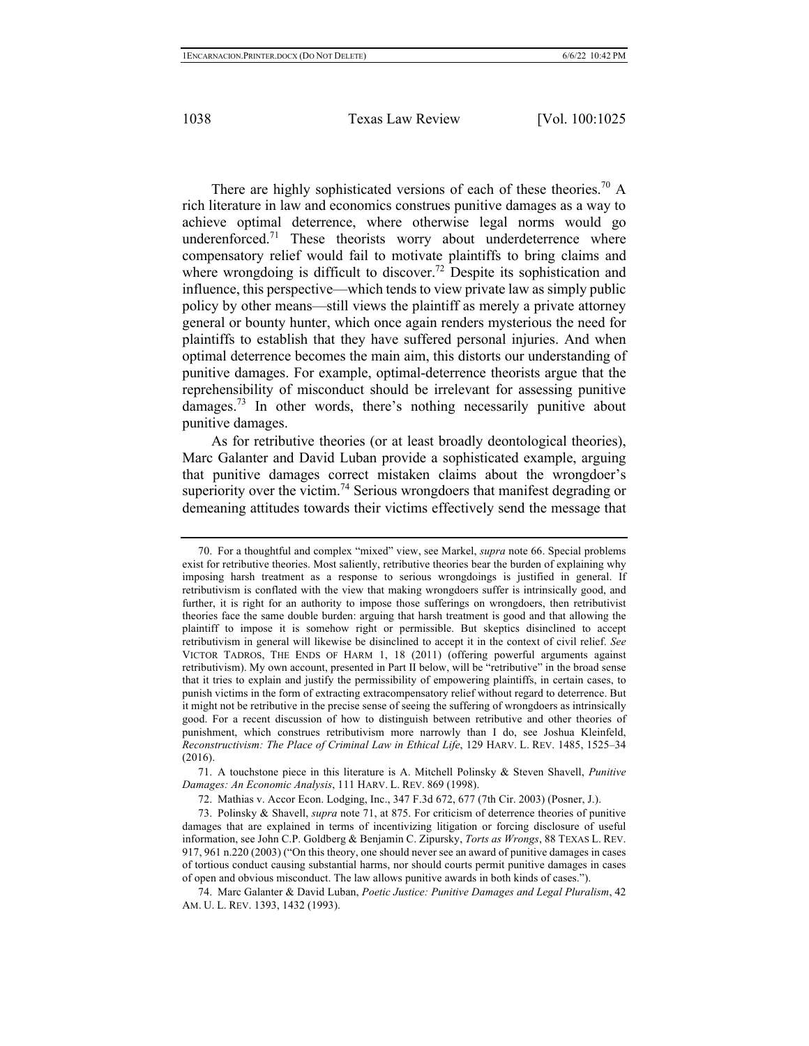There are highly sophisticated versions of each of these theories.[70] A rich literature in law and economics construes punitive damages as a way to achieve optimal deterrence, where otherwise legal norms would go underenforced.[71] These theorists worry about underdeterrence where compensatory relief would fail to motivate plaintiffs to bring claims and where wrongdoing is difficult to discover.[72] Despite its sophistication and influence, this perspective—which tends to view private law as simply public policy by other means—still views the plaintiff as merely a private attorney general or bounty hunter, which once again renders mysterious the need for plaintiffs to establish that they have suffered personal injuries. And when optimal deterrence becomes the main aim, this distorts our understanding of punitive damages. For example, optimal-deterrence theorists argue that the reprehensibility of misconduct should be irrelevant for assessing punitive damages.[73] In other words, there's nothing necessarily punitive about punitive damages.

As for retributive theories (or at least broadly deontological theories), Marc Galanter and David Luban provide a sophisticated example, arguing that punitive damages correct mistaken claims about the wrongdoer's superiority over the victim.[74] Serious wrongdoers that manifest degrading or demeaning attitudes towards their victims effectively send the message that

---

70. For a thoughtful and complex "mixed" view, see Markel, *supra* note 66. Special problems exist for retributive theories. Most saliently, retributive theories bear the burden of explaining why imposing harsh treatment as a response to serious wrongdoings is justified in general. If retributivism is conflated with the view that making wrongdoers suffer is intrinsically good, and further, it is right for an authority to impose those sufferings on wrongdoers, then retributivist theories face the same double burden: arguing that harsh treatment is good and that allowing the plaintiff to impose it is somehow right or permissible. But skeptics disinclined to accept retributivism in general will likewise be disinclined to accept it in the context of civil relief. *See* VICTOR TADROS, THE ENDS OF HARM 1, 18 (2011) (offering powerful arguments against retributivism). My own account, presented in Part II below, will be "retributive" in the broad sense that it tries to explain and justify the permissibility of empowering plaintiffs, in certain cases, to punish victims in the form of extracting extracompensatory relief without regard to deterrence. But it might not be retributive in the precise sense of seeing the suffering of wrongdoers as intrinsically good. For a recent discussion of how to distinguish between retributive and other theories of punishment, which construes retributivism more narrowly than I do, see Joshua Kleinfeld, *Reconstructivism: The Place of Criminal Law in Ethical Life*, 129 HARV. L. REV. 1485, 1525–34 (2016).

71. A touchstone piece in this literature is A. Mitchell Polinsky & Steven Shavell, *Punitive Damages: An Economic Analysis*, 111 HARV. L. REV. 869 (1998).

72. Mathias v. Accor Econ. Lodging, Inc., 347 F.3d 672, 677 (7th Cir. 2003) (Posner, J.).

73. Polinsky & Shavell, *supra* note 71, at 875. For criticism of deterrence theories of punitive damages that are explained in terms of incentivizing litigation or forcing disclosure of useful information, see John C.P. Goldberg & Benjamin C. Zipursky, *Torts as Wrongs*, 88 TEXAS L. REV. 917, 961 n.220 (2003) ("On this theory, one should never see an award of punitive damages in cases of tortious conduct causing substantial harms, nor should courts permit punitive damages in cases of open and obvious misconduct. The law allows punitive awards in both kinds of cases.").

74. Marc Galanter & David Luban, *Poetic Justice: Punitive Damages and Legal Pluralism*, 42 AM. U. L. REV. 1393, 1432 (1993).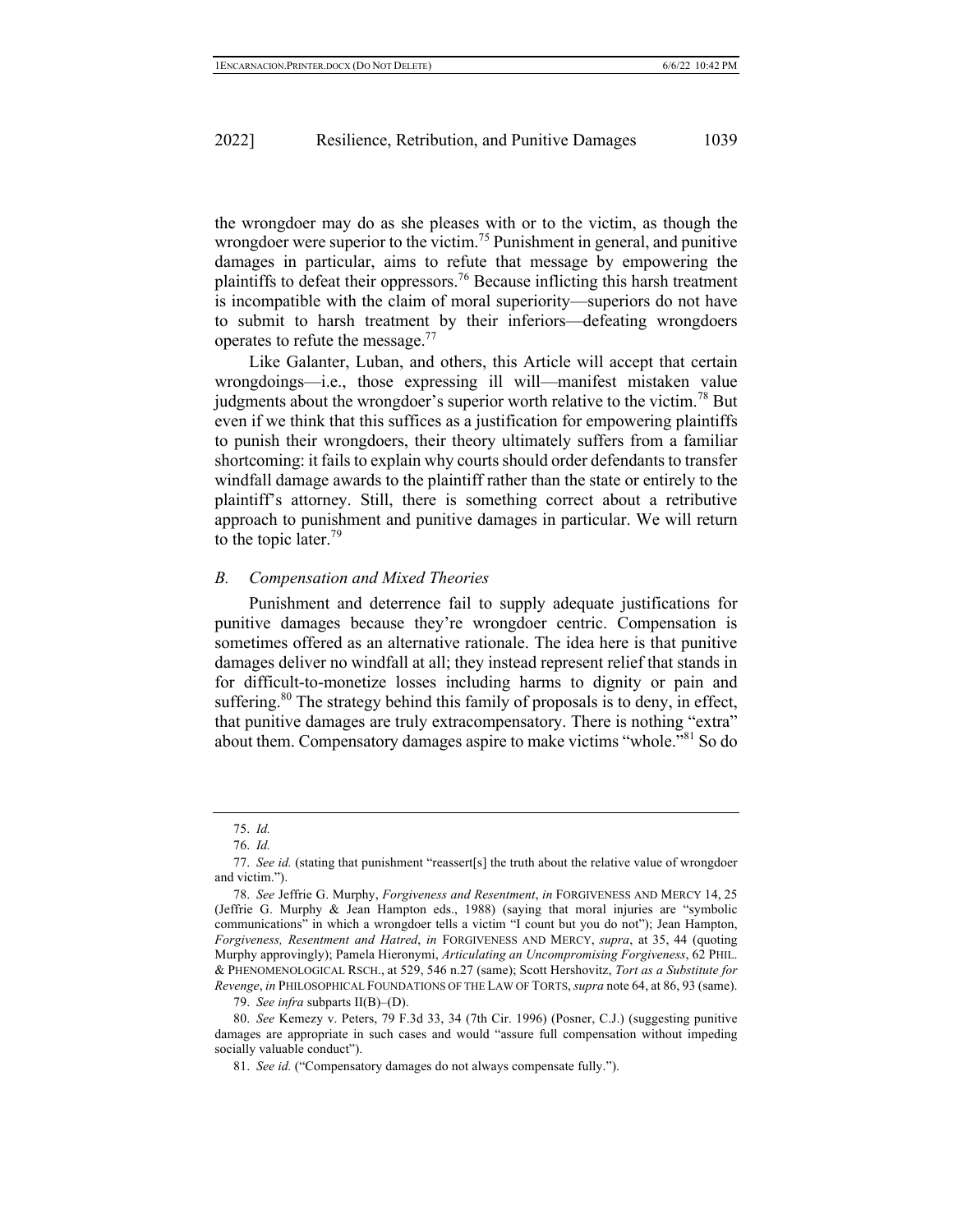the wrongdoer may do as she pleases with or to the victim, as though the wrongdoer were superior to the victim.[75] Punishment in general, and punitive damages in particular, aims to refute that message by empowering the plaintiffs to defeat their oppressors.[76] Because inflicting this harsh treatment is incompatible with the claim of moral superiority—superiors do not have to submit to harsh treatment by their inferiors—defeating wrongdoers operates to refute the message.[77]

Like Galanter, Luban, and others, this Article will accept that certain wrongdoings—i.e., those expressing ill will—manifest mistaken value judgments about the wrongdoer's superior worth relative to the victim.[78] But even if we think that this suffices as a justification for empowering plaintiffs to punish their wrongdoers, their theory ultimately suffers from a familiar shortcoming: it fails to explain why courts should order defendants to transfer windfall damage awards to the plaintiff rather than the state or entirely to the plaintiff's attorney. Still, there is something correct about a retributive approach to punishment and punitive damages in particular. We will return to the topic later.[79]

### *B. Compensation and Mixed Theories*

Punishment and deterrence fail to supply adequate justifications for punitive damages because they're wrongdoer centric. Compensation is sometimes offered as an alternative rationale. The idea here is that punitive damages deliver no windfall at all; they instead represent relief that stands in for difficult-to-monetize losses including harms to dignity or pain and suffering.[80] The strategy behind this family of proposals is to deny, in effect, that punitive damages are truly extracompensatory. There is nothing "extra" about them. Compensatory damages aspire to make victims "whole."[81] So do

---

75. *Id.*

76. *Id.*

77. *See id.* (stating that punishment "reassert[s] the truth about the relative value of wrongdoer and victim.").

78. *See* Jeffrie G. Murphy, *Forgiveness and Resentment*, *in* FORGIVENESS AND MERCY 14, 25 (Jeffrie G. Murphy & Jean Hampton eds., 1988) (saying that moral injuries are "symbolic communications" in which a wrongdoer tells a victim "I count but you do not"); Jean Hampton, *Forgiveness, Resentment and Hatred*, *in* FORGIVENESS AND MERCY, *supra*, at 35, 44 (quoting Murphy approvingly); Pamela Hieronymi, *Articulating an Uncompromising Forgiveness*, 62 PHIL. & PHENOMENOLOGICAL RSCH., at 529, 546 n.27 (same); Scott Hershovitz, *Tort as a Substitute for Revenge*, *in* PHILOSOPHICAL FOUNDATIONS OF THE LAW OF TORTS, *supra* note 64, at 86, 93 (same).

79. *See infra* subparts II(B)–(D).

80. *See* Kemezy v. Peters, 79 F.3d 33, 34 (7th Cir. 1996) (Posner, C.J.) (suggesting punitive damages are appropriate in such cases and would "assure full compensation without impeding socially valuable conduct").

81. *See id.* ("Compensatory damages do not always compensate fully.").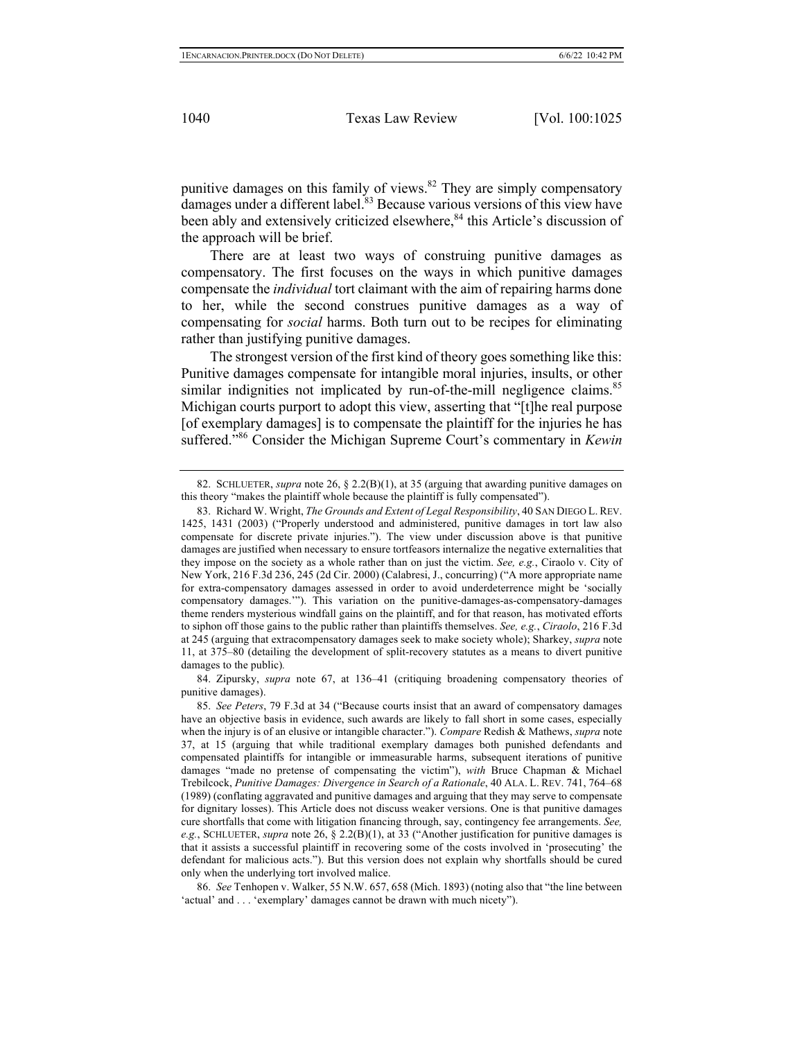punitive damages on this family of views.[82] They are simply compensatory damages under a different label.[83] Because various versions of this view have been ably and extensively criticized elsewhere,[84] this Article's discussion of the approach will be brief.

There are at least two ways of construing punitive damages as compensatory. The first focuses on the ways in which punitive damages compensate the *individual* tort claimant with the aim of repairing harms done to her, while the second construes punitive damages as a way of compensating for *social* harms. Both turn out to be recipes for eliminating rather than justifying punitive damages.

The strongest version of the first kind of theory goes something like this: Punitive damages compensate for intangible moral injuries, insults, or other similar indignities not implicated by run-of-the-mill negligence claims.[85] Michigan courts purport to adopt this view, asserting that "[t]he real purpose [of exemplary damages] is to compensate the plaintiff for the injuries he has suffered."[86] Consider the Michigan Supreme Court's commentary in *Kewin*

---

82. SCHLUETER, *supra* note 26, § 2.2(B)(1), at 35 (arguing that awarding punitive damages on this theory "makes the plaintiff whole because the plaintiff is fully compensated").

83. Richard W. Wright, *The Grounds and Extent of Legal Responsibility*, 40 SAN DIEGO L. REV. 1425, 1431 (2003) ("Properly understood and administered, punitive damages in tort law also compensate for discrete private injuries."). The view under discussion above is that punitive damages are justified when necessary to ensure tortfeasors internalize the negative externalities that they impose on the society as a whole rather than on just the victim. *See, e.g.*, Ciraolo v. City of New York, 216 F.3d 236, 245 (2d Cir. 2000) (Calabresi, J., concurring) ("A more appropriate name for extra-compensatory damages assessed in order to avoid underdeterrence might be 'socially compensatory damages.'"). This variation on the punitive-damages-as-compensatory-damages theme renders mysterious windfall gains on the plaintiff, and for that reason, has motivated efforts to siphon off those gains to the public rather than plaintiffs themselves. *See, e.g.*, *Ciraolo*, 216 F.3d at 245 (arguing that extracompensatory damages seek to make society whole); Sharkey, *supra* note 11, at 375–80 (detailing the development of split-recovery statutes as a means to divert punitive damages to the public).

84. Zipursky, *supra* note 67, at 136–41 (critiquing broadening compensatory theories of punitive damages).

85. *See Peters*, 79 F.3d at 34 ("Because courts insist that an award of compensatory damages have an objective basis in evidence, such awards are likely to fall short in some cases, especially when the injury is of an elusive or intangible character."). *Compare* Redish & Mathews, *supra* note 37, at 15 (arguing that while traditional exemplary damages both punished defendants and compensated plaintiffs for intangible or immeasurable harms, subsequent iterations of punitive damages "made no pretense of compensating the victim"), *with* Bruce Chapman & Michael Trebilcock, *Punitive Damages: Divergence in Search of a Rationale*, 40 ALA. L. REV. 741, 764–68 (1989) (conflating aggravated and punitive damages and arguing that they may serve to compensate for dignitary losses). This Article does not discuss weaker versions. One is that punitive damages cure shortfalls that come with litigation financing through, say, contingency fee arrangements. *See, e.g.*, SCHLUETER, *supra* note 26, § 2.2(B)(1), at 33 ("Another justification for punitive damages is that it assists a successful plaintiff in recovering some of the costs involved in 'prosecuting' the defendant for malicious acts."). But this version does not explain why shortfalls should be cured only when the underlying tort involved malice.

86. *See* Tenhopen v. Walker, 55 N.W. 657, 658 (Mich. 1893) (noting also that "the line between 'actual' and . . . 'exemplary' damages cannot be drawn with much nicety").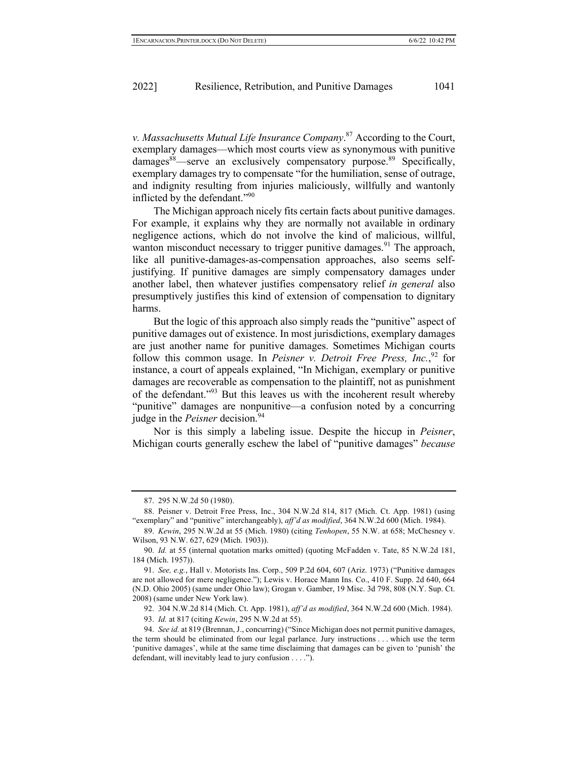*v. Massachusetts Mutual Life Insurance Company*.[87] According to the Court, exemplary damages—which most courts view as synonymous with punitive damages[88]—serve an exclusively compensatory purpose.[89] Specifically, exemplary damages try to compensate "for the humiliation, sense of outrage, and indignity resulting from injuries maliciously, willfully and wantonly inflicted by the defendant."[90]

The Michigan approach nicely fits certain facts about punitive damages. For example, it explains why they are normally not available in ordinary negligence actions, which do not involve the kind of malicious, willful, wanton misconduct necessary to trigger punitive damages.[91] The approach, like all punitive-damages-as-compensation approaches, also seems self-justifying. If punitive damages are simply compensatory damages under another label, then whatever justifies compensatory relief *in general* also presumptively justifies this kind of extension of compensation to dignitary harms.

But the logic of this approach also simply reads the "punitive" aspect of punitive damages out of existence. In most jurisdictions, exemplary damages are just another name for punitive damages. Sometimes Michigan courts follow this common usage. In *Peisner v. Detroit Free Press, Inc.*,[92] for instance, a court of appeals explained, "In Michigan, exemplary or punitive damages are recoverable as compensation to the plaintiff, not as punishment of the defendant."[93] But this leaves us with the incoherent result whereby "punitive" damages are nonpunitive—a confusion noted by a concurring judge in the *Peisner* decision.[94]

Nor is this simply a labeling issue. Despite the hiccup in *Peisner*, Michigan courts generally eschew the label of "punitive damages" *because*

---

87. 295 N.W.2d 50 (1980).

88. Peisner v. Detroit Free Press, Inc., 304 N.W.2d 814, 817 (Mich. Ct. App. 1981) (using "exemplary" and "punitive" interchangeably), *aff'd as modified*, 364 N.W.2d 600 (Mich. 1984).

89. *Kewin*, 295 N.W.2d at 55 (Mich. 1980) (citing *Tenhopen*, 55 N.W. at 658; McChesney v. Wilson, 93 N.W. 627, 629 (Mich. 1903)).

90. *Id.* at 55 (internal quotation marks omitted) (quoting McFadden v. Tate, 85 N.W.2d 181, 184 (Mich. 1957)).

91. *See, e.g.*, Hall v. Motorists Ins. Corp., 509 P.2d 604, 607 (Ariz. 1973) ("Punitive damages are not allowed for mere negligence."); Lewis v. Horace Mann Ins. Co., 410 F. Supp. 2d 640, 664 (N.D. Ohio 2005) (same under Ohio law); Grogan v. Gamber, 19 Misc. 3d 798, 808 (N.Y. Sup. Ct. 2008) (same under New York law).

92. 304 N.W.2d 814 (Mich. Ct. App. 1981), *aff'd as modified*, 364 N.W.2d 600 (Mich. 1984).

93. *Id.* at 817 (citing *Kewin*, 295 N.W.2d at 55).

94. *See id.* at 819 (Brennan, J., concurring) ("Since Michigan does not permit punitive damages, the term should be eliminated from our legal parlance. Jury instructions . . . which use the term 'punitive damages', while at the same time disclaiming that damages can be given to 'punish' the defendant, will inevitably lead to jury confusion . . . .").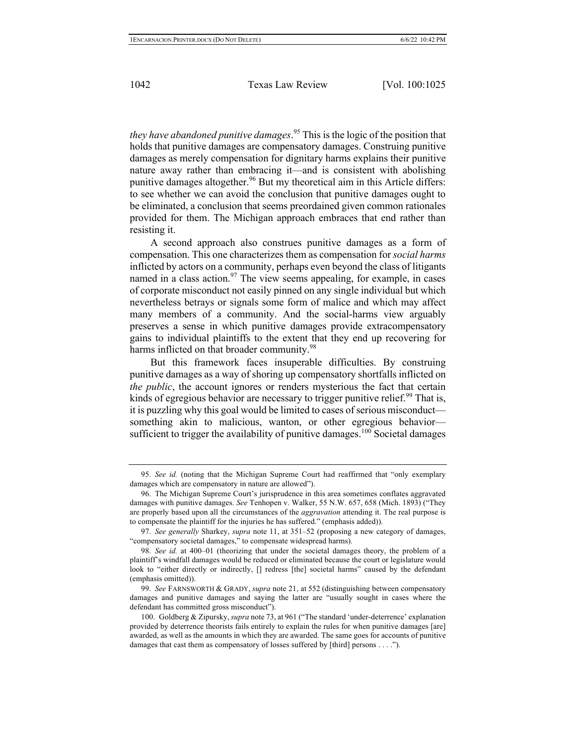*they have abandoned punitive damages*.[95] This is the logic of the position that holds that punitive damages are compensatory damages. Construing punitive damages as merely compensation for dignitary harms explains their punitive nature away rather than embracing it—and is consistent with abolishing punitive damages altogether.[96] But my theoretical aim in this Article differs: to see whether we can avoid the conclusion that punitive damages ought to be eliminated, a conclusion that seems preordained given common rationales provided for them. The Michigan approach embraces that end rather than resisting it.

A second approach also construes punitive damages as a form of compensation. This one characterizes them as compensation for *social harms* inflicted by actors on a community, perhaps even beyond the class of litigants named in a class action.[97] The view seems appealing, for example, in cases of corporate misconduct not easily pinned on any single individual but which nevertheless betrays or signals some form of malice and which may affect many members of a community. And the social-harms view arguably preserves a sense in which punitive damages provide extracompensatory gains to individual plaintiffs to the extent that they end up recovering for harms inflicted on that broader community.[98]

But this framework faces insuperable difficulties. By construing punitive damages as a way of shoring up compensatory shortfalls inflicted on *the public*, the account ignores or renders mysterious the fact that certain kinds of egregious behavior are necessary to trigger punitive relief.[99] That is, it is puzzling why this goal would be limited to cases of serious misconduct—something akin to malicious, wanton, or other egregious behavior—sufficient to trigger the availability of punitive damages.[100] Societal damages

---

95. *See id.* (noting that the Michigan Supreme Court had reaffirmed that "only exemplary damages which are compensatory in nature are allowed").

96. The Michigan Supreme Court's jurisprudence in this area sometimes conflates aggravated damages with punitive damages. *See* Tenhopen v. Walker, 55 N.W. 657, 658 (Mich. 1893) ("They are properly based upon all the circumstances of the *aggravation* attending it. The real purpose is to compensate the plaintiff for the injuries he has suffered." (emphasis added)).

97. *See generally* Sharkey, *supra* note 11, at 351–52 (proposing a new category of damages, "compensatory societal damages," to compensate widespread harms).

98. *See id.* at 400–01 (theorizing that under the societal damages theory, the problem of a plaintiff's windfall damages would be reduced or eliminated because the court or legislature would look to "either directly or indirectly, [] redress [the] societal harms" caused by the defendant (emphasis omitted)).

99. *See* FARNSWORTH & GRADY, *supra* note 21, at 552 (distinguishing between compensatory damages and punitive damages and saying the latter are "usually sought in cases where the defendant has committed gross misconduct").

100. Goldberg & Zipursky, *supra* note 73, at 961 ("The standard 'under-deterrence' explanation provided by deterrence theorists fails entirely to explain the rules for when punitive damages [are] awarded, as well as the amounts in which they are awarded. The same goes for accounts of punitive damages that cast them as compensatory of losses suffered by [third] persons . . . .").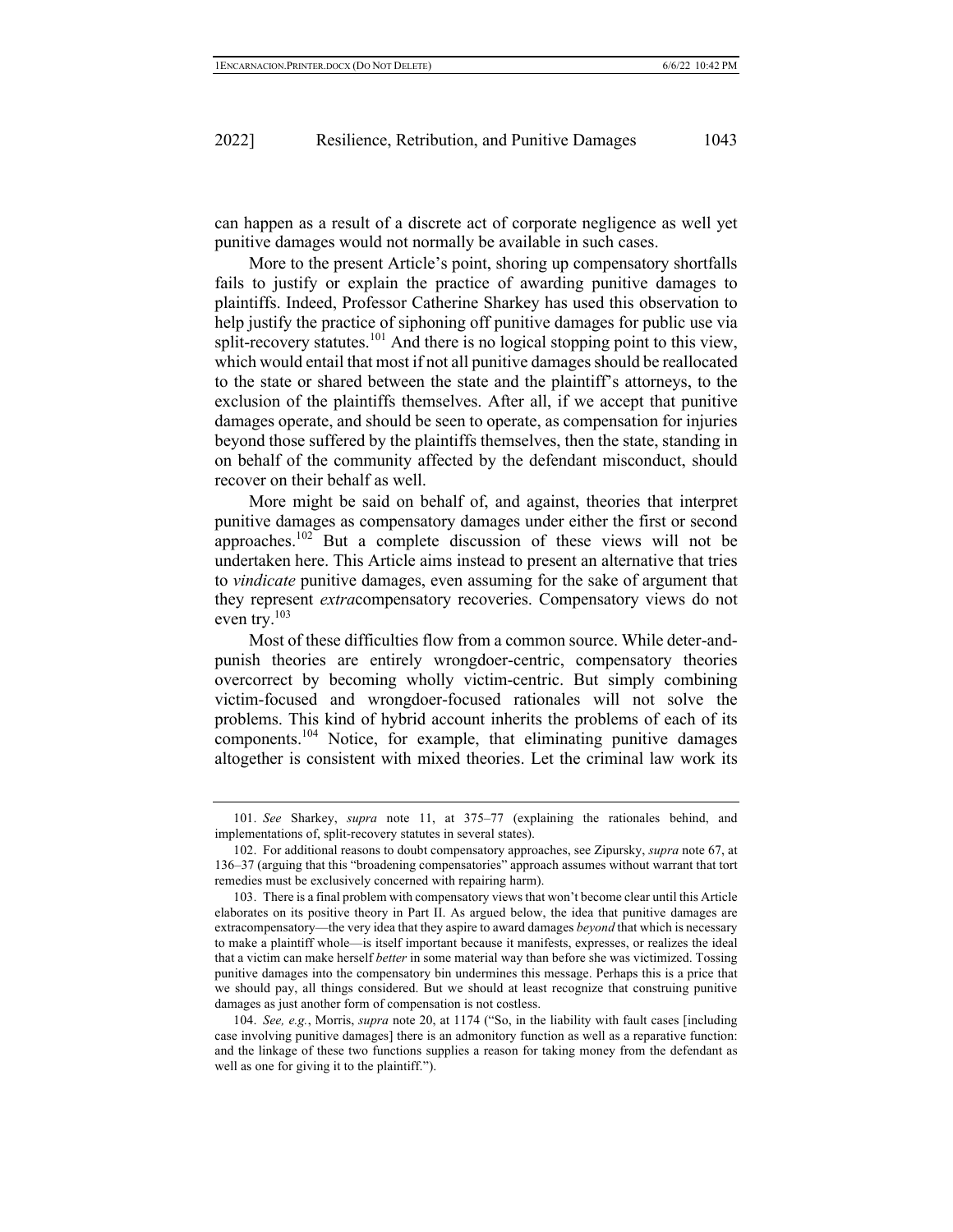can happen as a result of a discrete act of corporate negligence as well yet punitive damages would not normally be available in such cases.

More to the present Article's point, shoring up compensatory shortfalls fails to justify or explain the practice of awarding punitive damages to plaintiffs. Indeed, Professor Catherine Sharkey has used this observation to help justify the practice of siphoning off punitive damages for public use via split-recovery statutes.[101] And there is no logical stopping point to this view, which would entail that most if not all punitive damages should be reallocated to the state or shared between the state and the plaintiff's attorneys, to the exclusion of the plaintiffs themselves. After all, if we accept that punitive damages operate, and should be seen to operate, as compensation for injuries beyond those suffered by the plaintiffs themselves, then the state, standing in on behalf of the community affected by the defendant misconduct, should recover on their behalf as well.

More might be said on behalf of, and against, theories that interpret punitive damages as compensatory damages under either the first or second approaches.[102] But a complete discussion of these views will not be undertaken here. This Article aims instead to present an alternative that tries to *vindicate* punitive damages, even assuming for the sake of argument that they represent *extra*compensatory recoveries. Compensatory views do not even try.[103]

Most of these difficulties flow from a common source. While deter-and-punish theories are entirely wrongdoer-centric, compensatory theories overcorrect by becoming wholly victim-centric. But simply combining victim-focused and wrongdoer-focused rationales will not solve the problems. This kind of hybrid account inherits the problems of each of its components.[104] Notice, for example, that eliminating punitive damages altogether is consistent with mixed theories. Let the criminal law work its

---

101. *See* Sharkey, *supra* note 11, at 375–77 (explaining the rationales behind, and implementations of, split-recovery statutes in several states).

102. For additional reasons to doubt compensatory approaches, see Zipursky, *supra* note 67, at 136–37 (arguing that this "broadening compensatories" approach assumes without warrant that tort remedies must be exclusively concerned with repairing harm).

103. There is a final problem with compensatory views that won't become clear until this Article elaborates on its positive theory in Part II. As argued below, the idea that punitive damages are extracompensatory—the very idea that they aspire to award damages *beyond* that which is necessary to make a plaintiff whole—is itself important because it manifests, expresses, or realizes the ideal that a victim can make herself *better* in some material way than before she was victimized. Tossing punitive damages into the compensatory bin undermines this message. Perhaps this is a price that we should pay, all things considered. But we should at least recognize that construing punitive damages as just another form of compensation is not costless.

104. *See, e.g.*, Morris, *supra* note 20, at 1174 ("So, in the liability with fault cases [including case involving punitive damages] there is an admonitory function as well as a reparative function: and the linkage of these two functions supplies a reason for taking money from the defendant as well as one for giving it to the plaintiff.").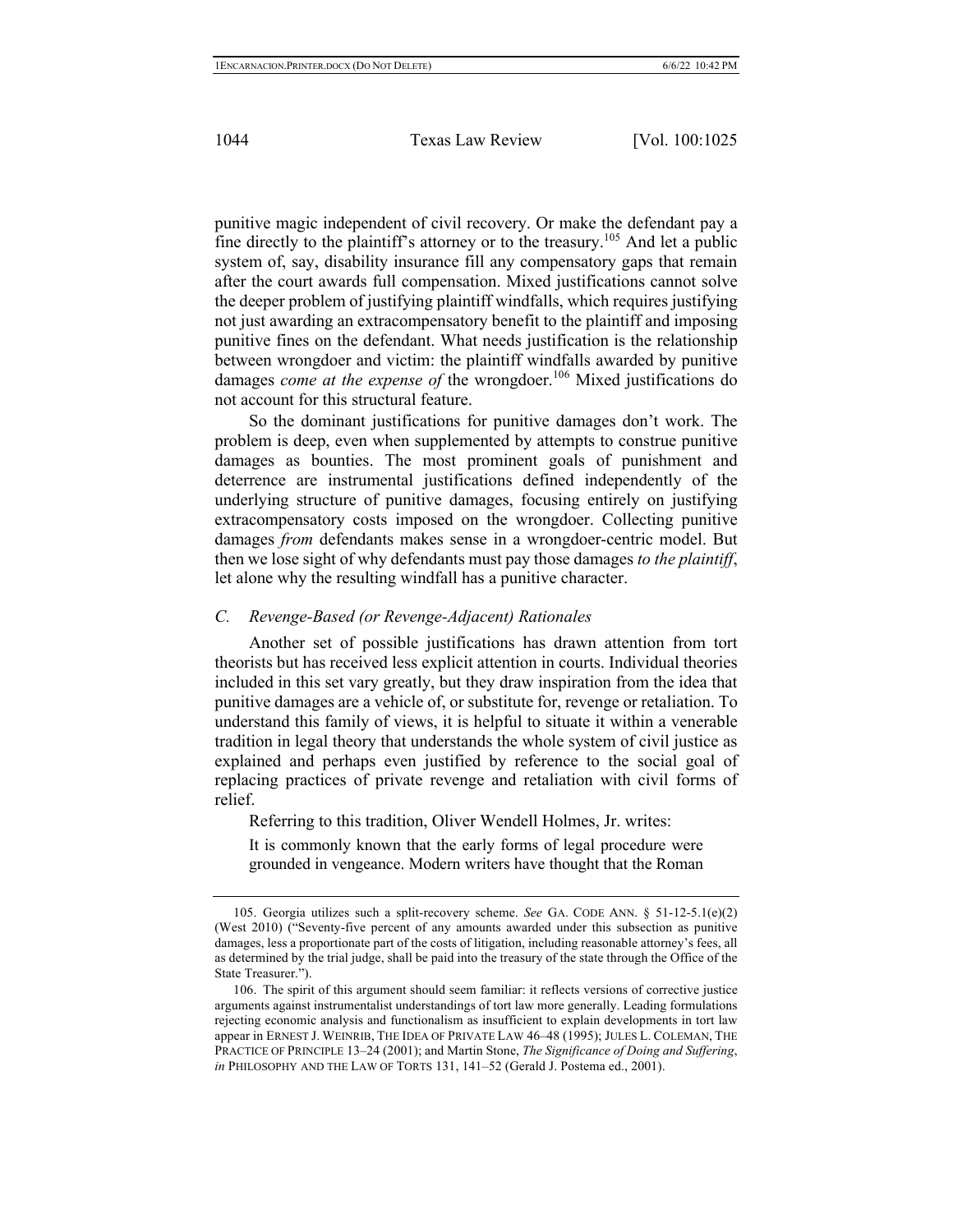punitive magic independent of civil recovery. Or make the defendant pay a fine directly to the plaintiff's attorney or to the treasury.[105] And let a public system of, say, disability insurance fill any compensatory gaps that remain after the court awards full compensation. Mixed justifications cannot solve the deeper problem of justifying plaintiff windfalls, which requires justifying not just awarding an extracompensatory benefit to the plaintiff and imposing punitive fines on the defendant. What needs justification is the relationship between wrongdoer and victim: the plaintiff windfalls awarded by punitive damages *come at the expense of* the wrongdoer.[106] Mixed justifications do not account for this structural feature.

So the dominant justifications for punitive damages don't work. The problem is deep, even when supplemented by attempts to construe punitive damages as bounties. The most prominent goals of punishment and deterrence are instrumental justifications defined independently of the underlying structure of punitive damages, focusing entirely on justifying extracompensatory costs imposed on the wrongdoer. Collecting punitive damages *from* defendants makes sense in a wrongdoer-centric model. But then we lose sight of why defendants must pay those damages *to the plaintiff*, let alone why the resulting windfall has a punitive character.

### *C. Revenge-Based (or Revenge-Adjacent) Rationales*

Another set of possible justifications has drawn attention from tort theorists but has received less explicit attention in courts. Individual theories included in this set vary greatly, but they draw inspiration from the idea that punitive damages are a vehicle of, or substitute for, revenge or retaliation. To understand this family of views, it is helpful to situate it within a venerable tradition in legal theory that understands the whole system of civil justice as explained and perhaps even justified by reference to the social goal of replacing practices of private revenge and retaliation with civil forms of relief.

Referring to this tradition, Oliver Wendell Holmes, Jr. writes:

> It is commonly known that the early forms of legal procedure were grounded in vengeance. Modern writers have thought that the Roman

---

105. Georgia utilizes such a split-recovery scheme. *See* GA. CODE ANN. § 51-12-5.1(e)(2) (West 2010) ("Seventy-five percent of any amounts awarded under this subsection as punitive damages, less a proportionate part of the costs of litigation, including reasonable attorney's fees, all as determined by the trial judge, shall be paid into the treasury of the state through the Office of the State Treasurer.").

106. The spirit of this argument should seem familiar: it reflects versions of corrective justice arguments against instrumentalist understandings of tort law more generally. Leading formulations rejecting economic analysis and functionalism as insufficient to explain developments in tort law appear in ERNEST J. WEINRIB, THE IDEA OF PRIVATE LAW 46–48 (1995); JULES L. COLEMAN, THE PRACTICE OF PRINCIPLE 13–24 (2001); and Martin Stone, *The Significance of Doing and Suffering*, *in* PHILOSOPHY AND THE LAW OF TORTS 131, 141–52 (Gerald J. Postema ed., 2001).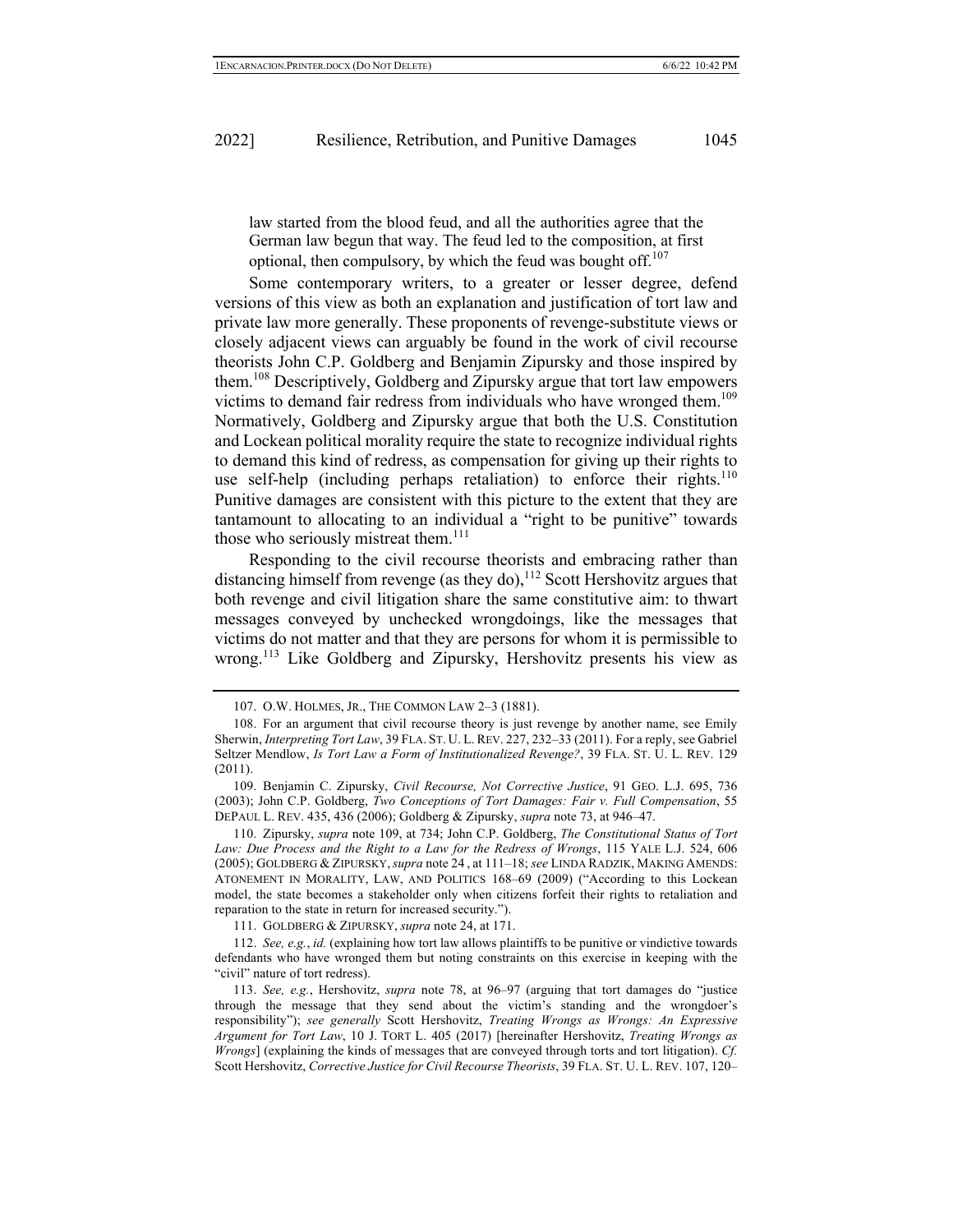law started from the blood feud, and all the authorities agree that the German law begun that way. The feud led to the composition, at first optional, then compulsory, by which the feud was bought off.[107]

Some contemporary writers, to a greater or lesser degree, defend versions of this view as both an explanation and justification of tort law and private law more generally. These proponents of revenge-substitute views or closely adjacent views can arguably be found in the work of civil recourse theorists John C.P. Goldberg and Benjamin Zipursky and those inspired by them.[108] Descriptively, Goldberg and Zipursky argue that tort law empowers victims to demand fair redress from individuals who have wronged them.[109] Normatively, Goldberg and Zipursky argue that both the U.S. Constitution and Lockean political morality require the state to recognize individual rights to demand this kind of redress, as compensation for giving up their rights to use self-help (including perhaps retaliation) to enforce their rights.[110] Punitive damages are consistent with this picture to the extent that they are tantamount to allocating to an individual a "right to be punitive" towards those who seriously mistreat them.[111]

Responding to the civil recourse theorists and embracing rather than distancing himself from revenge (as they do),[112] Scott Hershovitz argues that both revenge and civil litigation share the same constitutive aim: to thwart messages conveyed by unchecked wrongdoings, like the messages that victims do not matter and that they are persons for whom it is permissible to wrong.[113] Like Goldberg and Zipursky, Hershovitz presents his view as

---

107. O.W. HOLMES, JR., THE COMMON LAW 2–3 (1881).

108. For an argument that civil recourse theory is just revenge by another name, see Emily Sherwin, *Interpreting Tort Law*, 39 FLA. ST. U. L. REV. 227, 232–33 (2011). For a reply, see Gabriel Seltzer Mendlow, *Is Tort Law a Form of Institutionalized Revenge?*, 39 FLA. ST. U. L. REV. 129 (2011).

109. Benjamin C. Zipursky, *Civil Recourse, Not Corrective Justice*, 91 GEO. L.J. 695, 736 (2003); John C.P. Goldberg, *Two Conceptions of Tort Damages: Fair v. Full Compensation*, 55 DEPAUL L. REV. 435, 436 (2006); Goldberg & Zipursky, *supra* note 73, at 946–47.

110. Zipursky, *supra* note 109, at 734; John C.P. Goldberg, *The Constitutional Status of Tort Law: Due Process and the Right to a Law for the Redress of Wrongs*, 115 YALE L.J. 524, 606 (2005); GOLDBERG & ZIPURSKY, *supra* note 24 , at 111–18; *see* LINDA RADZIK, MAKING AMENDS: ATONEMENT IN MORALITY, LAW, AND POLITICS 168–69 (2009) ("According to this Lockean model, the state becomes a stakeholder only when citizens forfeit their rights to retaliation and reparation to the state in return for increased security.").

111. GOLDBERG & ZIPURSKY, *supra* note 24, at 171.

112. *See, e.g.*, *id.* (explaining how tort law allows plaintiffs to be punitive or vindictive towards defendants who have wronged them but noting constraints on this exercise in keeping with the "civil" nature of tort redress).

113. *See, e.g.*, Hershovitz, *supra* note 78, at 96–97 (arguing that tort damages do "justice through the message that they send about the victim's standing and the wrongdoer's responsibility"); *see generally* Scott Hershovitz, *Treating Wrongs as Wrongs: An Expressive Argument for Tort Law*, 10 J. TORT L. 405 (2017) [hereinafter Hershovitz, *Treating Wrongs as Wrongs*] (explaining the kinds of messages that are conveyed through torts and tort litigation). *Cf.* Scott Hershovitz, *Corrective Justice for Civil Recourse Theorists*, 39 FLA. ST. U. L. REV. 107, 120–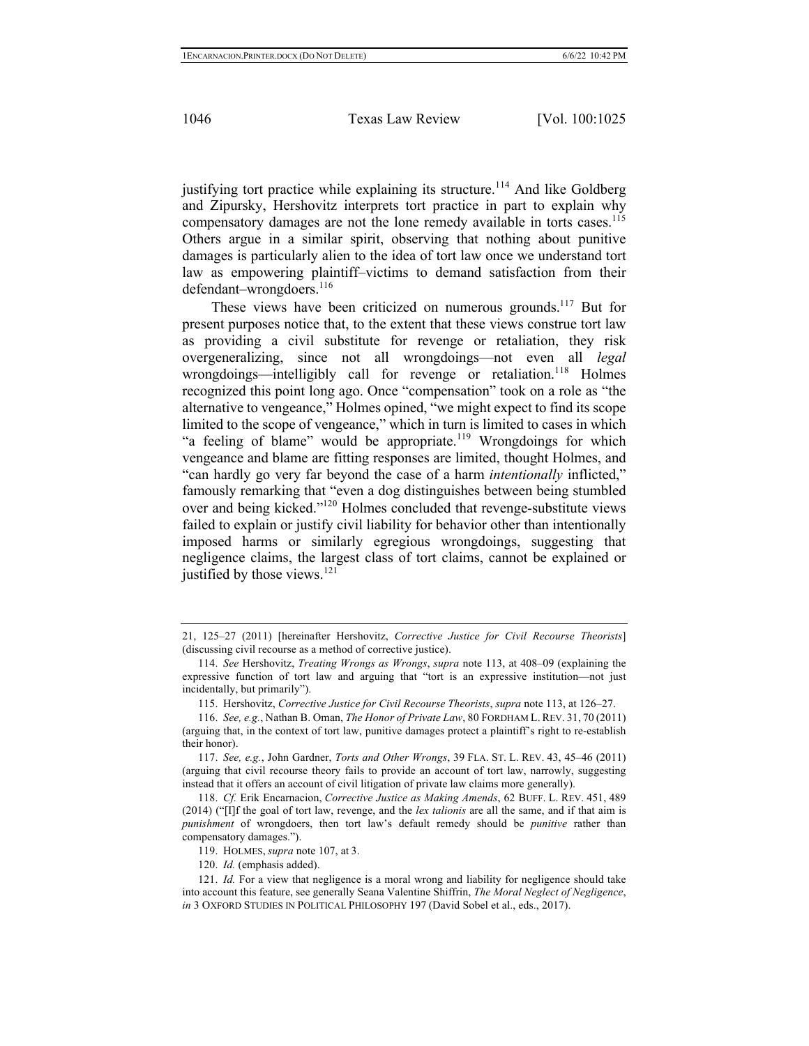justifying tort practice while explaining its structure.[114] And like Goldberg and Zipursky, Hershovitz interprets tort practice in part to explain why compensatory damages are not the lone remedy available in torts cases.[115] Others argue in a similar spirit, observing that nothing about punitive damages is particularly alien to the idea of tort law once we understand tort law as empowering plaintiff–victims to demand satisfaction from their defendant–wrongdoers.[116]

These views have been criticized on numerous grounds.[117] But for present purposes notice that, to the extent that these views construe tort law as providing a civil substitute for revenge or retaliation, they risk overgeneralizing, since not all wrongdoings—not even all *legal* wrongdoings—intelligibly call for revenge or retaliation.[118] Holmes recognized this point long ago. Once "compensation" took on a role as "the alternative to vengeance," Holmes opined, "we might expect to find its scope limited to the scope of vengeance," which in turn is limited to cases in which "a feeling of blame" would be appropriate.[119] Wrongdoings for which vengeance and blame are fitting responses are limited, thought Holmes, and "can hardly go very far beyond the case of a harm *intentionally* inflicted," famously remarking that "even a dog distinguishes between being stumbled over and being kicked."[120] Holmes concluded that revenge-substitute views failed to explain or justify civil liability for behavior other than intentionally imposed harms or similarly egregious wrongdoings, suggesting that negligence claims, the largest class of tort claims, cannot be explained or justified by those views.[121]

---

21, 125–27 (2011) [hereinafter Hershovitz, *Corrective Justice for Civil Recourse Theorists*] (discussing civil recourse as a method of corrective justice).

114. *See* Hershovitz, *Treating Wrongs as Wrongs*, *supra* note 113, at 408–09 (explaining the expressive function of tort law and arguing that "tort is an expressive institution—not just incidentally, but primarily").

115. Hershovitz, *Corrective Justice for Civil Recourse Theorists*, *supra* note 113, at 126–27.

116. *See, e.g.*, Nathan B. Oman, *The Honor of Private Law*, 80 FORDHAM L. REV. 31, 70 (2011) (arguing that, in the context of tort law, punitive damages protect a plaintiff's right to re-establish their honor).

117. *See, e.g.*, John Gardner, *Torts and Other Wrongs*, 39 FLA. ST. L. REV. 43, 45–46 (2011) (arguing that civil recourse theory fails to provide an account of tort law, narrowly, suggesting instead that it offers an account of civil litigation of private law claims more generally).

118. *Cf.* Erik Encarnacion, *Corrective Justice as Making Amends*, 62 BUFF. L. REV. 451, 489 (2014) ("[I]f the goal of tort law, revenge, and the *lex talionis* are all the same, and if that aim is *punishment* of wrongdoers, then tort law's default remedy should be *punitive* rather than compensatory damages.").

119. HOLMES, *supra* note 107, at 3.

120. *Id.* (emphasis added).

121. *Id.* For a view that negligence is a moral wrong and liability for negligence should take into account this feature, see generally Seana Valentine Shiffrin, *The Moral Neglect of Negligence*, *in* 3 OXFORD STUDIES IN POLITICAL PHILOSOPHY 197 (David Sobel et al., eds., 2017).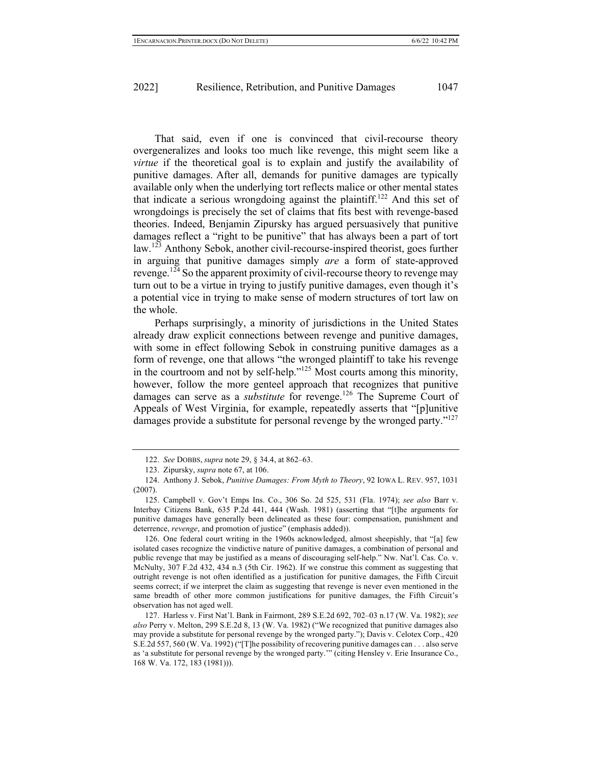That said, even if one is convinced that civil-recourse theory overgeneralizes and looks too much like revenge, this might seem like a *virtue* if the theoretical goal is to explain and justify the availability of punitive damages. After all, demands for punitive damages are typically available only when the underlying tort reflects malice or other mental states that indicate a serious wrongdoing against the plaintiff.[122] And this set of wrongdoings is precisely the set of claims that fits best with revenge-based theories. Indeed, Benjamin Zipursky has argued persuasively that punitive damages reflect a "right to be punitive" that has always been a part of tort law.[123] Anthony Sebok, another civil-recourse-inspired theorist, goes further in arguing that punitive damages simply *are* a form of state-approved revenge.[124] So the apparent proximity of civil-recourse theory to revenge may turn out to be a virtue in trying to justify punitive damages, even though it's a potential vice in trying to make sense of modern structures of tort law on the whole.

Perhaps surprisingly, a minority of jurisdictions in the United States already draw explicit connections between revenge and punitive damages, with some in effect following Sebok in construing punitive damages as a form of revenge, one that allows "the wronged plaintiff to take his revenge in the courtroom and not by self-help."[125] Most courts among this minority, however, follow the more genteel approach that recognizes that punitive damages can serve as a *substitute* for revenge.[126] The Supreme Court of Appeals of West Virginia, for example, repeatedly asserts that "[p]unitive damages provide a substitute for personal revenge by the wronged party."[127]

---

122. *See* DOBBS, *supra* note 29, § 34.4, at 862–63.

123. Zipursky, *supra* note 67, at 106.

124. Anthony J. Sebok, *Punitive Damages: From Myth to Theory*, 92 IOWA L. REV. 957, 1031 (2007).

125. Campbell v. Gov't Emps Ins. Co., 306 So. 2d 525, 531 (Fla. 1974); *see also* Barr v. Interbay Citizens Bank, 635 P.2d 441, 444 (Wash. 1981) (asserting that "[t]he arguments for punitive damages have generally been delineated as these four: compensation, punishment and deterrence, *revenge*, and promotion of justice" (emphasis added)).

126. One federal court writing in the 1960s acknowledged, almost sheepishly, that "[a] few isolated cases recognize the vindictive nature of punitive damages, a combination of personal and public revenge that may be justified as a means of discouraging self-help." Nw. Nat'l. Cas. Co. v. McNulty, 307 F.2d 432, 434 n.3 (5th Cir. 1962). If we construe this comment as suggesting that outright revenge is not often identified as a justification for punitive damages, the Fifth Circuit seems correct; if we interpret the claim as suggesting that revenge is never even mentioned in the same breadth of other more common justifications for punitive damages, the Fifth Circuit's observation has not aged well.

127. Harless v. First Nat'l. Bank in Fairmont, 289 S.E.2d 692, 702–03 n.17 (W. Va. 1982); *see also* Perry v. Melton, 299 S.E.2d 8, 13 (W. Va. 1982) ("We recognized that punitive damages also may provide a substitute for personal revenge by the wronged party."); Davis v. Celotex Corp., 420 S.E.2d 557, 560 (W. Va. 1992) ("[T]he possibility of recovering punitive damages can . . . also serve as 'a substitute for personal revenge by the wronged party.'" (citing Hensley v. Erie Insurance Co., 168 W. Va. 172, 183 (1981))).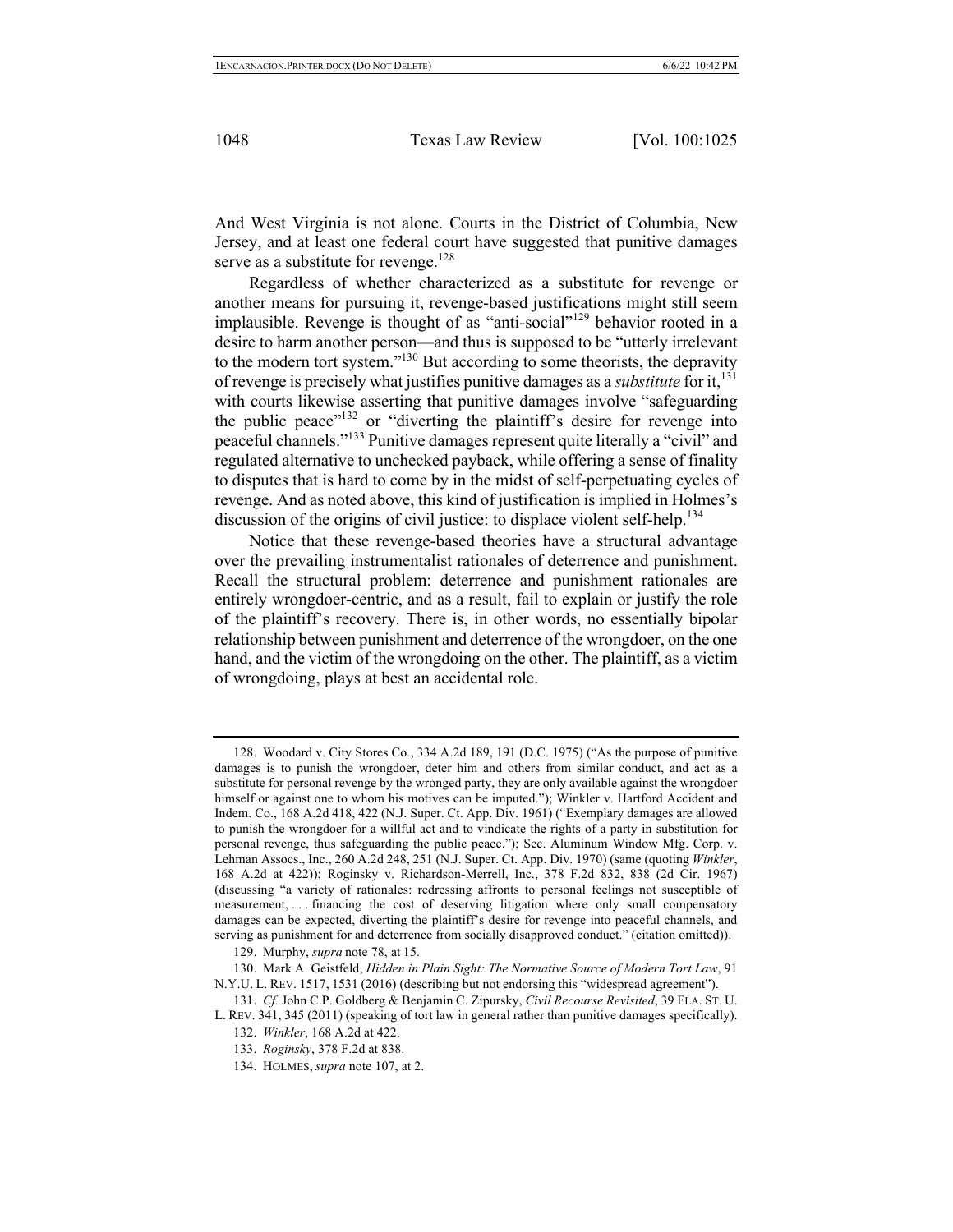And West Virginia is not alone. Courts in the District of Columbia, New Jersey, and at least one federal court have suggested that punitive damages serve as a substitute for revenge.[128]

Regardless of whether characterized as a substitute for revenge or another means for pursuing it, revenge-based justifications might still seem implausible. Revenge is thought of as "anti-social"[129] behavior rooted in a desire to harm another person—and thus is supposed to be "utterly irrelevant to the modern tort system."[130] But according to some theorists, the depravity of revenge is precisely what justifies punitive damages as a *substitute* for it,[131] with courts likewise asserting that punitive damages involve "safeguarding the public peace"[132] or "diverting the plaintiff's desire for revenge into peaceful channels."[133] Punitive damages represent quite literally a "civil" and regulated alternative to unchecked payback, while offering a sense of finality to disputes that is hard to come by in the midst of self-perpetuating cycles of revenge. And as noted above, this kind of justification is implied in Holmes's discussion of the origins of civil justice: to displace violent self-help.[134]

Notice that these revenge-based theories have a structural advantage over the prevailing instrumentalist rationales of deterrence and punishment. Recall the structural problem: deterrence and punishment rationales are entirely wrongdoer-centric, and as a result, fail to explain or justify the role of the plaintiff's recovery. There is, in other words, no essentially bipolar relationship between punishment and deterrence of the wrongdoer, on the one hand, and the victim of the wrongdoing on the other. The plaintiff, as a victim of wrongdoing, plays at best an accidental role.

---

128. Woodard v. City Stores Co., 334 A.2d 189, 191 (D.C. 1975) ("As the purpose of punitive damages is to punish the wrongdoer, deter him and others from similar conduct, and act as a substitute for personal revenge by the wronged party, they are only available against the wrongdoer himself or against one to whom his motives can be imputed."); Winkler v. Hartford Accident and Indem. Co., 168 A.2d 418, 422 (N.J. Super. Ct. App. Div. 1961) ("Exemplary damages are allowed to punish the wrongdoer for a willful act and to vindicate the rights of a party in substitution for personal revenge, thus safeguarding the public peace."); Sec. Aluminum Window Mfg. Corp. v. Lehman Assocs., Inc., 260 A.2d 248, 251 (N.J. Super. Ct. App. Div. 1970) (same (quoting *Winkler*, 168 A.2d at 422)); Roginsky v. Richardson-Merrell, Inc., 378 F.2d 832, 838 (2d Cir. 1967) (discussing "a variety of rationales: redressing affronts to personal feelings not susceptible of measurement, . . . financing the cost of deserving litigation where only small compensatory damages can be expected, diverting the plaintiff's desire for revenge into peaceful channels, and serving as punishment for and deterrence from socially disapproved conduct." (citation omitted)).

129. Murphy, *supra* note 78, at 15.

130. Mark A. Geistfeld, *Hidden in Plain Sight: The Normative Source of Modern Tort Law*, 91 N.Y.U. L. REV. 1517, 1531 (2016) (describing but not endorsing this "widespread agreement").

131. *Cf.* John C.P. Goldberg & Benjamin C. Zipursky, *Civil Recourse Revisited*, 39 FLA. ST. U. L. REV. 341, 345 (2011) (speaking of tort law in general rather than punitive damages specifically).

132. *Winkler*, 168 A.2d at 422.

133. *Roginsky*, 378 F.2d at 838.

134. HOLMES, *supra* note 107, at 2.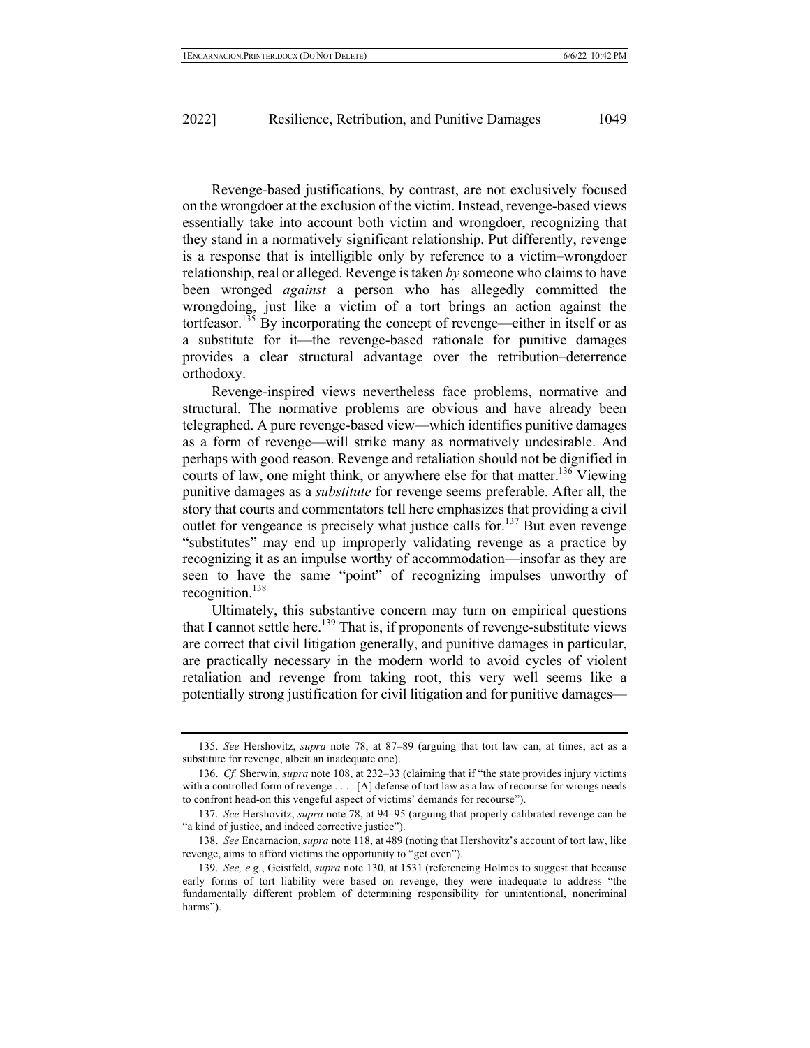Revenge-based justifications, by contrast, are not exclusively focused on the wrongdoer at the exclusion of the victim. Instead, revenge-based views essentially take into account both victim and wrongdoer, recognizing that they stand in a normatively significant relationship. Put differently, revenge is a response that is intelligible only by reference to a victim–wrongdoer relationship, real or alleged. Revenge is taken *by* someone who claims to have been wronged *against* a person who has allegedly committed the wrongdoing, just like a victim of a tort brings an action against the tortfeasor.[135] By incorporating the concept of revenge—either in itself or as a substitute for it—the revenge-based rationale for punitive damages provides a clear structural advantage over the retribution–deterrence orthodoxy.

Revenge-inspired views nevertheless face problems, normative and structural. The normative problems are obvious and have already been telegraphed. A pure revenge-based view—which identifies punitive damages as a form of revenge—will strike many as normatively undesirable. And perhaps with good reason. Revenge and retaliation should not be dignified in courts of law, one might think, or anywhere else for that matter.[136] Viewing punitive damages as a *substitute* for revenge seems preferable. After all, the story that courts and commentators tell here emphasizes that providing a civil outlet for vengeance is precisely what justice calls for.[137] But even revenge "substitutes" may end up improperly validating revenge as a practice by recognizing it as an impulse worthy of accommodation—insofar as they are seen to have the same "point" of recognizing impulses unworthy of recognition.[138]

Ultimately, this substantive concern may turn on empirical questions that I cannot settle here.[139] That is, if proponents of revenge-substitute views are correct that civil litigation generally, and punitive damages in particular, are practically necessary in the modern world to avoid cycles of violent retaliation and revenge from taking root, this very well seems like a potentially strong justification for civil litigation and for punitive damages—

---

135. *See* Hershovitz, *supra* note 78, at 87–89 (arguing that tort law can, at times, act as a substitute for revenge, albeit an inadequate one).

136. *Cf.* Sherwin, *supra* note 108, at 232–33 (claiming that if "the state provides injury victims with a controlled form of revenge . . . . [A] defense of tort law as a law of recourse for wrongs needs to confront head-on this vengeful aspect of victims' demands for recourse").

137. *See* Hershovitz, *supra* note 78, at 94–95 (arguing that properly calibrated revenge can be "a kind of justice, and indeed corrective justice").

138. *See* Encarnacion, *supra* note 118, at 489 (noting that Hershovitz's account of tort law, like revenge, aims to afford victims the opportunity to "get even").

139. *See, e.g.*, Geistfeld, *supra* note 130, at 1531 (referencing Holmes to suggest that because early forms of tort liability were based on revenge, they were inadequate to address "the fundamentally different problem of determining responsibility for unintentional, noncriminal harms").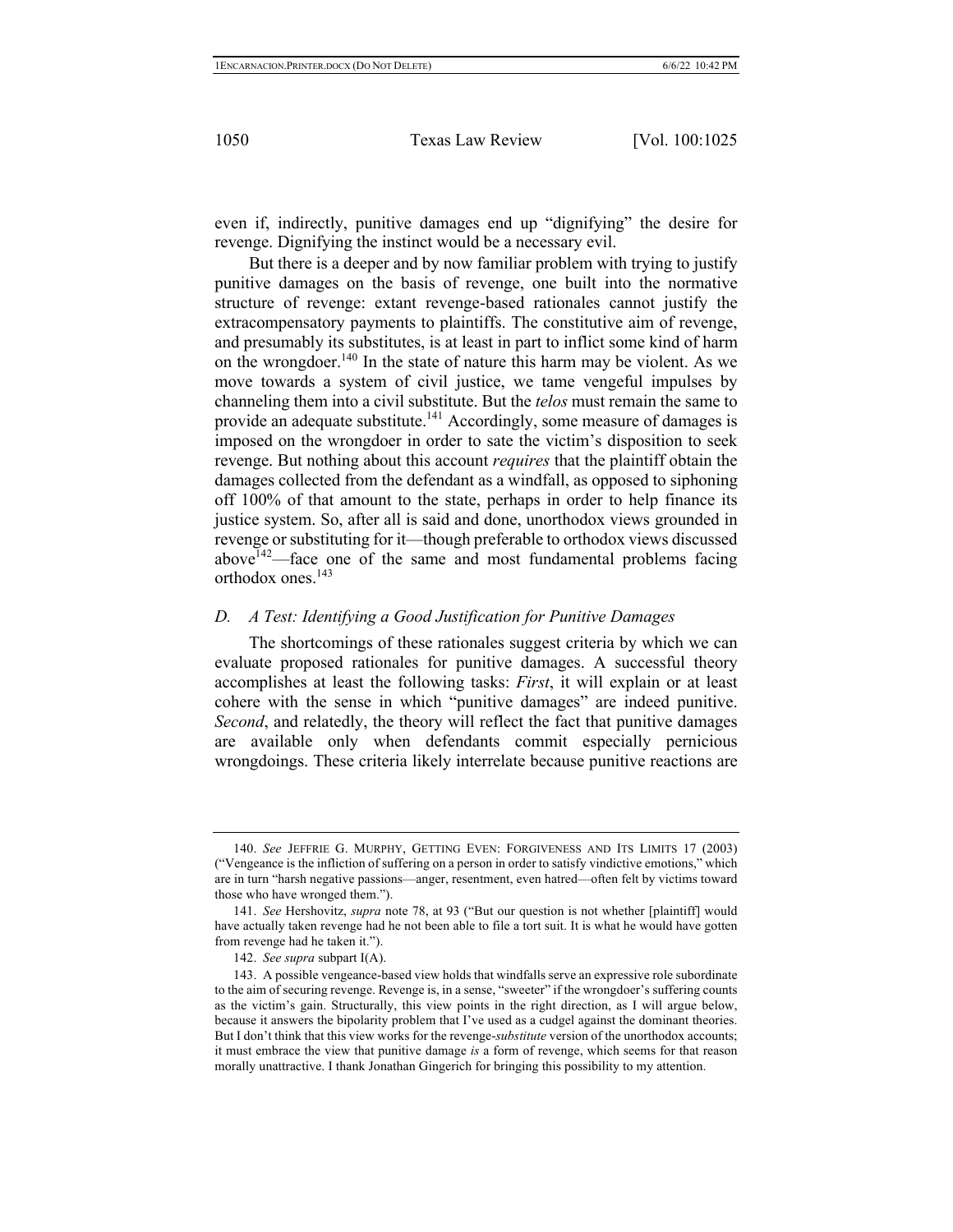even if, indirectly, punitive damages end up "dignifying" the desire for revenge. Dignifying the instinct would be a necessary evil.

But there is a deeper and by now familiar problem with trying to justify punitive damages on the basis of revenge, one built into the normative structure of revenge: extant revenge-based rationales cannot justify the extracompensatory payments to plaintiffs. The constitutive aim of revenge, and presumably its substitutes, is at least in part to inflict some kind of harm on the wrongdoer.[140] In the state of nature this harm may be violent. As we move towards a system of civil justice, we tame vengeful impulses by channeling them into a civil substitute. But the *telos* must remain the same to provide an adequate substitute.[141] Accordingly, some measure of damages is imposed on the wrongdoer in order to sate the victim's disposition to seek revenge. But nothing about this account *requires* that the plaintiff obtain the damages collected from the defendant as a windfall, as opposed to siphoning off 100% of that amount to the state, perhaps in order to help finance its justice system. So, after all is said and done, unorthodox views grounded in revenge or substituting for it—though preferable to orthodox views discussed above[142]—face one of the same and most fundamental problems facing orthodox ones.[143]

### *D. A Test: Identifying a Good Justification for Punitive Damages*

The shortcomings of these rationales suggest criteria by which we can evaluate proposed rationales for punitive damages. A successful theory accomplishes at least the following tasks: *First*, it will explain or at least cohere with the sense in which "punitive damages" are indeed punitive. *Second*, and relatedly, the theory will reflect the fact that punitive damages are available only when defendants commit especially pernicious wrongdoings. These criteria likely interrelate because punitive reactions are

---

140. *See* JEFFRIE G. MURPHY, GETTING EVEN: FORGIVENESS AND ITS LIMITS 17 (2003) ("Vengeance is the infliction of suffering on a person in order to satisfy vindictive emotions," which are in turn "harsh negative passions—anger, resentment, even hatred—often felt by victims toward those who have wronged them.").

141. *See* Hershovitz, *supra* note 78, at 93 ("But our question is not whether [plaintiff] would have actually taken revenge had he not been able to file a tort suit. It is what he would have gotten from revenge had he taken it.").

142. *See supra* subpart I(A).

143. A possible vengeance-based view holds that windfalls serve an expressive role subordinate to the aim of securing revenge. Revenge is, in a sense, "sweeter" if the wrongdoer's suffering counts as the victim's gain. Structurally, this view points in the right direction, as I will argue below, because it answers the bipolarity problem that I've used as a cudgel against the dominant theories. But I don't think that this view works for the revenge-*substitute* version of the unorthodox accounts; it must embrace the view that punitive damage *is* a form of revenge, which seems for that reason morally unattractive. I thank Jonathan Gingerich for bringing this possibility to my attention.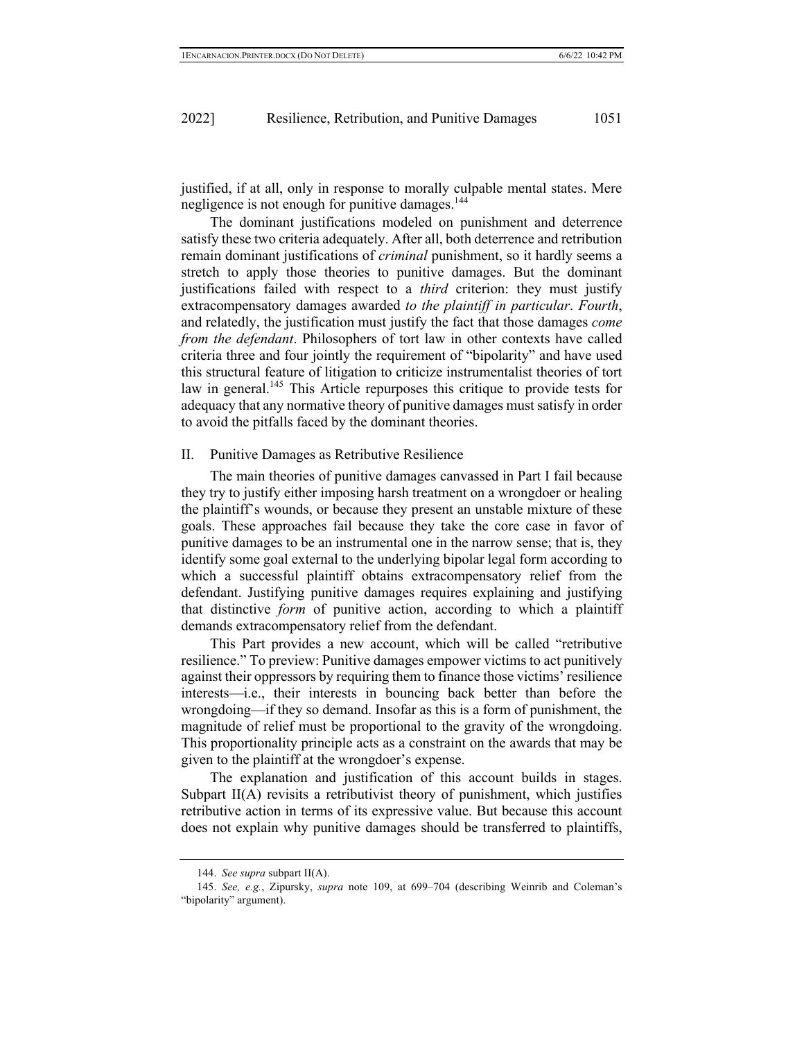justified, if at all, only in response to morally culpable mental states. Mere negligence is not enough for punitive damages.[144]

The dominant justifications modeled on punishment and deterrence satisfy these two criteria adequately. After all, both deterrence and retribution remain dominant justifications of *criminal* punishment, so it hardly seems a stretch to apply those theories to punitive damages. But the dominant justifications failed with respect to a *third* criterion: they must justify extracompensatory damages awarded *to the plaintiff in particular*. *Fourth*, and relatedly, the justification must justify the fact that those damages *come from the defendant*. Philosophers of tort law in other contexts have called criteria three and four jointly the requirement of "bipolarity" and have used this structural feature of litigation to criticize instrumentalist theories of tort law in general.[145] This Article repurposes this critique to provide tests for adequacy that any normative theory of punitive damages must satisfy in order to avoid the pitfalls faced by the dominant theories.

## II. Punitive Damages as Retributive Resilience

The main theories of punitive damages canvassed in Part I fail because they try to justify either imposing harsh treatment on a wrongdoer or healing the plaintiff's wounds, or because they present an unstable mixture of these goals. These approaches fail because they take the core case in favor of punitive damages to be an instrumental one in the narrow sense; that is, they identify some goal external to the underlying bipolar legal form according to which a successful plaintiff obtains extracompensatory relief from the defendant. Justifying punitive damages requires explaining and justifying that distinctive *form* of punitive action, according to which a plaintiff demands extracompensatory relief from the defendant.

This Part provides a new account, which will be called "retributive resilience." To preview: Punitive damages empower victims to act punitively against their oppressors by requiring them to finance those victims' resilience interests—i.e., their interests in bouncing back better than before the wrongdoing—if they so demand. Insofar as this is a form of punishment, the magnitude of relief must be proportional to the gravity of the wrongdoing. This proportionality principle acts as a constraint on the awards that may be given to the plaintiff at the wrongdoer's expense.

The explanation and justification of this account builds in stages. Subpart II(A) revisits a retributivist theory of punishment, which justifies retributive action in terms of its expressive value. But because this account does not explain why punitive damages should be transferred to plaintiffs,

144. *See supra* subpart II(A).

145. *See, e.g.*, Zipursky, *supra* note 109, at 699–704 (describing Weinrib and Coleman's "bipolarity" argument).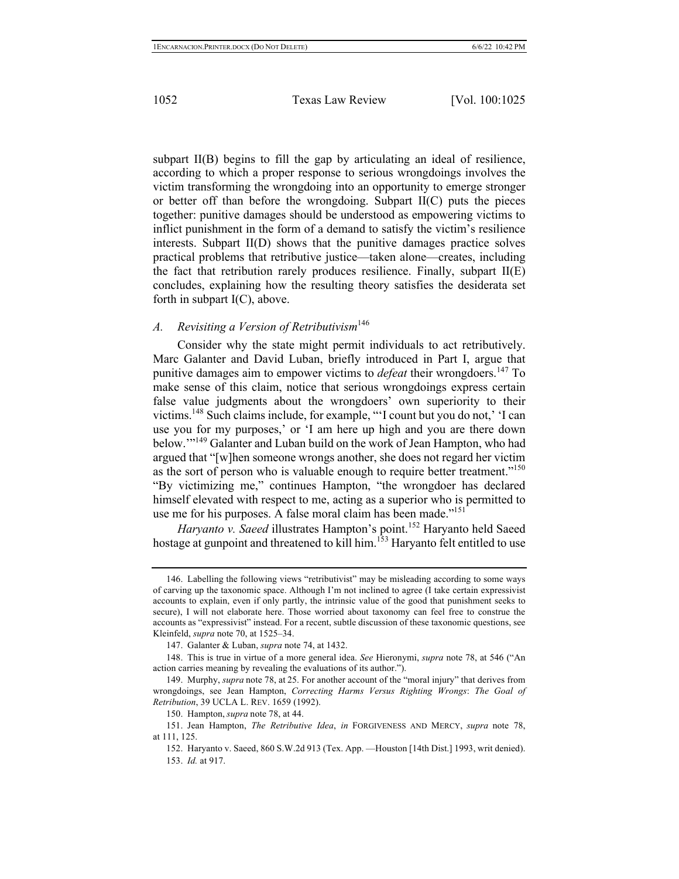subpart II(B) begins to fill the gap by articulating an ideal of resilience, according to which a proper response to serious wrongdoings involves the victim transforming the wrongdoing into an opportunity to emerge stronger or better off than before the wrongdoing. Subpart II(C) puts the pieces together: punitive damages should be understood as empowering victims to inflict punishment in the form of a demand to satisfy the victim's resilience interests. Subpart II(D) shows that the punitive damages practice solves practical problems that retributive justice—taken alone—creates, including the fact that retribution rarely produces resilience. Finally, subpart II(E) concludes, explaining how the resulting theory satisfies the desiderata set forth in subpart I(C), above.

### *A. Revisiting a Version of Retributivism*[146]

Consider why the state might permit individuals to act retributively. Marc Galanter and David Luban, briefly introduced in Part I, argue that punitive damages aim to empower victims to *defeat* their wrongdoers.[147] To make sense of this claim, notice that serious wrongdoings express certain false value judgments about the wrongdoers' own superiority to their victims.[148] Such claims include, for example, "'I count but you do not,' 'I can use you for my purposes,' or 'I am here up high and you are there down below.'"[149] Galanter and Luban build on the work of Jean Hampton, who had argued that "[w]hen someone wrongs another, she does not regard her victim as the sort of person who is valuable enough to require better treatment."[150] "By victimizing me," continues Hampton, "the wrongdoer has declared himself elevated with respect to me, acting as a superior who is permitted to use me for his purposes. A false moral claim has been made."[151]

*Haryanto v. Saeed* illustrates Hampton's point.[152] Haryanto held Saeed hostage at gunpoint and threatened to kill him.[153] Haryanto felt entitled to use

---

146. Labelling the following views "retributivist" may be misleading according to some ways of carving up the taxonomic space. Although I'm not inclined to agree (I take certain expressivist accounts to explain, even if only partly, the intrinsic value of the good that punishment seeks to secure), I will not elaborate here. Those worried about taxonomy can feel free to construe the accounts as "expressivist" instead. For a recent, subtle discussion of these taxonomic questions, see Kleinfeld, *supra* note 70, at 1525–34.

147. Galanter & Luban, *supra* note 74, at 1432.

148. This is true in virtue of a more general idea. *See* Hieronymi, *supra* note 78, at 546 ("An action carries meaning by revealing the evaluations of its author.").

149. Murphy, *supra* note 78, at 25. For another account of the "moral injury" that derives from wrongdoings, see Jean Hampton, *Correcting Harms Versus Righting Wrongs*: *The Goal of Retribution*, 39 UCLA L. REV. 1659 (1992).

150. Hampton, *supra* note 78, at 44.

151. Jean Hampton, *The Retributive Idea*, *in* FORGIVENESS AND MERCY, *supra* note 78, at 111, 125.

152. Haryanto v. Saeed, 860 S.W.2d 913 (Tex. App. —Houston [14th Dist.] 1993, writ denied).

153. *Id.* at 917.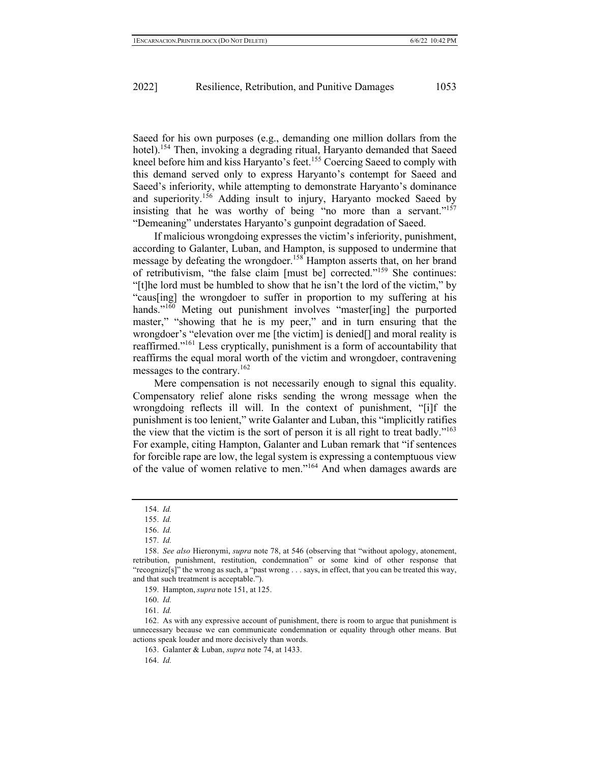Saeed for his own purposes (e.g., demanding one million dollars from the hotel).[154] Then, invoking a degrading ritual, Haryanto demanded that Saeed kneel before him and kiss Haryanto's feet.[155] Coercing Saeed to comply with this demand served only to express Haryanto's contempt for Saeed and Saeed's inferiority, while attempting to demonstrate Haryanto's dominance and superiority.[156] Adding insult to injury, Haryanto mocked Saeed by insisting that he was worthy of being "no more than a servant."[157] "Demeaning" understates Haryanto's gunpoint degradation of Saeed.

If malicious wrongdoing expresses the victim's inferiority, punishment, according to Galanter, Luban, and Hampton, is supposed to undermine that message by defeating the wrongdoer.[158] Hampton asserts that, on her brand of retributivism, "the false claim [must be] corrected."[159] She continues: "[t]he lord must be humbled to show that he isn't the lord of the victim," by "caus[ing] the wrongdoer to suffer in proportion to my suffering at his hands."[160] Meting out punishment involves "master[ing] the purported master," "showing that he is my peer," and in turn ensuring that the wrongdoer's "elevation over me [the victim] is denied[] and moral reality is reaffirmed."[161] Less cryptically, punishment is a form of accountability that reaffirms the equal moral worth of the victim and wrongdoer, contravening messages to the contrary.[162]

Mere compensation is not necessarily enough to signal this equality. Compensatory relief alone risks sending the wrong message when the wrongdoing reflects ill will. In the context of punishment, "[i]f the punishment is too lenient," write Galanter and Luban, this "implicitly ratifies the view that the victim is the sort of person it is all right to treat badly."[163] For example, citing Hampton, Galanter and Luban remark that "if sentences for forcible rape are low, the legal system is expressing a contemptuous view of the value of women relative to men."[164] And when damages awards are

---

154. *Id.*

155. *Id.*

156. *Id.*

157. *Id.*

158. *See also* Hieronymi, *supra* note 78, at 546 (observing that "without apology, atonement, retribution, punishment, restitution, condemnation" or some kind of other response that "recognize[s]" the wrong as such, a "past wrong . . . says, in effect, that you can be treated this way, and that such treatment is acceptable.").

159. Hampton, *supra* note 151, at 125.

160. *Id.*

161. *Id.*

162. As with any expressive account of punishment, there is room to argue that punishment is unnecessary because we can communicate condemnation or equality through other means. But actions speak louder and more decisively than words.

163. Galanter & Luban, *supra* note 74, at 1433.

164. *Id.*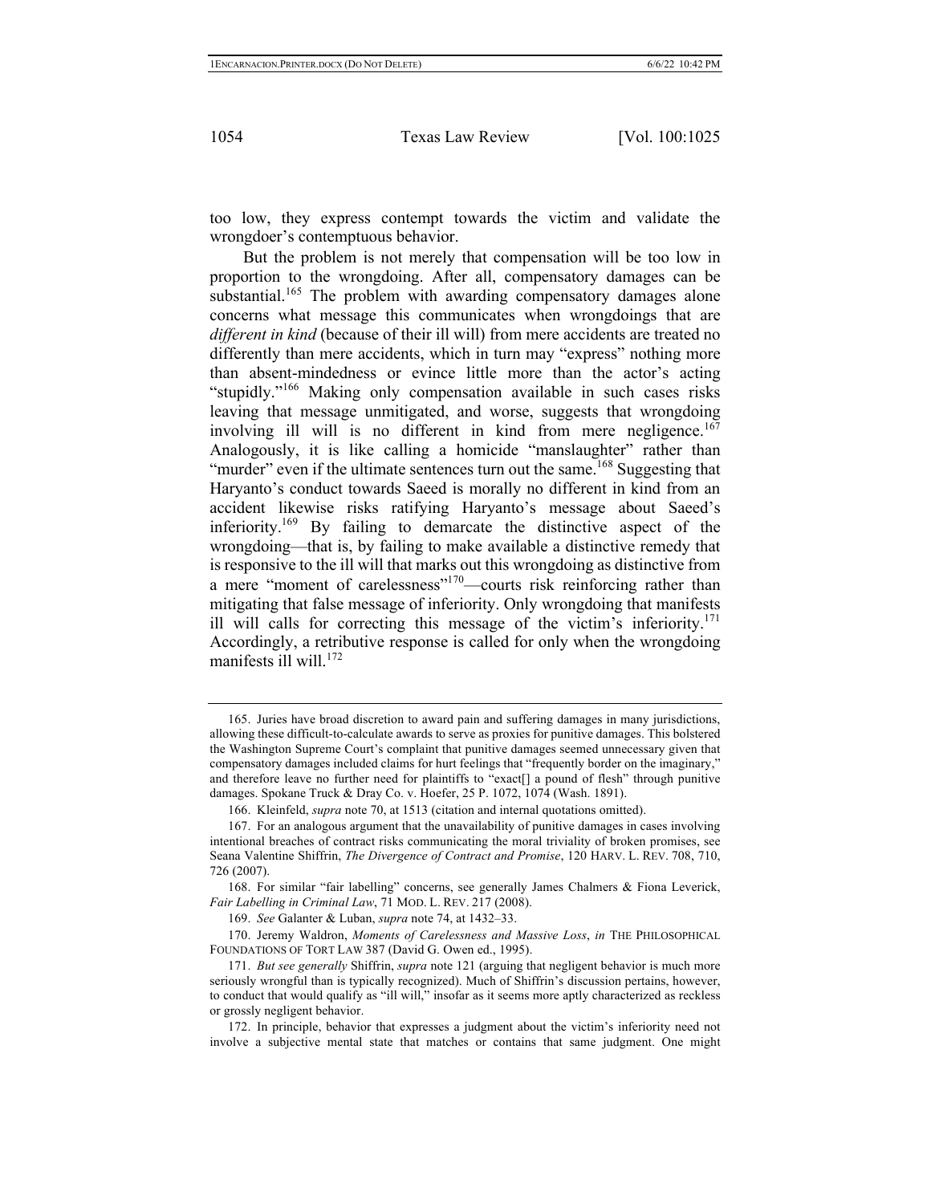too low, they express contempt towards the victim and validate the wrongdoer's contemptuous behavior.

But the problem is not merely that compensation will be too low in proportion to the wrongdoing. After all, compensatory damages can be substantial.[165] The problem with awarding compensatory damages alone concerns what message this communicates when wrongdoings that are *different in kind* (because of their ill will) from mere accidents are treated no differently than mere accidents, which in turn may "express" nothing more than absent-mindedness or evince little more than the actor's acting "stupidly."[166] Making only compensation available in such cases risks leaving that message unmitigated, and worse, suggests that wrongdoing involving ill will is no different in kind from mere negligence.[167] Analogously, it is like calling a homicide "manslaughter" rather than "murder" even if the ultimate sentences turn out the same.[168] Suggesting that Haryanto's conduct towards Saeed is morally no different in kind from an accident likewise risks ratifying Haryanto's message about Saeed's inferiority.[169] By failing to demarcate the distinctive aspect of the wrongdoing—that is, by failing to make available a distinctive remedy that is responsive to the ill will that marks out this wrongdoing as distinctive from a mere "moment of carelessness"[170]—courts risk reinforcing rather than mitigating that false message of inferiority. Only wrongdoing that manifests ill will calls for correcting this message of the victim's inferiority.[171] Accordingly, a retributive response is called for only when the wrongdoing manifests ill will.[172]

---

165. Juries have broad discretion to award pain and suffering damages in many jurisdictions, allowing these difficult-to-calculate awards to serve as proxies for punitive damages. This bolstered the Washington Supreme Court's complaint that punitive damages seemed unnecessary given that compensatory damages included claims for hurt feelings that "frequently border on the imaginary," and therefore leave no further need for plaintiffs to "exact[] a pound of flesh" through punitive damages. Spokane Truck & Dray Co. v. Hoefer, 25 P. 1072, 1074 (Wash. 1891).

166. Kleinfeld, *supra* note 70, at 1513 (citation and internal quotations omitted).

167. For an analogous argument that the unavailability of punitive damages in cases involving intentional breaches of contract risks communicating the moral triviality of broken promises, see Seana Valentine Shiffrin, *The Divergence of Contract and Promise*, 120 HARV. L. REV. 708, 710, 726 (2007).

168. For similar "fair labelling" concerns, see generally James Chalmers & Fiona Leverick, *Fair Labelling in Criminal Law*, 71 MOD. L. REV. 217 (2008).

169. *See* Galanter & Luban, *supra* note 74, at 1432–33.

170. Jeremy Waldron, *Moments of Carelessness and Massive Loss*, *in* THE PHILOSOPHICAL FOUNDATIONS OF TORT LAW 387 (David G. Owen ed., 1995).

171. *But see generally* Shiffrin, *supra* note 121 (arguing that negligent behavior is much more seriously wrongful than is typically recognized). Much of Shiffrin's discussion pertains, however, to conduct that would qualify as "ill will," insofar as it seems more aptly characterized as reckless or grossly negligent behavior.

172. In principle, behavior that expresses a judgment about the victim's inferiority need not involve a subjective mental state that matches or contains that same judgment. One might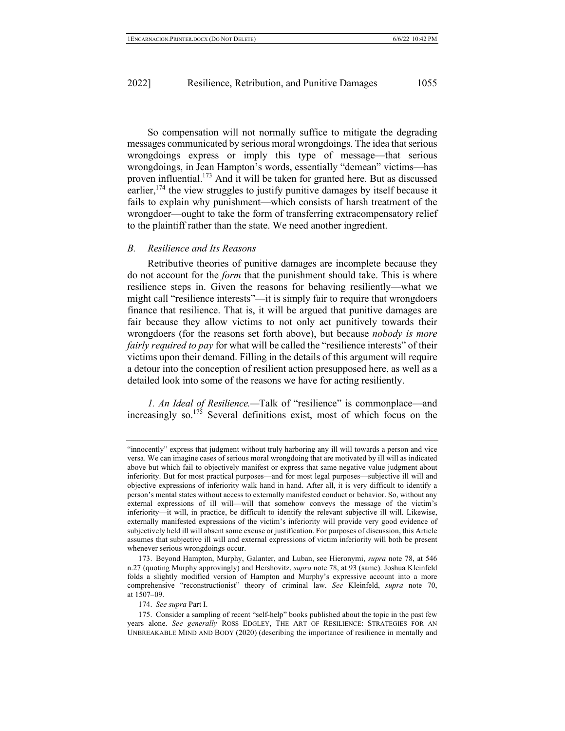So compensation will not normally suffice to mitigate the degrading messages communicated by serious moral wrongdoings. The idea that serious wrongdoings express or imply this type of message—that serious wrongdoings, in Jean Hampton's words, essentially "demean" victims—has proven influential.[173] And it will be taken for granted here. But as discussed earlier,[174] the view struggles to justify punitive damages by itself because it fails to explain why punishment—which consists of harsh treatment of the wrongdoer—ought to take the form of transferring extracompensatory relief to the plaintiff rather than the state. We need another ingredient.

### *B. Resilience and Its Reasons*

Retributive theories of punitive damages are incomplete because they do not account for the *form* that the punishment should take. This is where resilience steps in. Given the reasons for behaving resiliently—what we might call "resilience interests"—it is simply fair to require that wrongdoers finance that resilience. That is, it will be argued that punitive damages are fair because they allow victims to not only act punitively towards their wrongdoers (for the reasons set forth above), but because *nobody is more fairly required to pay* for what will be called the "resilience interests" of their victims upon their demand. Filling in the details of this argument will require a detour into the conception of resilient action presupposed here, as well as a detailed look into some of the reasons we have for acting resiliently.

*1. An Ideal of Resilience.*—Talk of "resilience" is commonplace—and increasingly so.[175] Several definitions exist, most of which focus on the

---

"innocently" express that judgment without truly harboring any ill will towards a person and vice versa. We can imagine cases of serious moral wrongdoing that are motivated by ill will as indicated above but which fail to objectively manifest or express that same negative value judgment about inferiority. But for most practical purposes—and for most legal purposes—subjective ill will and objective expressions of inferiority walk hand in hand. After all, it is very difficult to identify a person's mental states without access to externally manifested conduct or behavior. So, without any external expressions of ill will—will that somehow conveys the message of the victim's inferiority—it will, in practice, be difficult to identify the relevant subjective ill will. Likewise, externally manifested expressions of the victim's inferiority will provide very good evidence of subjectively held ill will absent some excuse or justification. For purposes of discussion, this Article assumes that subjective ill will and external expressions of victim inferiority will both be present whenever serious wrongdoings occur.

173. Beyond Hampton, Murphy, Galanter, and Luban, see Hieronymi, *supra* note 78, at 546 n.27 (quoting Murphy approvingly) and Hershovitz, *supra* note 78, at 93 (same). Joshua Kleinfeld folds a slightly modified version of Hampton and Murphy's expressive account into a more comprehensive "reconstructionist" theory of criminal law. *See* Kleinfeld, *supra* note 70, at 1507–09.

174. *See supra* Part I.

175. Consider a sampling of recent "self-help" books published about the topic in the past few years alone. *See generally* ROSS EDGLEY, THE ART OF RESILIENCE: STRATEGIES FOR AN UNBREAKABLE MIND AND BODY (2020) (describing the importance of resilience in mentally and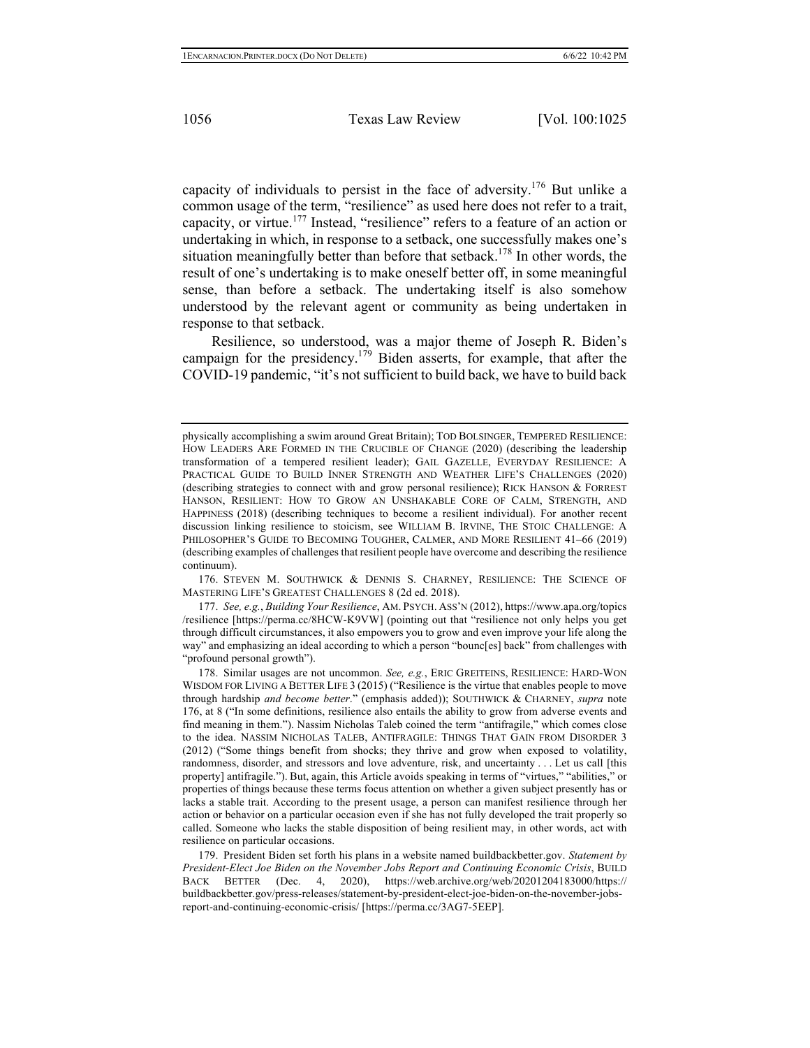capacity of individuals to persist in the face of adversity.[176] But unlike a common usage of the term, "resilience" as used here does not refer to a trait, capacity, or virtue.[177] Instead, "resilience" refers to a feature of an action or undertaking in which, in response to a setback, one successfully makes one's situation meaningfully better than before that setback.[178] In other words, the result of one's undertaking is to make oneself better off, in some meaningful sense, than before a setback. The undertaking itself is also somehow understood by the relevant agent or community as being undertaken in response to that setback.

Resilience, so understood, was a major theme of Joseph R. Biden's campaign for the presidency.[179] Biden asserts, for example, that after the COVID-19 pandemic, "it's not sufficient to build back, we have to build back

---

physically accomplishing a swim around Great Britain); TOD BOLSINGER, TEMPERED RESILIENCE: HOW LEADERS ARE FORMED IN THE CRUCIBLE OF CHANGE (2020) (describing the leadership transformation of a tempered resilient leader); GAIL GAZELLE, EVERYDAY RESILIENCE: A PRACTICAL GUIDE TO BUILD INNER STRENGTH AND WEATHER LIFE'S CHALLENGES (2020) (describing strategies to connect with and grow personal resilience); RICK HANSON & FORREST HANSON, RESILIENT: HOW TO GROW AN UNSHAKABLE CORE OF CALM, STRENGTH, AND HAPPINESS (2018) (describing techniques to become a resilient individual). For another recent discussion linking resilience to stoicism, see WILLIAM B. IRVINE, THE STOIC CHALLENGE: A PHILOSOPHER'S GUIDE TO BECOMING TOUGHER, CALMER, AND MORE RESILIENT 41–66 (2019) (describing examples of challenges that resilient people have overcome and describing the resilience continuum).

176. STEVEN M. SOUTHWICK & DENNIS S. CHARNEY, RESILIENCE: THE SCIENCE OF MASTERING LIFE'S GREATEST CHALLENGES 8 (2d ed. 2018).

177. *See, e.g.*, *Building Your Resilience*, AM. PSYCH. ASS'N (2012), https://www.apa.org/topics/resilience [https://perma.cc/8HCW-K9VW] (pointing out that "resilience not only helps you get through difficult circumstances, it also empowers you to grow and even improve your life along the way" and emphasizing an ideal according to which a person "bounc[es] back" from challenges with "profound personal growth").

178. Similar usages are not uncommon. *See, e.g.*, ERIC GREITEINS, RESILIENCE: HARD-WON WISDOM FOR LIVING A BETTER LIFE 3 (2015) ("Resilience is the virtue that enables people to move through hardship *and become better*." (emphasis added)); SOUTHWICK & CHARNEY, *supra* note 176, at 8 ("In some definitions, resilience also entails the ability to grow from adverse events and find meaning in them."). Nassim Nicholas Taleb coined the term "antifragile," which comes close to the idea. NASSIM NICHOLAS TALEB, ANTIFRAGILE: THINGS THAT GAIN FROM DISORDER 3 (2012) ("Some things benefit from shocks; they thrive and grow when exposed to volatility, randomness, disorder, and stressors and love adventure, risk, and uncertainty . . . Let us call [this property] antifragile."). But, again, this Article avoids speaking in terms of "virtues," "abilities," or properties of things because these terms focus attention on whether a given subject presently has or lacks a stable trait. According to the present usage, a person can manifest resilience through her action or behavior on a particular occasion even if she has not fully developed the trait properly so called. Someone who lacks the stable disposition of being resilient may, in other words, act with resilience on particular occasions.

179. President Biden set forth his plans in a website named buildbackbetter.gov. *Statement by President-Elect Joe Biden on the November Jobs Report and Continuing Economic Crisis*, BUILD BACK BETTER (Dec. 4, 2020), https://web.archive.org/web/20201204183000/https://buildbackbetter.gov/press-releases/statement-by-president-elect-joe-biden-on-the-november-jobs-report-and-continuing-economic-crisis/ [https://perma.cc/3AG7-5EEP].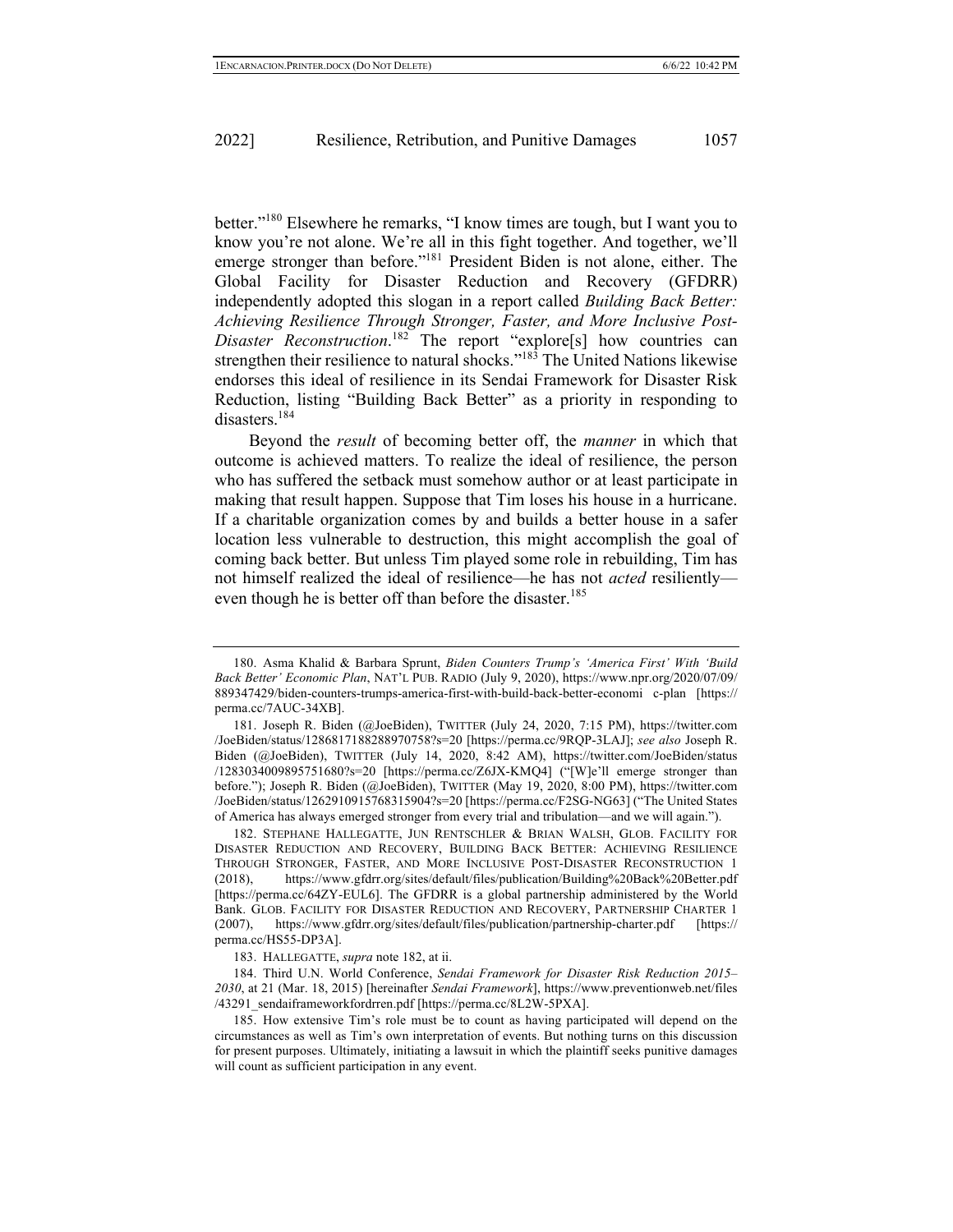better."[180] Elsewhere he remarks, "I know times are tough, but I want you to know you're not alone. We're all in this fight together. And together, we'll emerge stronger than before."[181] President Biden is not alone, either. The Global Facility for Disaster Reduction and Recovery (GFDRR) independently adopted this slogan in a report called *Building Back Better: Achieving Resilience Through Stronger, Faster, and More Inclusive Post-Disaster Reconstruction*.[182] The report "explore[s] how countries can strengthen their resilience to natural shocks."[183] The United Nations likewise endorses this ideal of resilience in its Sendai Framework for Disaster Risk Reduction, listing "Building Back Better" as a priority in responding to disasters.[184]

Beyond the *result* of becoming better off, the *manner* in which that outcome is achieved matters. To realize the ideal of resilience, the person who has suffered the setback must somehow author or at least participate in making that result happen. Suppose that Tim loses his house in a hurricane. If a charitable organization comes by and builds a better house in a safer location less vulnerable to destruction, this might accomplish the goal of coming back better. But unless Tim played some role in rebuilding, Tim has not himself realized the ideal of resilience—he has not *acted* resiliently—even though he is better off than before the disaster.[185]

---

180. Asma Khalid & Barbara Sprunt, *Biden Counters Trump's 'America First' With 'Build Back Better' Economic Plan*, NAT'L PUB. RADIO (July 9, 2020), https://www.npr.org/2020/07/09/889347429/biden-counters-trumps-america-first-with-build-back-better-economi c-plan [https://perma.cc/7AUC-34XB].

181. Joseph R. Biden (@JoeBiden), TWITTER (July 24, 2020, 7:15 PM), https://twitter.com/JoeBiden/status/1286817188288970758?s=20 [https://perma.cc/9RQP-3LAJ]; *see also* Joseph R. Biden (@JoeBiden), TWITTER (July 14, 2020, 8:42 AM), https://twitter.com/JoeBiden/status/1283034009895751680?s=20 [https://perma.cc/Z6JX-KMQ4] ("[W]e'll emerge stronger than before."); Joseph R. Biden (@JoeBiden), TWITTER (May 19, 2020, 8:00 PM), https://twitter.com/JoeBiden/status/1262910915768315904?s=20 [https://perma.cc/F2SG-NG63] ("The United States of America has always emerged stronger from every trial and tribulation—and we will again.").

182. STEPHANE HALLEGATTE, JUN RENTSCHLER & BRIAN WALSH, GLOB. FACILITY FOR DISASTER REDUCTION AND RECOVERY, BUILDING BACK BETTER: ACHIEVING RESILIENCE THROUGH STRONGER, FASTER, AND MORE INCLUSIVE POST-DISASTER RECONSTRUCTION 1 (2018), https://www.gfdrr.org/sites/default/files/publication/Building%20Back%20Better.pdf [https://perma.cc/64ZY-EUL6]. The GFDRR is a global partnership administered by the World Bank. GLOB. FACILITY FOR DISASTER REDUCTION AND RECOVERY, PARTNERSHIP CHARTER 1 (2007), https://www.gfdrr.org/sites/default/files/publication/partnership-charter.pdf [https://perma.cc/HS55-DP3A].

183. HALLEGATTE, *supra* note 182, at ii.

184. Third U.N. World Conference, *Sendai Framework for Disaster Risk Reduction 2015–2030*, at 21 (Mar. 18, 2015) [hereinafter *Sendai Framework*], https://www.preventionweb.net/files/43291_sendaiframeworkfordrren.pdf [https://perma.cc/8L2W-5PXA].

185. How extensive Tim's role must be to count as having participated will depend on the circumstances as well as Tim's own interpretation of events. But nothing turns on this discussion for present purposes. Ultimately, initiating a lawsuit in which the plaintiff seeks punitive damages will count as sufficient participation in any event.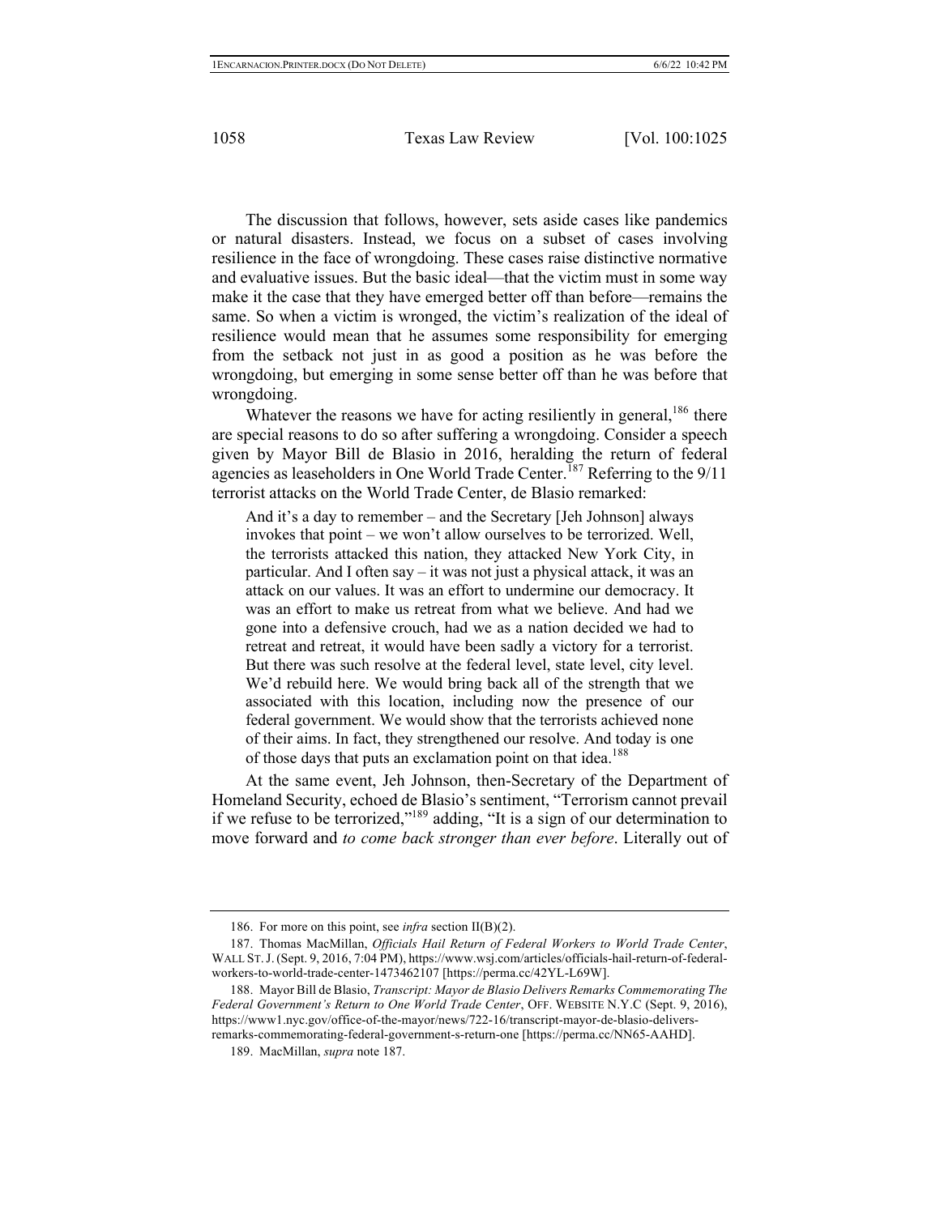The discussion that follows, however, sets aside cases like pandemics or natural disasters. Instead, we focus on a subset of cases involving resilience in the face of wrongdoing. These cases raise distinctive normative and evaluative issues. But the basic ideal—that the victim must in some way make it the case that they have emerged better off than before—remains the same. So when a victim is wronged, the victim's realization of the ideal of resilience would mean that he assumes some responsibility for emerging from the setback not just in as good a position as he was before the wrongdoing, but emerging in some sense better off than he was before that wrongdoing.

Whatever the reasons we have for acting resiliently in general,[186] there are special reasons to do so after suffering a wrongdoing. Consider a speech given by Mayor Bill de Blasio in 2016, heralding the return of federal agencies as leaseholders in One World Trade Center.[187] Referring to the 9/11 terrorist attacks on the World Trade Center, de Blasio remarked:

> And it's a day to remember – and the Secretary [Jeh Johnson] always invokes that point – we won't allow ourselves to be terrorized. Well, the terrorists attacked this nation, they attacked New York City, in particular. And I often say – it was not just a physical attack, it was an attack on our values. It was an effort to undermine our democracy. It was an effort to make us retreat from what we believe. And had we gone into a defensive crouch, had we as a nation decided we had to retreat and retreat, it would have been sadly a victory for a terrorist. But there was such resolve at the federal level, state level, city level. We'd rebuild here. We would bring back all of the strength that we associated with this location, including now the presence of our federal government. We would show that the terrorists achieved none of their aims. In fact, they strengthened our resolve. And today is one of those days that puts an exclamation point on that idea.[188]

At the same event, Jeh Johnson, then-Secretary of the Department of Homeland Security, echoed de Blasio's sentiment, "Terrorism cannot prevail if we refuse to be terrorized,"[189] adding, "It is a sign of our determination to move forward and *to come back stronger than ever before*. Literally out of

---

186. For more on this point, see *infra* section II(B)(2).

187. Thomas MacMillan, *Officials Hail Return of Federal Workers to World Trade Center*, WALL ST. J. (Sept. 9, 2016, 7:04 PM), https://www.wsj.com/articles/officials-hail-return-of-federal-workers-to-world-trade-center-1473462107 [https://perma.cc/42YL-L69W].

188. Mayor Bill de Blasio, *Transcript: Mayor de Blasio Delivers Remarks Commemorating The Federal Government's Return to One World Trade Center*, OFF. WEBSITE N.Y.C (Sept. 9, 2016), https://www1.nyc.gov/office-of-the-mayor/news/722-16/transcript-mayor-de-blasio-delivers-remarks-commemorating-federal-government-s-return-one [https://perma.cc/NN65-AAHD].

189. MacMillan, *supra* note 187.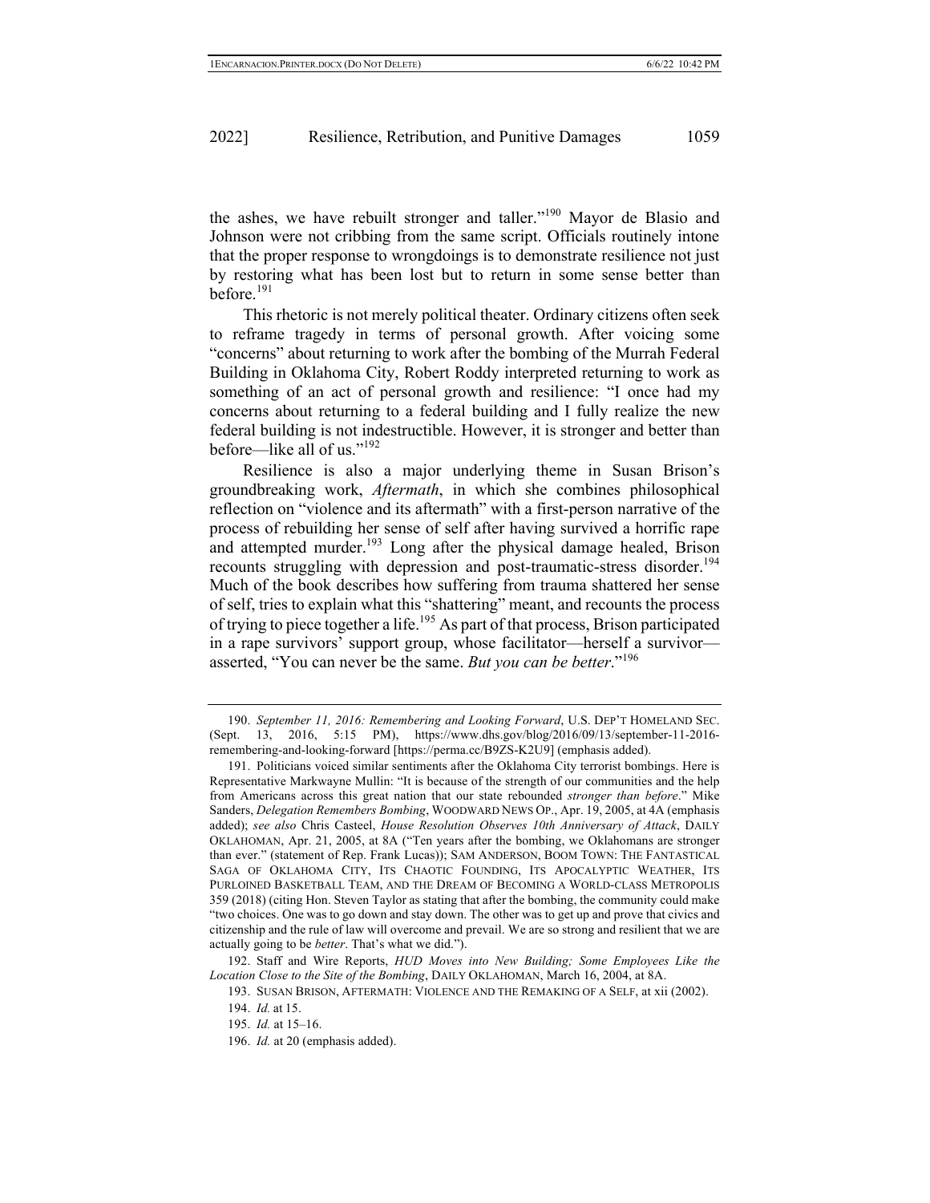the ashes, we have rebuilt stronger and taller."[190] Mayor de Blasio and Johnson were not cribbing from the same script. Officials routinely intone that the proper response to wrongdoings is to demonstrate resilience not just by restoring what has been lost but to return in some sense better than before.[191]

This rhetoric is not merely political theater. Ordinary citizens often seek to reframe tragedy in terms of personal growth. After voicing some "concerns" about returning to work after the bombing of the Murrah Federal Building in Oklahoma City, Robert Roddy interpreted returning to work as something of an act of personal growth and resilience: "I once had my concerns about returning to a federal building and I fully realize the new federal building is not indestructible. However, it is stronger and better than before—like all of us."[192]

Resilience is also a major underlying theme in Susan Brison's groundbreaking work, *Aftermath*, in which she combines philosophical reflection on "violence and its aftermath" with a first-person narrative of the process of rebuilding her sense of self after having survived a horrific rape and attempted murder.[193] Long after the physical damage healed, Brison recounts struggling with depression and post-traumatic-stress disorder.[194] Much of the book describes how suffering from trauma shattered her sense of self, tries to explain what this "shattering" meant, and recounts the process of trying to piece together a life.[195] As part of that process, Brison participated in a rape survivors' support group, whose facilitator—herself a survivor—asserted, "You can never be the same. *But you can be better*."[196]

---

190. *September 11, 2016: Remembering and Looking Forward*, U.S. DEP'T HOMELAND SEC. (Sept. 13, 2016, 5:15 PM), https://www.dhs.gov/blog/2016/09/13/september-11-2016-remembering-and-looking-forward [https://perma.cc/B9ZS-K2U9] (emphasis added).

191. Politicians voiced similar sentiments after the Oklahoma City terrorist bombings. Here is Representative Markwayne Mullin: "It is because of the strength of our communities and the help from Americans across this great nation that our state rebounded *stronger than before*." Mike Sanders, *Delegation Remembers Bombing*, WOODWARD NEWS OP., Apr. 19, 2005, at 4A (emphasis added); *see also* Chris Casteel, *House Resolution Observes 10th Anniversary of Attack*, DAILY OKLAHOMAN, Apr. 21, 2005, at 8A ("Ten years after the bombing, we Oklahomans are stronger than ever." (statement of Rep. Frank Lucas)); SAM ANDERSON, BOOM TOWN: THE FANTASTICAL SAGA OF OKLAHOMA CITY, ITS CHAOTIC FOUNDING, ITS APOCALYPTIC WEATHER, ITS PURLOINED BASKETBALL TEAM, AND THE DREAM OF BECOMING A WORLD-CLASS METROPOLIS 359 (2018) (citing Hon. Steven Taylor as stating that after the bombing, the community could make "two choices. One was to go down and stay down. The other was to get up and prove that civics and citizenship and the rule of law will overcome and prevail. We are so strong and resilient that we are actually going to be *better*. That's what we did.").

192. Staff and Wire Reports, *HUD Moves into New Building; Some Employees Like the Location Close to the Site of the Bombing*, DAILY OKLAHOMAN, March 16, 2004, at 8A.

193. SUSAN BRISON, AFTERMATH: VIOLENCE AND THE REMAKING OF A SELF, at xii (2002).

194. *Id.* at 15.

195. *Id.* at 15–16.

196. *Id.* at 20 (emphasis added).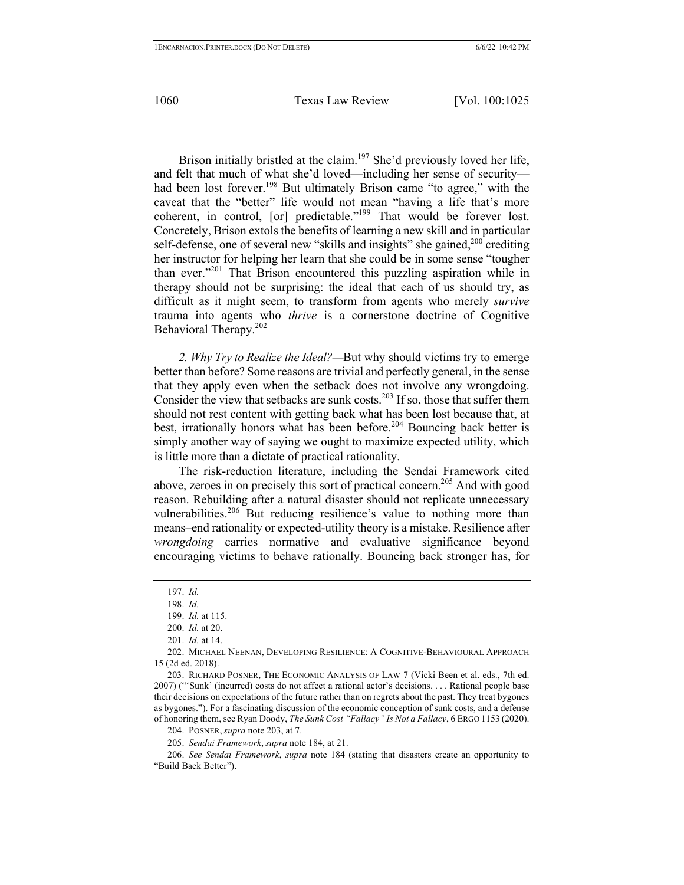Brison initially bristled at the claim.[197] She'd previously loved her life, and felt that much of what she'd loved—including her sense of security—had been lost forever.[198] But ultimately Brison came "to agree," with the caveat that the "better" life would not mean "having a life that's more coherent, in control, [or] predictable."[199] That would be forever lost. Concretely, Brison extols the benefits of learning a new skill and in particular self-defense, one of several new "skills and insights" she gained,[200] crediting her instructor for helping her learn that she could be in some sense "tougher than ever."[201] That Brison encountered this puzzling aspiration while in therapy should not be surprising: the ideal that each of us should try, as difficult as it might seem, to transform from agents who merely *survive* trauma into agents who *thrive* is a cornerstone doctrine of Cognitive Behavioral Therapy.[202]

*2. Why Try to Realize the Ideal?*—But why should victims try to emerge better than before? Some reasons are trivial and perfectly general, in the sense that they apply even when the setback does not involve any wrongdoing. Consider the view that setbacks are sunk costs.[203] If so, those that suffer them should not rest content with getting back what has been lost because that, at best, irrationally honors what has been before.[204] Bouncing back better is simply another way of saying we ought to maximize expected utility, which is little more than a dictate of practical rationality.

The risk-reduction literature, including the Sendai Framework cited above, zeroes in on precisely this sort of practical concern.[205] And with good reason. Rebuilding after a natural disaster should not replicate unnecessary vulnerabilities.[206] But reducing resilience's value to nothing more than means–end rationality or expected-utility theory is a mistake. Resilience after *wrongdoing* carries normative and evaluative significance beyond encouraging victims to behave rationally. Bouncing back stronger has, for

---

197. *Id.*

198. *Id.*

199. *Id.* at 115.

200. *Id.* at 20.

201. *Id.* at 14.

202. MICHAEL NEENAN, DEVELOPING RESILIENCE: A COGNITIVE-BEHAVIOURAL APPROACH 15 (2d ed. 2018).

203. RICHARD POSNER, THE ECONOMIC ANALYSIS OF LAW 7 (Vicki Been et al. eds., 7th ed. 2007) ("'Sunk' (incurred) costs do not affect a rational actor's decisions. . . . Rational people base their decisions on expectations of the future rather than on regrets about the past. They treat bygones as bygones."). For a fascinating discussion of the economic conception of sunk costs, and a defense of honoring them, see Ryan Doody, *The Sunk Cost "Fallacy" Is Not a Fallacy*, 6 ERGO 1153 (2020).

204. POSNER, *supra* note 203, at 7.

205. *Sendai Framework*, *supra* note 184, at 21.

206. *See Sendai Framework*, *supra* note 184 (stating that disasters create an opportunity to "Build Back Better").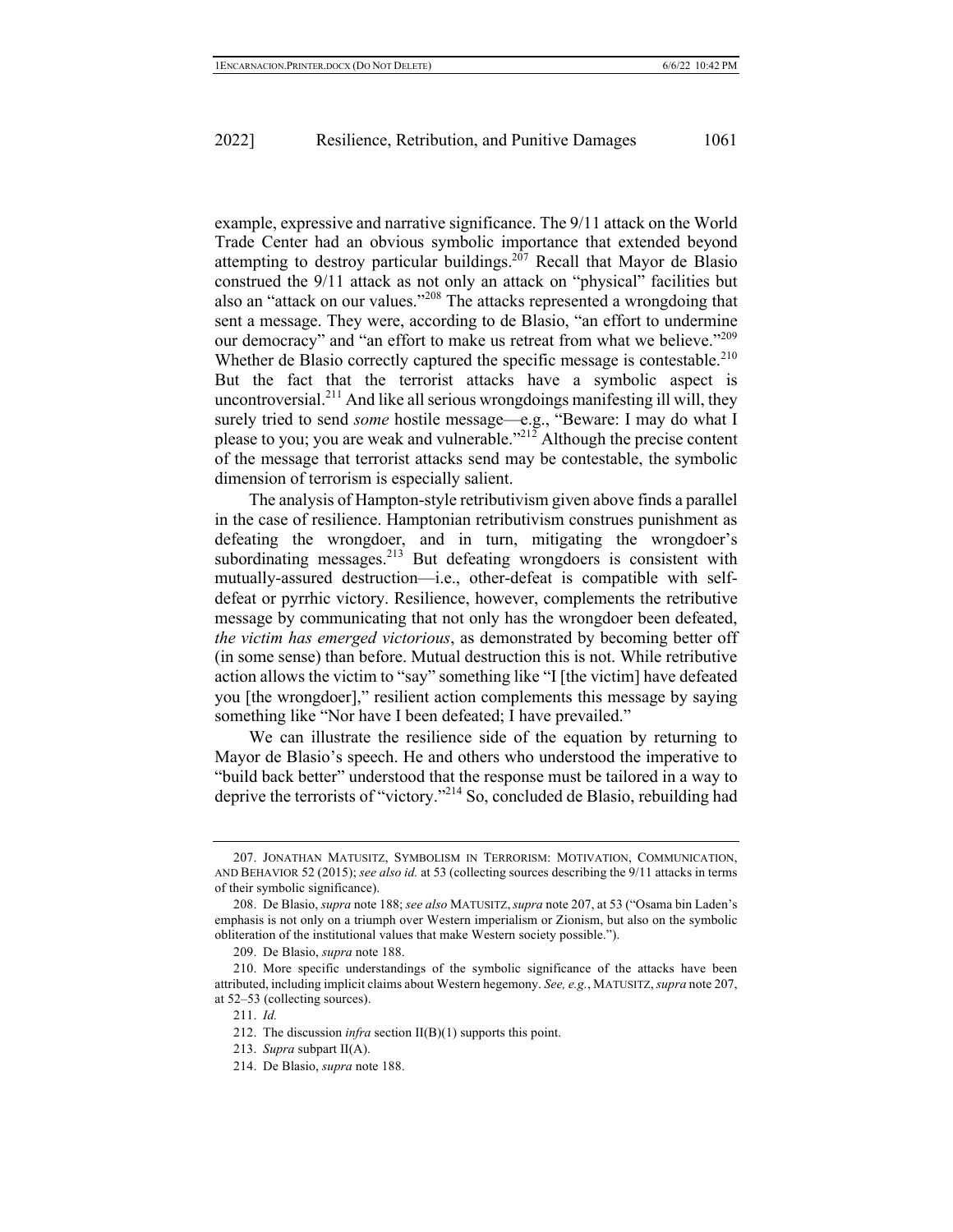example, expressive and narrative significance. The 9/11 attack on the World Trade Center had an obvious symbolic importance that extended beyond attempting to destroy particular buildings.[207] Recall that Mayor de Blasio construed the 9/11 attack as not only an attack on "physical" facilities but also an "attack on our values."[208] The attacks represented a wrongdoing that sent a message. They were, according to de Blasio, "an effort to undermine our democracy" and "an effort to make us retreat from what we believe."[209] Whether de Blasio correctly captured the specific message is contestable.[210] But the fact that the terrorist attacks have a symbolic aspect is uncontroversial.[211] And like all serious wrongdoings manifesting ill will, they surely tried to send *some* hostile message—e.g., "Beware: I may do what I please to you; you are weak and vulnerable."[212] Although the precise content of the message that terrorist attacks send may be contestable, the symbolic dimension of terrorism is especially salient.

The analysis of Hampton-style retributivism given above finds a parallel in the case of resilience. Hamptonian retributivism construes punishment as defeating the wrongdoer, and in turn, mitigating the wrongdoer's subordinating messages.[213] But defeating wrongdoers is consistent with mutually-assured destruction—i.e., other-defeat is compatible with self-defeat or pyrrhic victory. Resilience, however, complements the retributive message by communicating that not only has the wrongdoer been defeated, *the victim has emerged victorious*, as demonstrated by becoming better off (in some sense) than before. Mutual destruction this is not. While retributive action allows the victim to "say" something like "I [the victim] have defeated you [the wrongdoer]," resilient action complements this message by saying something like "Nor have I been defeated; I have prevailed."

We can illustrate the resilience side of the equation by returning to Mayor de Blasio's speech. He and others who understood the imperative to "build back better" understood that the response must be tailored in a way to deprive the terrorists of "victory."[214] So, concluded de Blasio, rebuilding had

---

207. JONATHAN MATUSITZ, SYMBOLISM IN TERRORISM: MOTIVATION, COMMUNICATION, AND BEHAVIOR 52 (2015); *see also id.* at 53 (collecting sources describing the 9/11 attacks in terms of their symbolic significance).

208. De Blasio, *supra* note 188; *see also* MATUSITZ, *supra* note 207, at 53 ("Osama bin Laden's emphasis is not only on a triumph over Western imperialism or Zionism, but also on the symbolic obliteration of the institutional values that make Western society possible.").

209. De Blasio, *supra* note 188.

210. More specific understandings of the symbolic significance of the attacks have been attributed, including implicit claims about Western hegemony. *See, e.g.*, MATUSITZ, *supra* note 207, at 52–53 (collecting sources).

211. *Id.*

212. The discussion *infra* section II(B)(1) supports this point.

213. *Supra* subpart II(A).

214. De Blasio, *supra* note 188.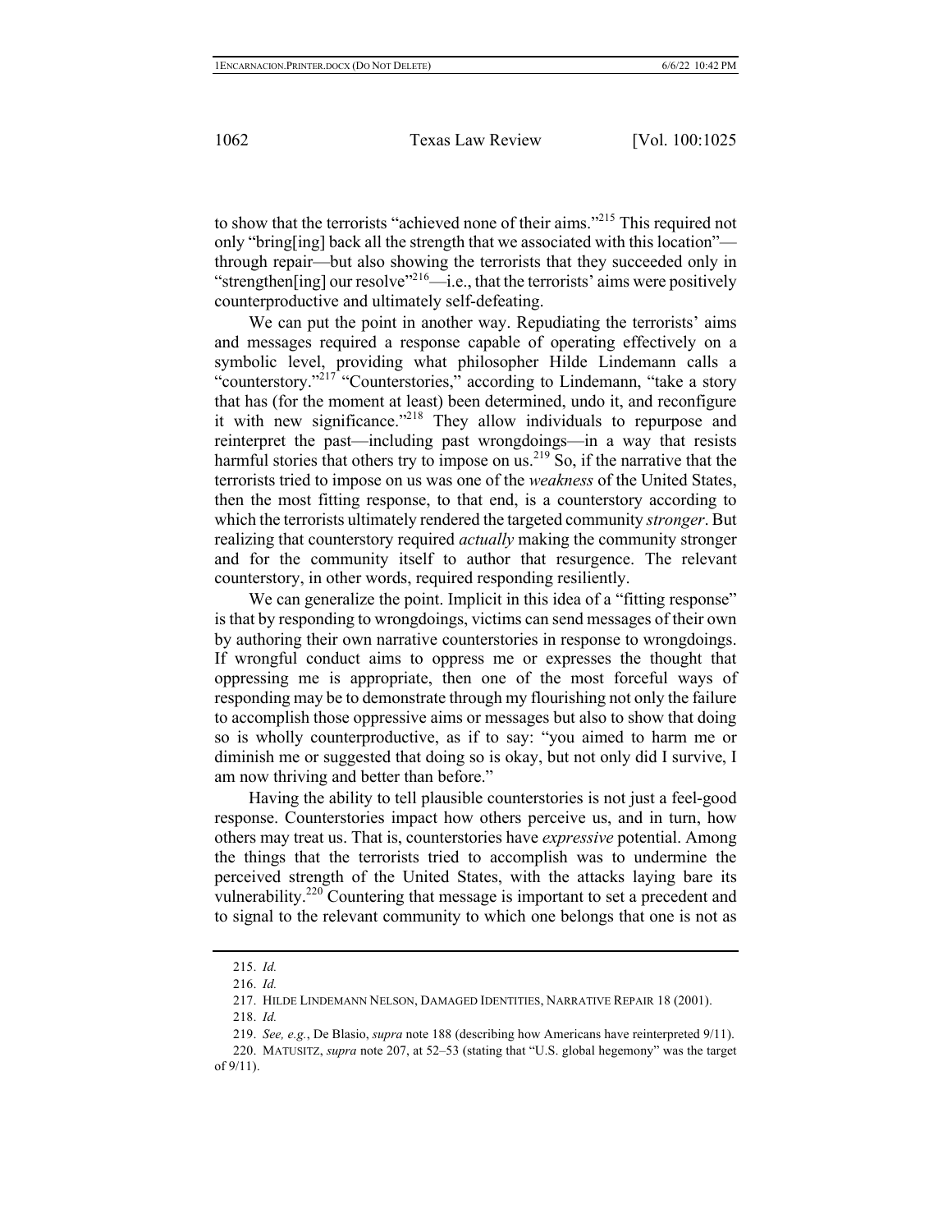to show that the terrorists "achieved none of their aims."[215] This required not only "bring[ing] back all the strength that we associated with this location"—through repair—but also showing the terrorists that they succeeded only in "strengthen[ing] our resolve"[216]—i.e., that the terrorists' aims were positively counterproductive and ultimately self-defeating.

We can put the point in another way. Repudiating the terrorists' aims and messages required a response capable of operating effectively on a symbolic level, providing what philosopher Hilde Lindemann calls a "counterstory."[217] "Counterstories," according to Lindemann, "take a story that has (for the moment at least) been determined, undo it, and reconfigure it with new significance."[218] They allow individuals to repurpose and reinterpret the past—including past wrongdoings—in a way that resists harmful stories that others try to impose on us.[219] So, if the narrative that the terrorists tried to impose on us was one of the *weakness* of the United States, then the most fitting response, to that end, is a counterstory according to which the terrorists ultimately rendered the targeted community *stronger*. But realizing that counterstory required *actually* making the community stronger and for the community itself to author that resurgence. The relevant counterstory, in other words, required responding resiliently.

We can generalize the point. Implicit in this idea of a "fitting response" is that by responding to wrongdoings, victims can send messages of their own by authoring their own narrative counterstories in response to wrongdoings. If wrongful conduct aims to oppress me or expresses the thought that oppressing me is appropriate, then one of the most forceful ways of responding may be to demonstrate through my flourishing not only the failure to accomplish those oppressive aims or messages but also to show that doing so is wholly counterproductive, as if to say: "you aimed to harm me or diminish me or suggested that doing so is okay, but not only did I survive, I am now thriving and better than before."

Having the ability to tell plausible counterstories is not just a feel-good response. Counterstories impact how others perceive us, and in turn, how others may treat us. That is, counterstories have *expressive* potential. Among the things that the terrorists tried to accomplish was to undermine the perceived strength of the United States, with the attacks laying bare its vulnerability.[220] Countering that message is important to set a precedent and to signal to the relevant community to which one belongs that one is not as

---

215. *Id.*

216. *Id.*

217. HILDE LINDEMANN NELSON, DAMAGED IDENTITIES, NARRATIVE REPAIR 18 (2001).

218. *Id.*

219. *See, e.g.*, De Blasio, *supra* note 188 (describing how Americans have reinterpreted 9/11).

220. MATUSITZ, *supra* note 207, at 52–53 (stating that "U.S. global hegemony" was the target of 9/11).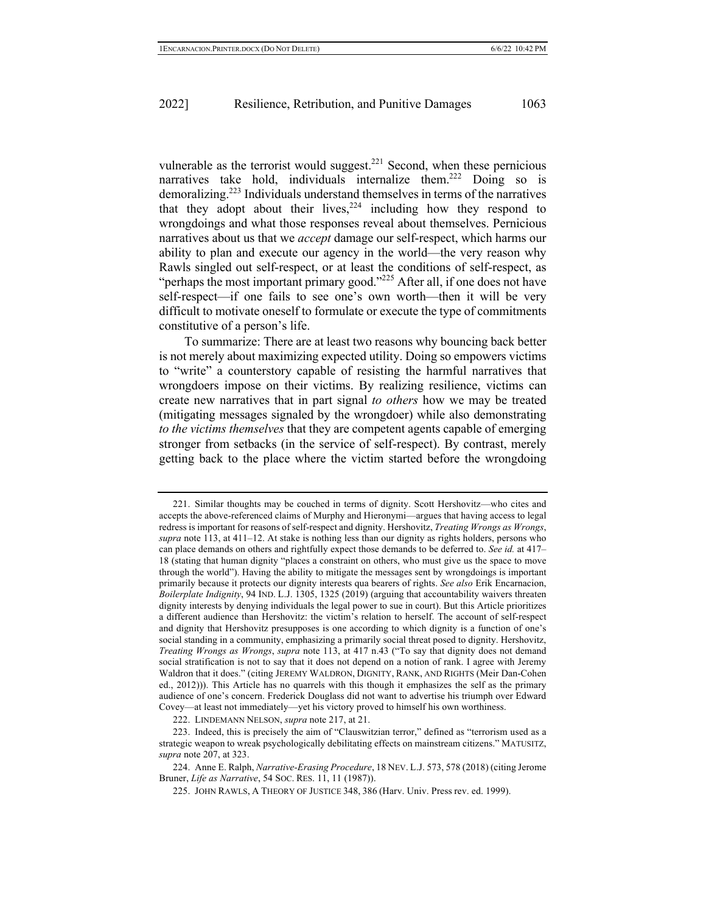vulnerable as the terrorist would suggest.[221] Second, when these pernicious narratives take hold, individuals internalize them.[222] Doing so is demoralizing.[223] Individuals understand themselves in terms of the narratives that they adopt about their lives,[224] including how they respond to wrongdoings and what those responses reveal about themselves. Pernicious narratives about us that we *accept* damage our self-respect, which harms our ability to plan and execute our agency in the world—the very reason why Rawls singled out self-respect, or at least the conditions of self-respect, as "perhaps the most important primary good."[225] After all, if one does not have self-respect—if one fails to see one's own worth—then it will be very difficult to motivate oneself to formulate or execute the type of commitments constitutive of a person's life.

To summarize: There are at least two reasons why bouncing back better is not merely about maximizing expected utility. Doing so empowers victims to "write" a counterstory capable of resisting the harmful narratives that wrongdoers impose on their victims. By realizing resilience, victims can create new narratives that in part signal *to others* how we may be treated (mitigating messages signaled by the wrongdoer) while also demonstrating *to the victims themselves* that they are competent agents capable of emerging stronger from setbacks (in the service of self-respect). By contrast, merely getting back to the place where the victim started before the wrongdoing

---

221. Similar thoughts may be couched in terms of dignity. Scott Hershovitz—who cites and accepts the above-referenced claims of Murphy and Hieronymi—argues that having access to legal redress is important for reasons of self-respect and dignity. Hershovitz, *Treating Wrongs as Wrongs*, *supra* note 113, at 411–12. At stake is nothing less than our dignity as rights holders, persons who can place demands on others and rightfully expect those demands to be deferred to. *See id.* at 417–18 (stating that human dignity "places a constraint on others, who must give us the space to move through the world"). Having the ability to mitigate the messages sent by wrongdoings is important primarily because it protects our dignity interests qua bearers of rights. *See also* Erik Encarnacion, *Boilerplate Indignity*, 94 IND. L.J. 1305, 1325 (2019) (arguing that accountability waivers threaten dignity interests by denying individuals the legal power to sue in court). But this Article prioritizes a different audience than Hershovitz: the victim's relation to herself. The account of self-respect and dignity that Hershovitz presupposes is one according to which dignity is a function of one's social standing in a community, emphasizing a primarily social threat posed to dignity. Hershovitz, *Treating Wrongs as Wrongs*, *supra* note 113, at 417 n.43 ("To say that dignity does not demand social stratification is not to say that it does not depend on a notion of rank. I agree with Jeremy Waldron that it does." (citing JEREMY WALDRON, DIGNITY, RANK, AND RIGHTS (Meir Dan-Cohen ed., 2012))). This Article has no quarrels with this though it emphasizes the self as the primary audience of one's concern. Frederick Douglass did not want to advertise his triumph over Edward Covey—at least not immediately—yet his victory proved to himself his own worthiness.

222. LINDEMANN NELSON, *supra* note 217, at 21.

223. Indeed, this is precisely the aim of "Clauswitzian terror," defined as "terrorism used as a strategic weapon to wreak psychologically debilitating effects on mainstream citizens." MATUSITZ, *supra* note 207, at 323.

224. Anne E. Ralph, *Narrative-Erasing Procedure*, 18 NEV. L.J. 573, 578 (2018) (citing Jerome Bruner, *Life as Narrative*, 54 SOC. RES. 11, 11 (1987)).

225. JOHN RAWLS, A THEORY OF JUSTICE 348, 386 (Harv. Univ. Press rev. ed. 1999).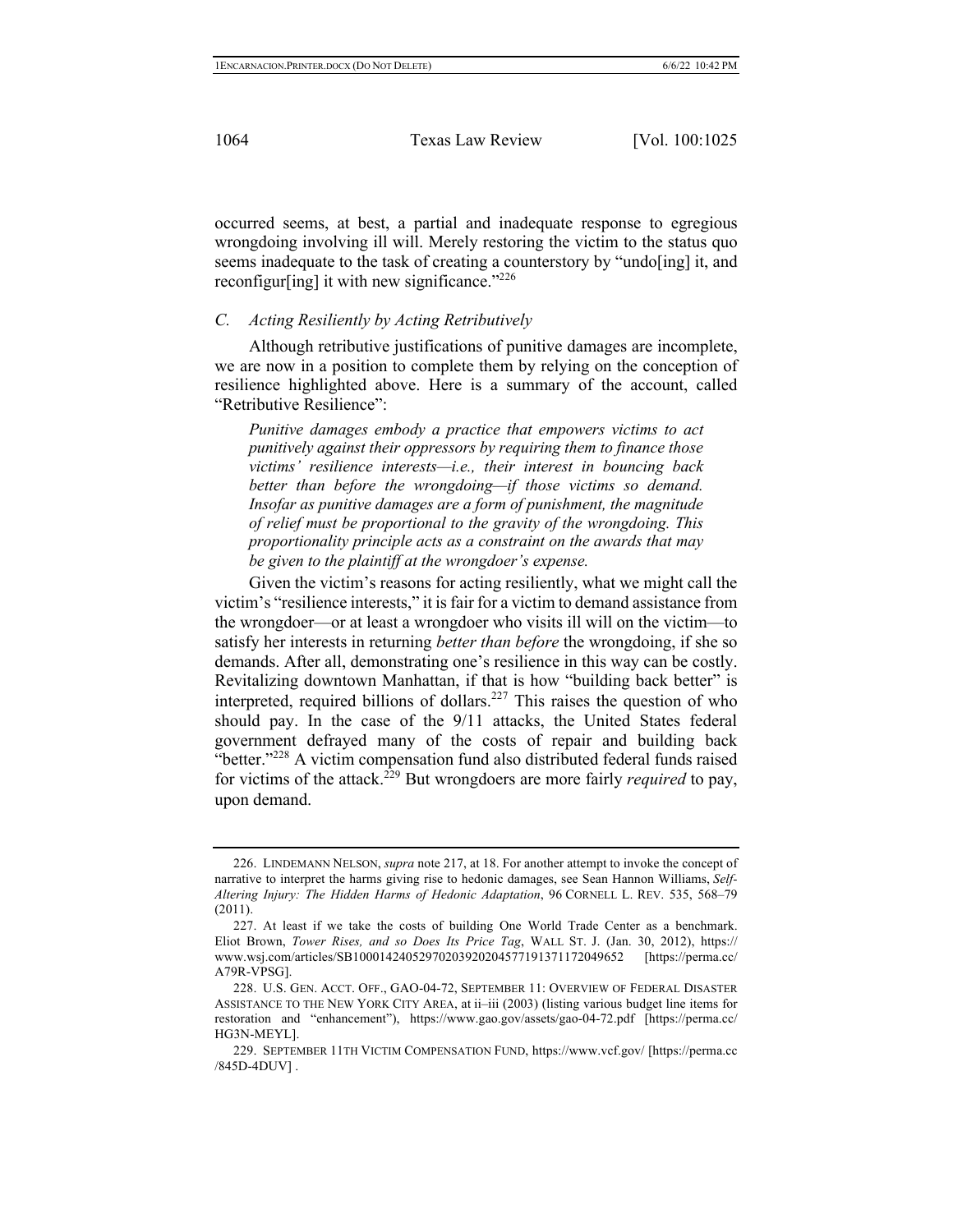occurred seems, at best, a partial and inadequate response to egregious wrongdoing involving ill will. Merely restoring the victim to the status quo seems inadequate to the task of creating a counterstory by "undo[ing] it, and reconfigur[ing] it with new significance."[226]

### *C. Acting Resiliently by Acting Retributively*

Although retributive justifications of punitive damages are incomplete, we are now in a position to complete them by relying on the conception of resilience highlighted above. Here is a summary of the account, called "Retributive Resilience":

> *Punitive damages embody a practice that empowers victims to act punitively against their oppressors by requiring them to finance those victims' resilience interests—i.e., their interest in bouncing back better than before the wrongdoing—if those victims so demand. Insofar as punitive damages are a form of punishment, the magnitude of relief must be proportional to the gravity of the wrongdoing. This proportionality principle acts as a constraint on the awards that may be given to the plaintiff at the wrongdoer's expense.*

Given the victim's reasons for acting resiliently, what we might call the victim's "resilience interests," it is fair for a victim to demand assistance from the wrongdoer—or at least a wrongdoer who visits ill will on the victim—to satisfy her interests in returning *better than before* the wrongdoing, if she so demands. After all, demonstrating one's resilience in this way can be costly. Revitalizing downtown Manhattan, if that is how "building back better" is interpreted, required billions of dollars.[227] This raises the question of who should pay. In the case of the 9/11 attacks, the United States federal government defrayed many of the costs of repair and building back "better."[228] A victim compensation fund also distributed federal funds raised for victims of the attack.[229] But wrongdoers are more fairly *required* to pay, upon demand.

---

226. LINDEMANN NELSON, *supra* note 217, at 18. For another attempt to invoke the concept of narrative to interpret the harms giving rise to hedonic damages, see Sean Hannon Williams, *Self-Altering Injury: The Hidden Harms of Hedonic Adaptation*, 96 CORNELL L. REV. 535, 568–79 (2011).

227. At least if we take the costs of building One World Trade Center as a benchmark. Eliot Brown, *Tower Rises, and so Does Its Price Tag*, WALL ST. J. (Jan. 30, 2012), https://www.wsj.com/articles/SB10001424052970203920204577191371172049652 [https://perma.cc/A79R-VPSG].

228. U.S. GEN. ACCT. OFF., GAO-04-72, SEPTEMBER 11: OVERVIEW OF FEDERAL DISASTER ASSISTANCE TO THE NEW YORK CITY AREA, at ii–iii (2003) (listing various budget line items for restoration and "enhancement"), https://www.gao.gov/assets/gao-04-72.pdf [https://perma.cc/HG3N-MEYL].

229. SEPTEMBER 11TH VICTIM COMPENSATION FUND, https://www.vcf.gov/ [https://perma.cc/845D-4DUV] .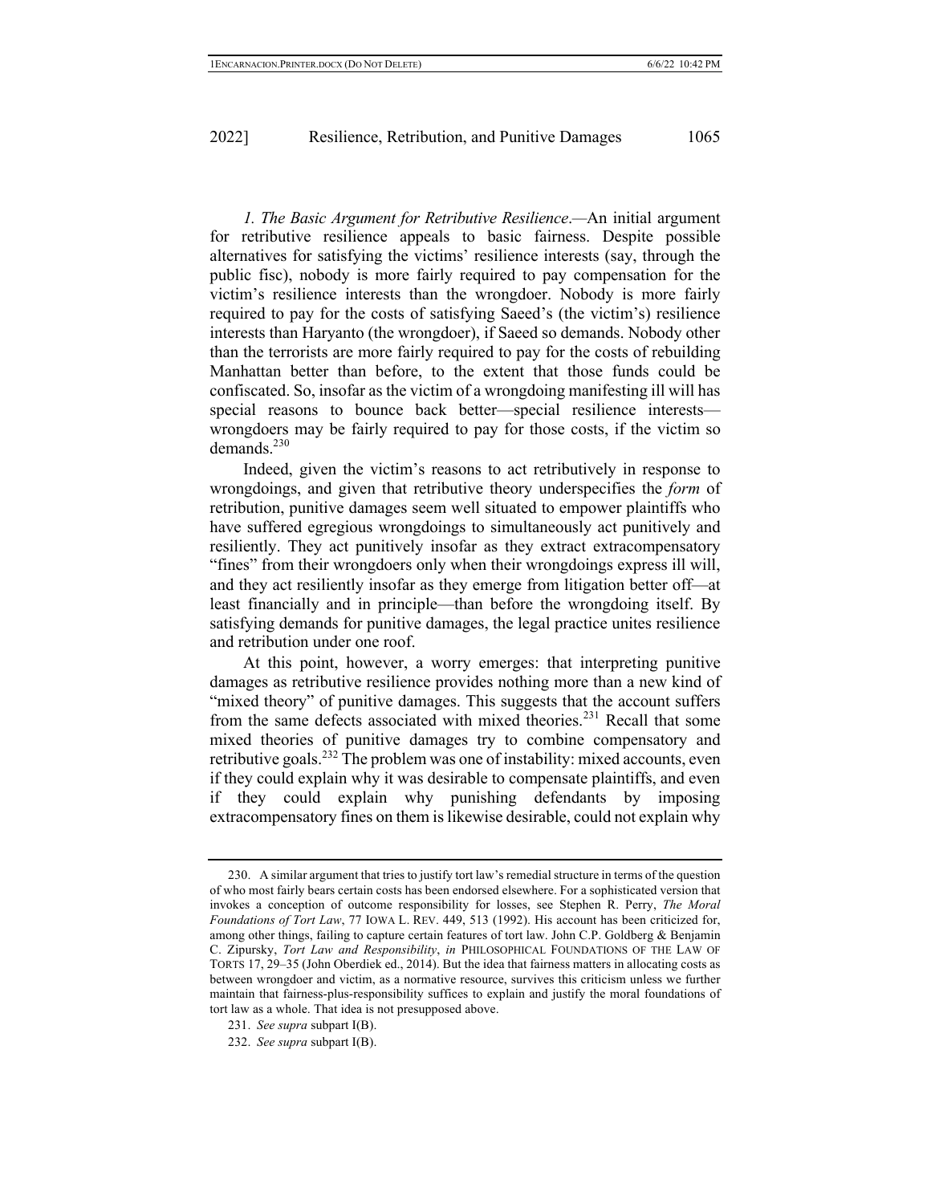*1. The Basic Argument for Retributive Resilience*.—An initial argument for retributive resilience appeals to basic fairness. Despite possible alternatives for satisfying the victims' resilience interests (say, through the public fisc), nobody is more fairly required to pay compensation for the victim's resilience interests than the wrongdoer. Nobody is more fairly required to pay for the costs of satisfying Saeed's (the victim's) resilience interests than Haryanto (the wrongdoer), if Saeed so demands. Nobody other than the terrorists are more fairly required to pay for the costs of rebuilding Manhattan better than before, to the extent that those funds could be confiscated. So, insofar as the victim of a wrongdoing manifesting ill will has special reasons to bounce back better—special resilience interests—wrongdoers may be fairly required to pay for those costs, if the victim so demands.[230]

Indeed, given the victim's reasons to act retributively in response to wrongdoings, and given that retributive theory underspecifies the *form* of retribution, punitive damages seem well situated to empower plaintiffs who have suffered egregious wrongdoings to simultaneously act punitively and resiliently. They act punitively insofar as they extract extracompensatory "fines" from their wrongdoers only when their wrongdoings express ill will, and they act resiliently insofar as they emerge from litigation better off—at least financially and in principle—than before the wrongdoing itself. By satisfying demands for punitive damages, the legal practice unites resilience and retribution under one roof.

At this point, however, a worry emerges: that interpreting punitive damages as retributive resilience provides nothing more than a new kind of "mixed theory" of punitive damages. This suggests that the account suffers from the same defects associated with mixed theories.[231] Recall that some mixed theories of punitive damages try to combine compensatory and retributive goals.[232] The problem was one of instability: mixed accounts, even if they could explain why it was desirable to compensate plaintiffs, and even if they could explain why punishing defendants by imposing extracompensatory fines on them is likewise desirable, could not explain why

---

230. A similar argument that tries to justify tort law's remedial structure in terms of the question of who most fairly bears certain costs has been endorsed elsewhere. For a sophisticated version that invokes a conception of outcome responsibility for losses, see Stephen R. Perry, *The Moral Foundations of Tort Law*, 77 IOWA L. REV. 449, 513 (1992). His account has been criticized for, among other things, failing to capture certain features of tort law. John C.P. Goldberg & Benjamin C. Zipursky, *Tort Law and Responsibility*, *in* PHILOSOPHICAL FOUNDATIONS OF THE LAW OF TORTS 17, 29–35 (John Oberdiek ed., 2014). But the idea that fairness matters in allocating costs as between wrongdoer and victim, as a normative resource, survives this criticism unless we further maintain that fairness-plus-responsibility suffices to explain and justify the moral foundations of tort law as a whole. That idea is not presupposed above.

231. *See supra* subpart I(B).

232. *See supra* subpart I(B).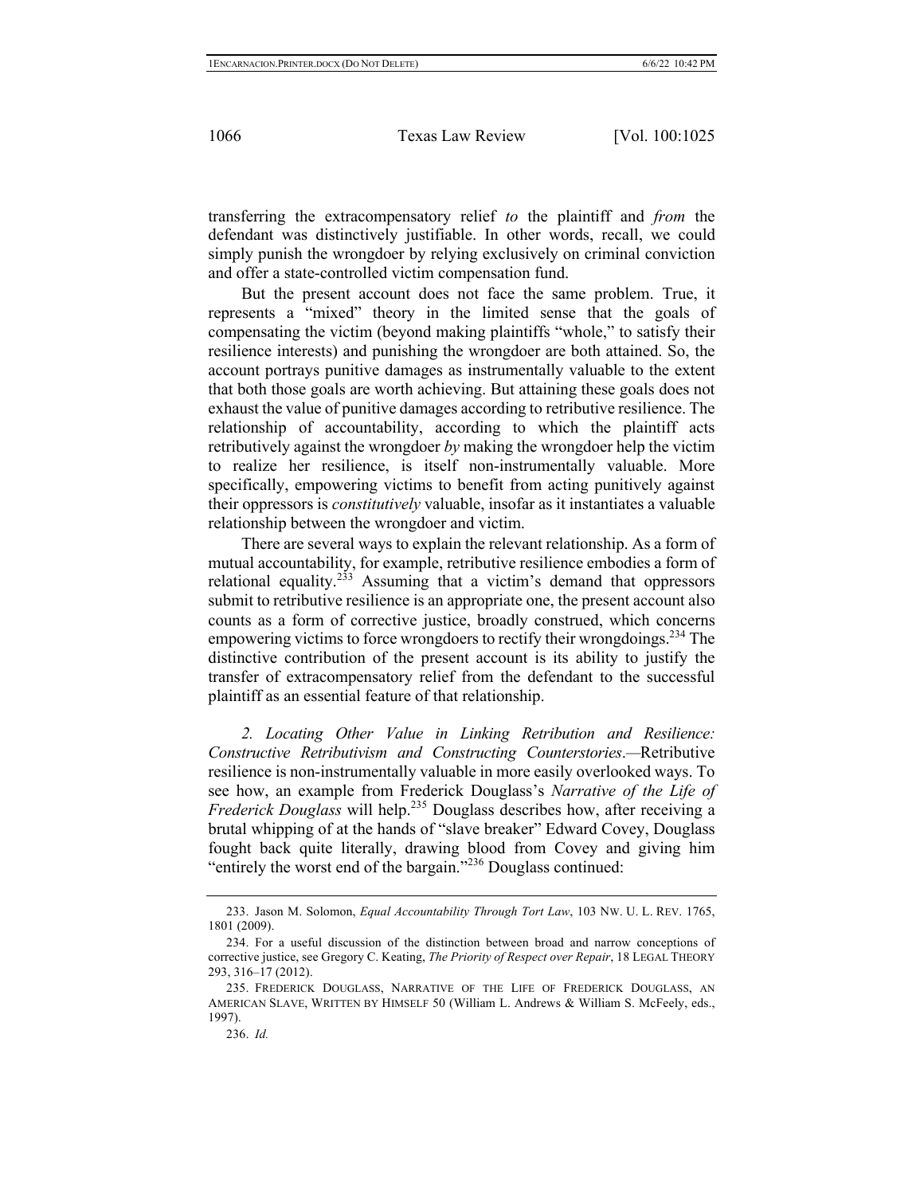transferring the extracompensatory relief *to* the plaintiff and *from* the defendant was distinctively justifiable. In other words, recall, we could simply punish the wrongdoer by relying exclusively on criminal conviction and offer a state-controlled victim compensation fund.

But the present account does not face the same problem. True, it represents a "mixed" theory in the limited sense that the goals of compensating the victim (beyond making plaintiffs "whole," to satisfy their resilience interests) and punishing the wrongdoer are both attained. So, the account portrays punitive damages as instrumentally valuable to the extent that both those goals are worth achieving. But attaining these goals does not exhaust the value of punitive damages according to retributive resilience. The relationship of accountability, according to which the plaintiff acts retributively against the wrongdoer *by* making the wrongdoer help the victim to realize her resilience, is itself non-instrumentally valuable. More specifically, empowering victims to benefit from acting punitively against their oppressors is *constitutively* valuable, insofar as it instantiates a valuable relationship between the wrongdoer and victim.

There are several ways to explain the relevant relationship. As a form of mutual accountability, for example, retributive resilience embodies a form of relational equality.[233] Assuming that a victim's demand that oppressors submit to retributive resilience is an appropriate one, the present account also counts as a form of corrective justice, broadly construed, which concerns empowering victims to force wrongdoers to rectify their wrongdoings.[234] The distinctive contribution of the present account is its ability to justify the transfer of extracompensatory relief from the defendant to the successful plaintiff as an essential feature of that relationship.

*2. Locating Other Value in Linking Retribution and Resilience: Constructive Retributivism and Constructing Counterstories*.—Retributive resilience is non-instrumentally valuable in more easily overlooked ways. To see how, an example from Frederick Douglass's *Narrative of the Life of Frederick Douglass* will help.[235] Douglass describes how, after receiving a brutal whipping of at the hands of "slave breaker" Edward Covey, Douglass fought back quite literally, drawing blood from Covey and giving him "entirely the worst end of the bargain."[236] Douglass continued:

---

233. Jason M. Solomon, *Equal Accountability Through Tort Law*, 103 NW. U. L. REV. 1765, 1801 (2009).

234. For a useful discussion of the distinction between broad and narrow conceptions of corrective justice, see Gregory C. Keating, *The Priority of Respect over Repair*, 18 LEGAL THEORY 293, 316–17 (2012).

235. FREDERICK DOUGLASS, NARRATIVE OF THE LIFE OF FREDERICK DOUGLASS, AN AMERICAN SLAVE, WRITTEN BY HIMSELF 50 (William L. Andrews & William S. McFeely, eds., 1997).

236. *Id.*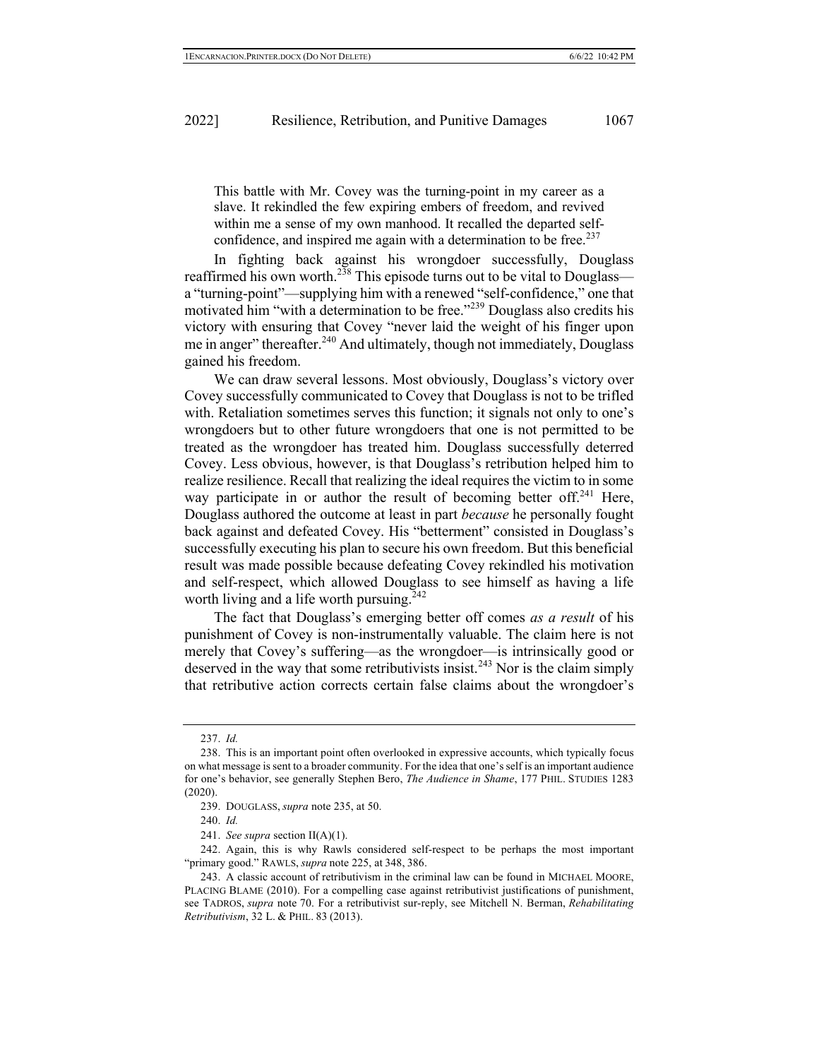> This battle with Mr. Covey was the turning-point in my career as a slave. It rekindled the few expiring embers of freedom, and revived within me a sense of my own manhood. It recalled the departed self-confidence, and inspired me again with a determination to be free.[237]

In fighting back against his wrongdoer successfully, Douglass reaffirmed his own worth.[238] This episode turns out to be vital to Douglass—a "turning-point"—supplying him with a renewed "self-confidence," one that motivated him "with a determination to be free."[239] Douglass also credits his victory with ensuring that Covey "never laid the weight of his finger upon me in anger" thereafter.[240] And ultimately, though not immediately, Douglass gained his freedom.

We can draw several lessons. Most obviously, Douglass's victory over Covey successfully communicated to Covey that Douglass is not to be trifled with. Retaliation sometimes serves this function; it signals not only to one's wrongdoers but to other future wrongdoers that one is not permitted to be treated as the wrongdoer has treated him. Douglass successfully deterred Covey. Less obvious, however, is that Douglass's retribution helped him to realize resilience. Recall that realizing the ideal requires the victim to in some way participate in or author the result of becoming better off.[241] Here, Douglass authored the outcome at least in part *because* he personally fought back against and defeated Covey. His "betterment" consisted in Douglass's successfully executing his plan to secure his own freedom. But this beneficial result was made possible because defeating Covey rekindled his motivation and self-respect, which allowed Douglass to see himself as having a life worth living and a life worth pursuing.[242]

The fact that Douglass's emerging better off comes *as a result* of his punishment of Covey is non-instrumentally valuable. The claim here is not merely that Covey's suffering—as the wrongdoer—is intrinsically good or deserved in the way that some retributivists insist.[243] Nor is the claim simply that retributive action corrects certain false claims about the wrongdoer's

---

237. *Id.*

238. This is an important point often overlooked in expressive accounts, which typically focus on what message is sent to a broader community. For the idea that one's self is an important audience for one's behavior, see generally Stephen Bero, *The Audience in Shame*, 177 PHIL. STUDIES 1283 (2020).

239. DOUGLASS, *supra* note 235, at 50.

240. *Id.*

241. *See supra* section II(A)(1).

242. Again, this is why Rawls considered self-respect to be perhaps the most important "primary good." RAWLS, *supra* note 225, at 348, 386.

243. A classic account of retributivism in the criminal law can be found in MICHAEL MOORE, PLACING BLAME (2010). For a compelling case against retributivist justifications of punishment, see TADROS, *supra* note 70. For a retributivist sur-reply, see Mitchell N. Berman, *Rehabilitating Retributivism*, 32 L. & PHIL. 83 (2013).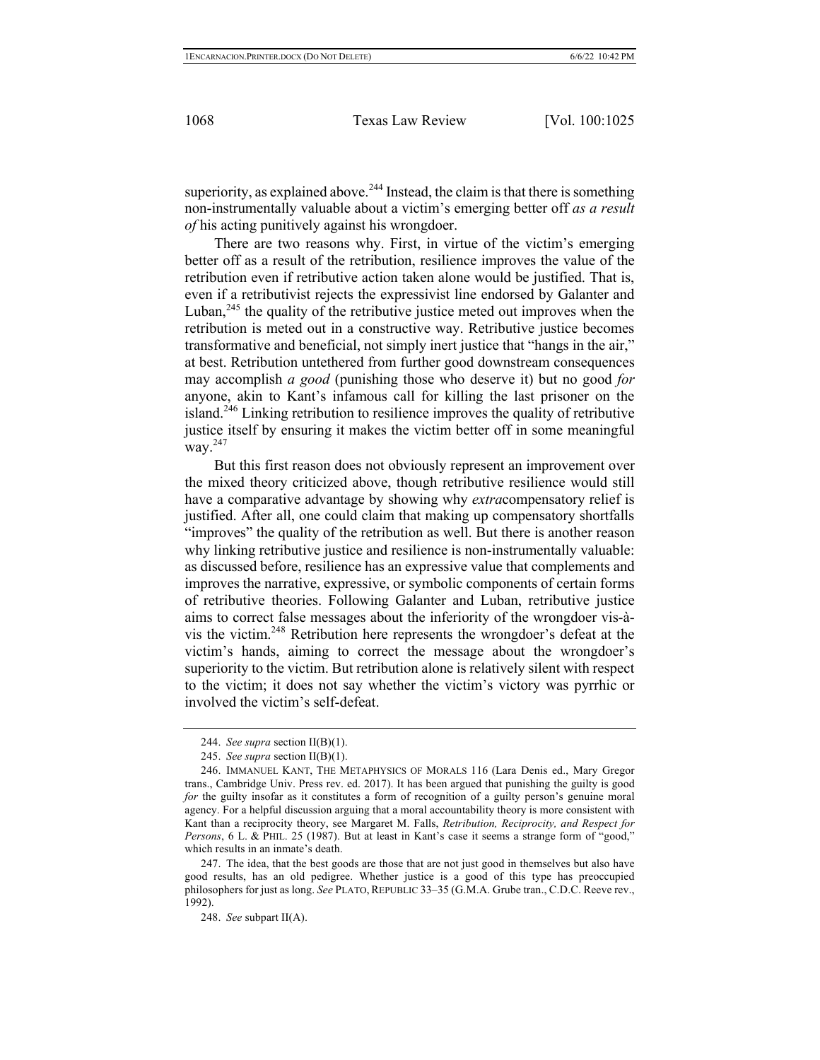superiority, as explained above.[244] Instead, the claim is that there is something non-instrumentally valuable about a victim's emerging better off *as a result of* his acting punitively against his wrongdoer.

There are two reasons why. First, in virtue of the victim's emerging better off as a result of the retribution, resilience improves the value of the retribution even if retributive action taken alone would be justified. That is, even if a retributivist rejects the expressivist line endorsed by Galanter and Luban,[245] the quality of the retributive justice meted out improves when the retribution is meted out in a constructive way. Retributive justice becomes transformative and beneficial, not simply inert justice that "hangs in the air," at best. Retribution untethered from further good downstream consequences may accomplish *a good* (punishing those who deserve it) but no good *for* anyone, akin to Kant's infamous call for killing the last prisoner on the island.[246] Linking retribution to resilience improves the quality of retributive justice itself by ensuring it makes the victim better off in some meaningful way.[247]

But this first reason does not obviously represent an improvement over the mixed theory criticized above, though retributive resilience would still have a comparative advantage by showing why *extra*compensatory relief is justified. After all, one could claim that making up compensatory shortfalls "improves" the quality of the retribution as well. But there is another reason why linking retributive justice and resilience is non-instrumentally valuable: as discussed before, resilience has an expressive value that complements and improves the narrative, expressive, or symbolic components of certain forms of retributive theories. Following Galanter and Luban, retributive justice aims to correct false messages about the inferiority of the wrongdoer vis-à-vis the victim.[248] Retribution here represents the wrongdoer's defeat at the victim's hands, aiming to correct the message about the wrongdoer's superiority to the victim. But retribution alone is relatively silent with respect to the victim; it does not say whether the victim's victory was pyrrhic or involved the victim's self-defeat.

---

244. *See supra* section II(B)(1).

245. *See supra* section II(B)(1).

246. IMMANUEL KANT, THE METAPHYSICS OF MORALS 116 (Lara Denis ed., Mary Gregor trans., Cambridge Univ. Press rev. ed. 2017). It has been argued that punishing the guilty is good *for* the guilty insofar as it constitutes a form of recognition of a guilty person's genuine moral agency. For a helpful discussion arguing that a moral accountability theory is more consistent with Kant than a reciprocity theory, see Margaret M. Falls, *Retribution, Reciprocity, and Respect for Persons*, 6 L. & PHIL. 25 (1987). But at least in Kant's case it seems a strange form of "good," which results in an inmate's death.

247. The idea, that the best goods are those that are not just good in themselves but also have good results, has an old pedigree. Whether justice is a good of this type has preoccupied philosophers for just as long. *See* PLATO, REPUBLIC 33–35 (G.M.A. Grube tran., C.D.C. Reeve rev., 1992).

248. *See* subpart II(A).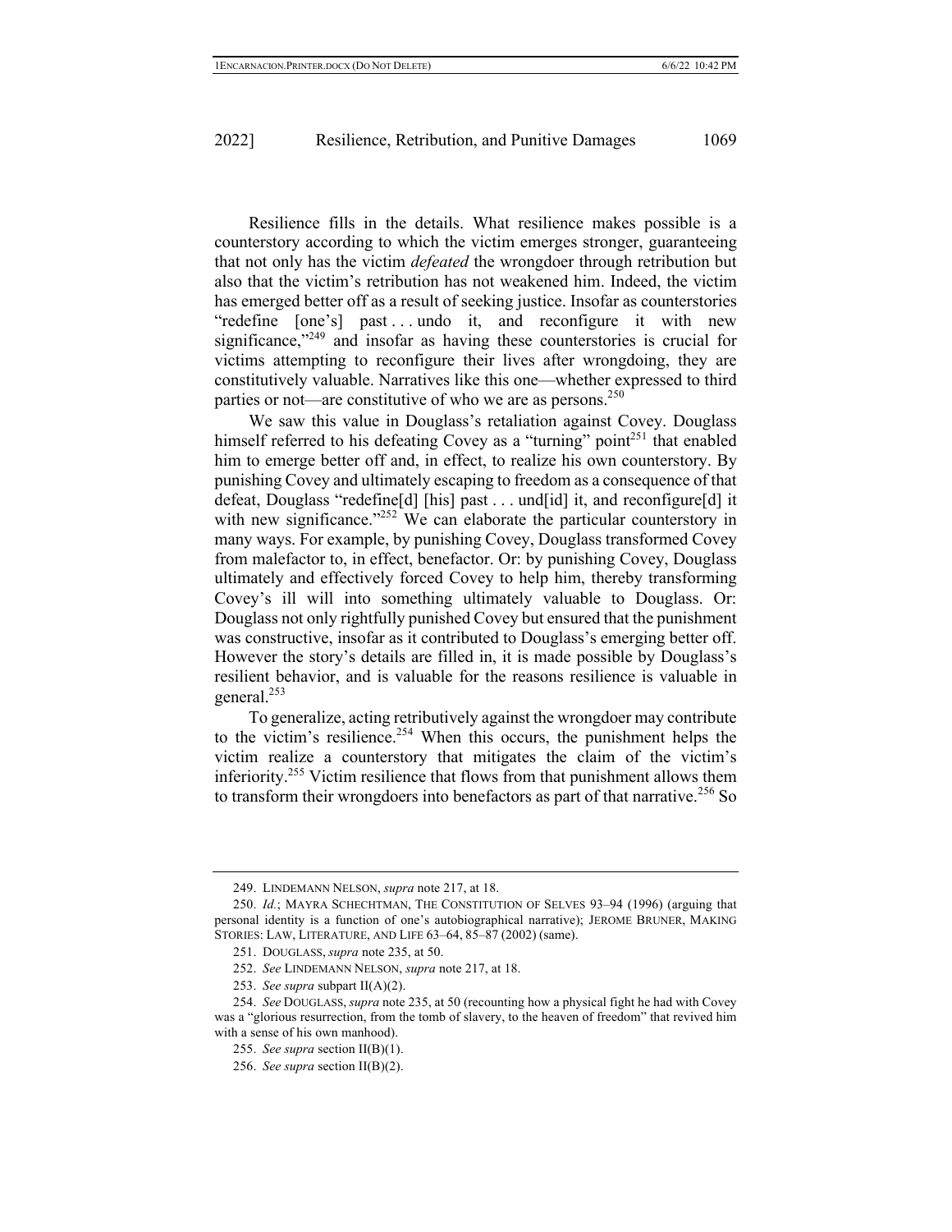Resilience fills in the details. What resilience makes possible is a counterstory according to which the victim emerges stronger, guaranteeing that not only has the victim *defeated* the wrongdoer through retribution but also that the victim's retribution has not weakened him. Indeed, the victim has emerged better off as a result of seeking justice. Insofar as counterstories "redefine [one's] past . . . undo it, and reconfigure it with new significance,"[249] and insofar as having these counterstories is crucial for victims attempting to reconfigure their lives after wrongdoing, they are constitutively valuable. Narratives like this one—whether expressed to third parties or not—are constitutive of who we are as persons.[250]

We saw this value in Douglass's retaliation against Covey. Douglass himself referred to his defeating Covey as a "turning" point[251] that enabled him to emerge better off and, in effect, to realize his own counterstory. By punishing Covey and ultimately escaping to freedom as a consequence of that defeat, Douglass "redefine[d] [his] past . . . und[id] it, and reconfigure[d] it with new significance."[252] We can elaborate the particular counterstory in many ways. For example, by punishing Covey, Douglass transformed Covey from malefactor to, in effect, benefactor. Or: by punishing Covey, Douglass ultimately and effectively forced Covey to help him, thereby transforming Covey's ill will into something ultimately valuable to Douglass. Or: Douglass not only rightfully punished Covey but ensured that the punishment was constructive, insofar as it contributed to Douglass's emerging better off. However the story's details are filled in, it is made possible by Douglass's resilient behavior, and is valuable for the reasons resilience is valuable in general.[253]

To generalize, acting retributively against the wrongdoer may contribute to the victim's resilience.[254] When this occurs, the punishment helps the victim realize a counterstory that mitigates the claim of the victim's inferiority.[255] Victim resilience that flows from that punishment allows them to transform their wrongdoers into benefactors as part of that narrative.[256] So

---

249. LINDEMANN NELSON, *supra* note 217, at 18.

250. *Id.*; MAYRA SCHECHTMAN, THE CONSTITUTION OF SELVES 93–94 (1996) (arguing that personal identity is a function of one's autobiographical narrative); JEROME BRUNER, MAKING STORIES: LAW, LITERATURE, AND LIFE 63–64, 85–87 (2002) (same).

251. DOUGLASS, *supra* note 235, at 50.

252. *See* LINDEMANN NELSON, *supra* note 217, at 18.

253. *See supra* subpart II(A)(2).

254. *See* DOUGLASS, *supra* note 235, at 50 (recounting how a physical fight he had with Covey was a "glorious resurrection, from the tomb of slavery, to the heaven of freedom" that revived him with a sense of his own manhood).

255. *See supra* section II(B)(1).

256. *See supra* section II(B)(2).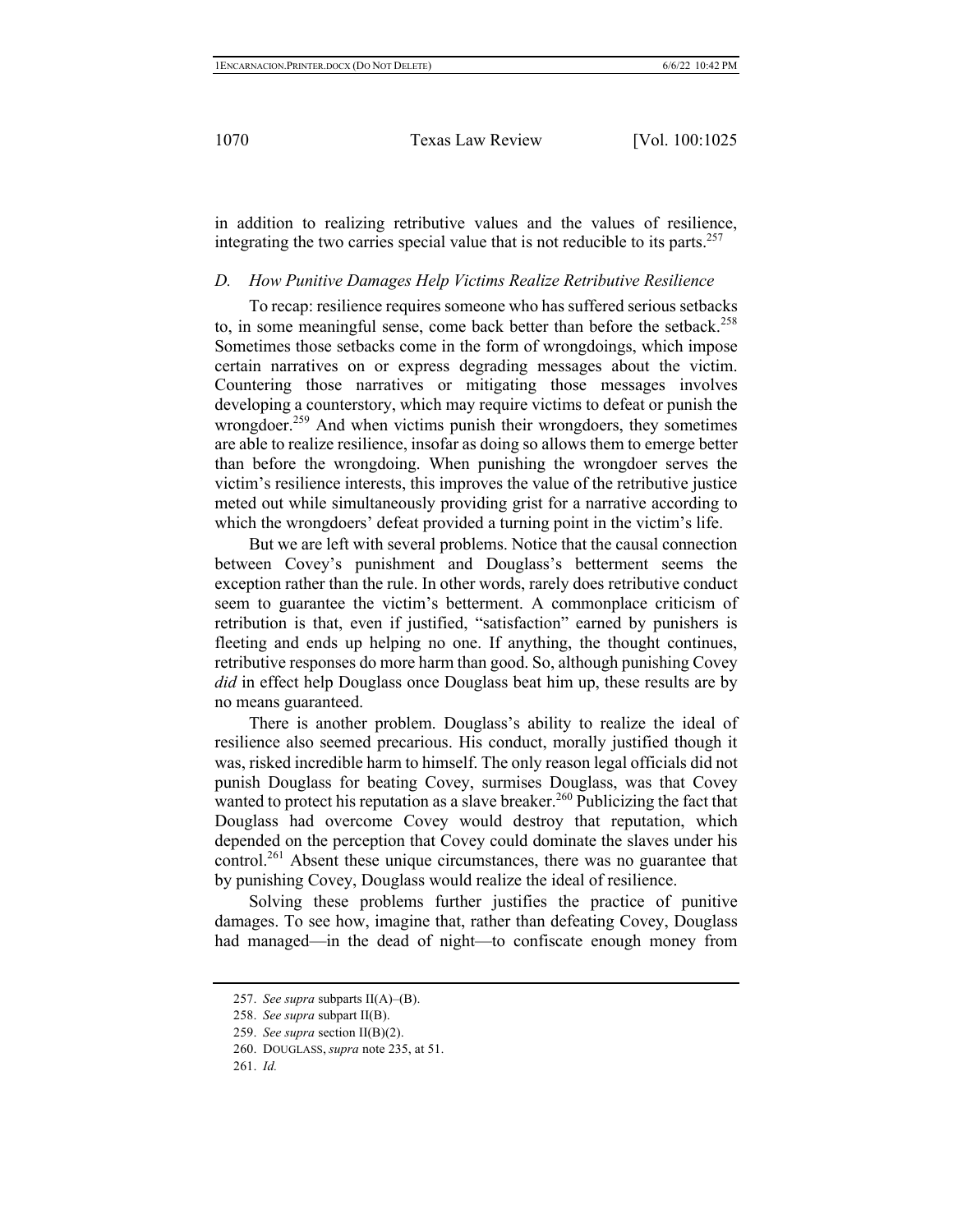in addition to realizing retributive values and the values of resilience, integrating the two carries special value that is not reducible to its parts.[257]

### D. How Punitive Damages Help Victims Realize Retributive Resilience

To recap: resilience requires someone who has suffered serious setbacks to, in some meaningful sense, come back better than before the setback.[258] Sometimes those setbacks come in the form of wrongdoings, which impose certain narratives on or express degrading messages about the victim. Countering those narratives or mitigating those messages involves developing a counterstory, which may require victims to defeat or punish the wrongdoer.[259] And when victims punish their wrongdoers, they sometimes are able to realize resilience, insofar as doing so allows them to emerge better than before the wrongdoing. When punishing the wrongdoer serves the victim's resilience interests, this improves the value of the retributive justice meted out while simultaneously providing grist for a narrative according to which the wrongdoers' defeat provided a turning point in the victim's life.

But we are left with several problems. Notice that the causal connection between Covey's punishment and Douglass's betterment seems the exception rather than the rule. In other words, rarely does retributive conduct seem to guarantee the victim's betterment. A commonplace criticism of retribution is that, even if justified, "satisfaction" earned by punishers is fleeting and ends up helping no one. If anything, the thought continues, retributive responses do more harm than good. So, although punishing Covey *did* in effect help Douglass once Douglass beat him up, these results are by no means guaranteed.

There is another problem. Douglass's ability to realize the ideal of resilience also seemed precarious. His conduct, morally justified though it was, risked incredible harm to himself. The only reason legal officials did not punish Douglass for beating Covey, surmises Douglass, was that Covey wanted to protect his reputation as a slave breaker.[260] Publicizing the fact that Douglass had overcome Covey would destroy that reputation, which depended on the perception that Covey could dominate the slaves under his control.[261] Absent these unique circumstances, there was no guarantee that by punishing Covey, Douglass would realize the ideal of resilience.

Solving these problems further justifies the practice of punitive damages. To see how, imagine that, rather than defeating Covey, Douglass had managed—in the dead of night—to confiscate enough money from

---

257. *See supra* subparts II(A)–(B).

258. *See supra* subpart II(B).

259. *See supra* section II(B)(2).

260. DOUGLASS, *supra* note 235, at 51.

261. *Id.*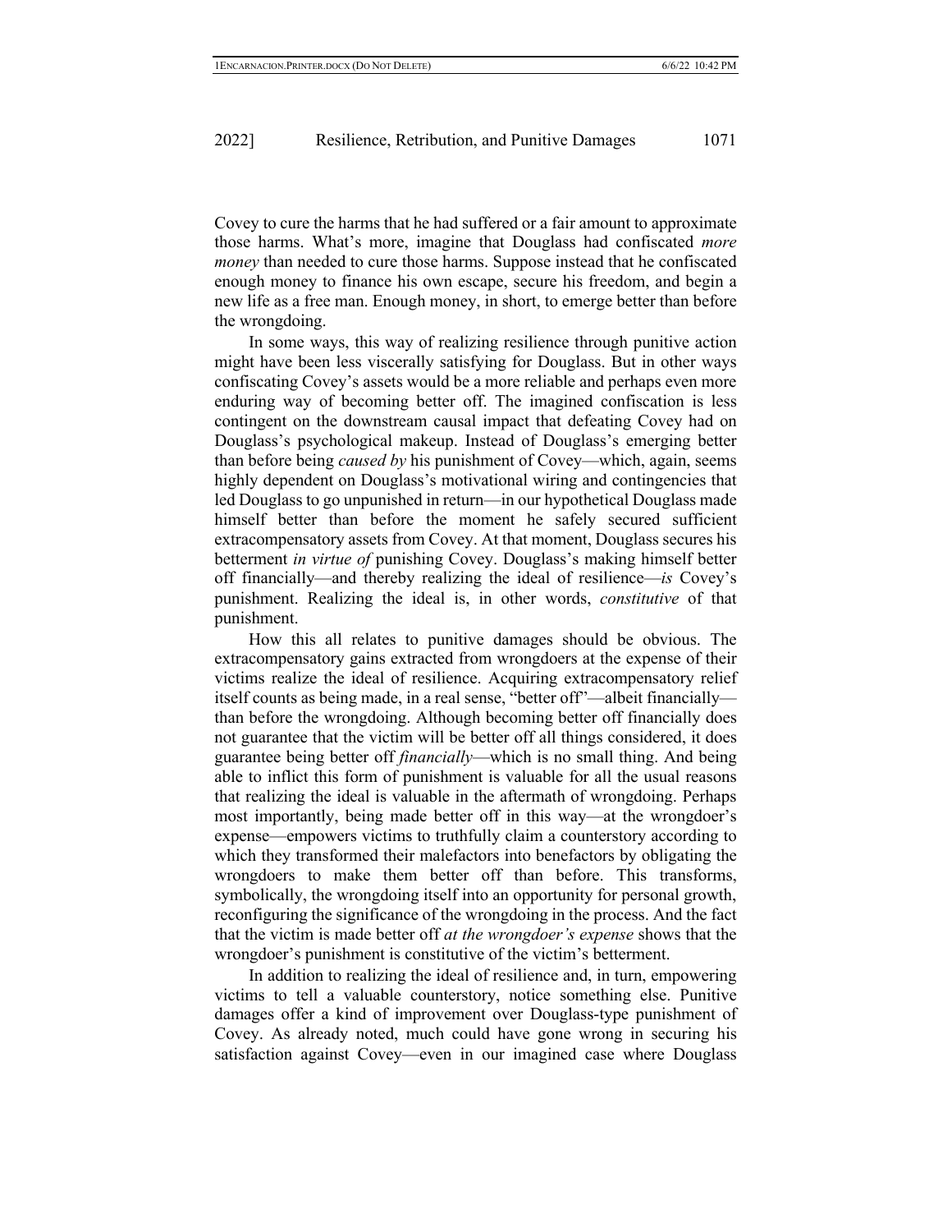Covey to cure the harms that he had suffered or a fair amount to approximate those harms. What's more, imagine that Douglass had confiscated *more money* than needed to cure those harms. Suppose instead that he confiscated enough money to finance his own escape, secure his freedom, and begin a new life as a free man. Enough money, in short, to emerge better than before the wrongdoing.

In some ways, this way of realizing resilience through punitive action might have been less viscerally satisfying for Douglass. But in other ways confiscating Covey's assets would be a more reliable and perhaps even more enduring way of becoming better off. The imagined confiscation is less contingent on the downstream causal impact that defeating Covey had on Douglass's psychological makeup. Instead of Douglass's emerging better than before being *caused by* his punishment of Covey—which, again, seems highly dependent on Douglass's motivational wiring and contingencies that led Douglass to go unpunished in return—in our hypothetical Douglass made himself better than before the moment he safely secured sufficient extracompensatory assets from Covey. At that moment, Douglass secures his betterment *in virtue of* punishing Covey. Douglass's making himself better off financially—and thereby realizing the ideal of resilience—*is* Covey's punishment. Realizing the ideal is, in other words, *constitutive* of that punishment.

How this all relates to punitive damages should be obvious. The extracompensatory gains extracted from wrongdoers at the expense of their victims realize the ideal of resilience. Acquiring extracompensatory relief itself counts as being made, in a real sense, "better off"—albeit financially—than before the wrongdoing. Although becoming better off financially does not guarantee that the victim will be better off all things considered, it does guarantee being better off *financially*—which is no small thing. And being able to inflict this form of punishment is valuable for all the usual reasons that realizing the ideal is valuable in the aftermath of wrongdoing. Perhaps most importantly, being made better off in this way—at the wrongdoer's expense—empowers victims to truthfully claim a counterstory according to which they transformed their malefactors into benefactors by obligating the wrongdoers to make them better off than before. This transforms, symbolically, the wrongdoing itself into an opportunity for personal growth, reconfiguring the significance of the wrongdoing in the process. And the fact that the victim is made better off *at the wrongdoer's expense* shows that the wrongdoer's punishment is constitutive of the victim's betterment.

In addition to realizing the ideal of resilience and, in turn, empowering victims to tell a valuable counterstory, notice something else. Punitive damages offer a kind of improvement over Douglass-type punishment of Covey. As already noted, much could have gone wrong in securing his satisfaction against Covey—even in our imagined case where Douglass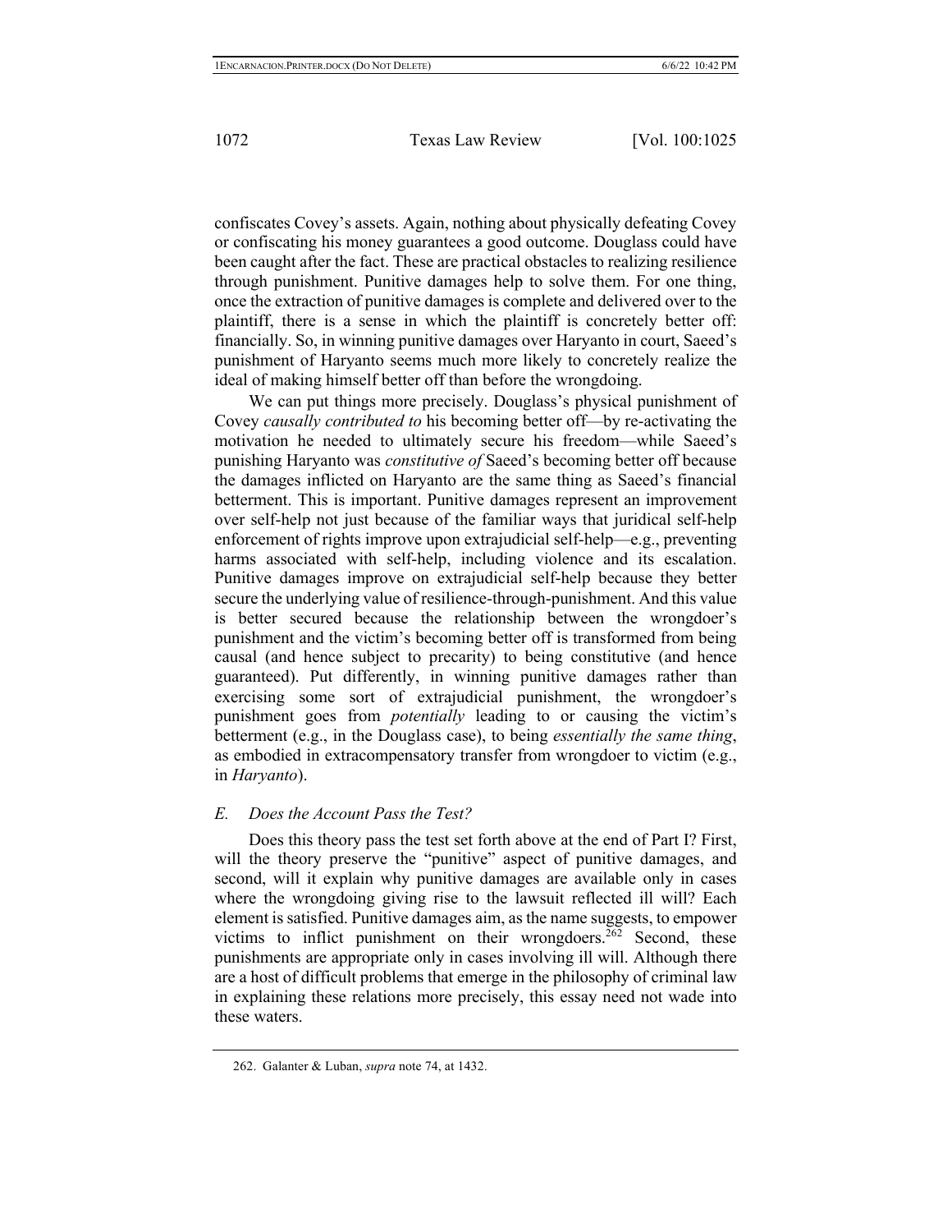confiscates Covey's assets. Again, nothing about physically defeating Covey or confiscating his money guarantees a good outcome. Douglass could have been caught after the fact. These are practical obstacles to realizing resilience through punishment. Punitive damages help to solve them. For one thing, once the extraction of punitive damages is complete and delivered over to the plaintiff, there is a sense in which the plaintiff is concretely better off: financially. So, in winning punitive damages over Haryanto in court, Saeed's punishment of Haryanto seems much more likely to concretely realize the ideal of making himself better off than before the wrongdoing.

We can put things more precisely. Douglass's physical punishment of Covey *causally contributed to* his becoming better off—by re-activating the motivation he needed to ultimately secure his freedom—while Saeed's punishing Haryanto was *constitutive of* Saeed's becoming better off because the damages inflicted on Haryanto are the same thing as Saeed's financial betterment. This is important. Punitive damages represent an improvement over self-help not just because of the familiar ways that juridical self-help enforcement of rights improve upon extrajudicial self-help—e.g., preventing harms associated with self-help, including violence and its escalation. Punitive damages improve on extrajudicial self-help because they better secure the underlying value of resilience-through-punishment. And this value is better secured because the relationship between the wrongdoer's punishment and the victim's becoming better off is transformed from being causal (and hence subject to precarity) to being constitutive (and hence guaranteed). Put differently, in winning punitive damages rather than exercising some sort of extrajudicial punishment, the wrongdoer's punishment goes from *potentially* leading to or causing the victim's betterment (e.g., in the Douglass case), to being *essentially the same thing*, as embodied in extracompensatory transfer from wrongdoer to victim (e.g., in *Haryanto*).

### *E. Does the Account Pass the Test?*

Does this theory pass the test set forth above at the end of Part I? First, will the theory preserve the "punitive" aspect of punitive damages, and second, will it explain why punitive damages are available only in cases where the wrongdoing giving rise to the lawsuit reflected ill will? Each element is satisfied. Punitive damages aim, as the name suggests, to empower victims to inflict punishment on their wrongdoers.[262] Second, these punishments are appropriate only in cases involving ill will. Although there are a host of difficult problems that emerge in the philosophy of criminal law in explaining these relations more precisely, this essay need not wade into these waters.

262. Galanter & Luban, *supra* note 74, at 1432.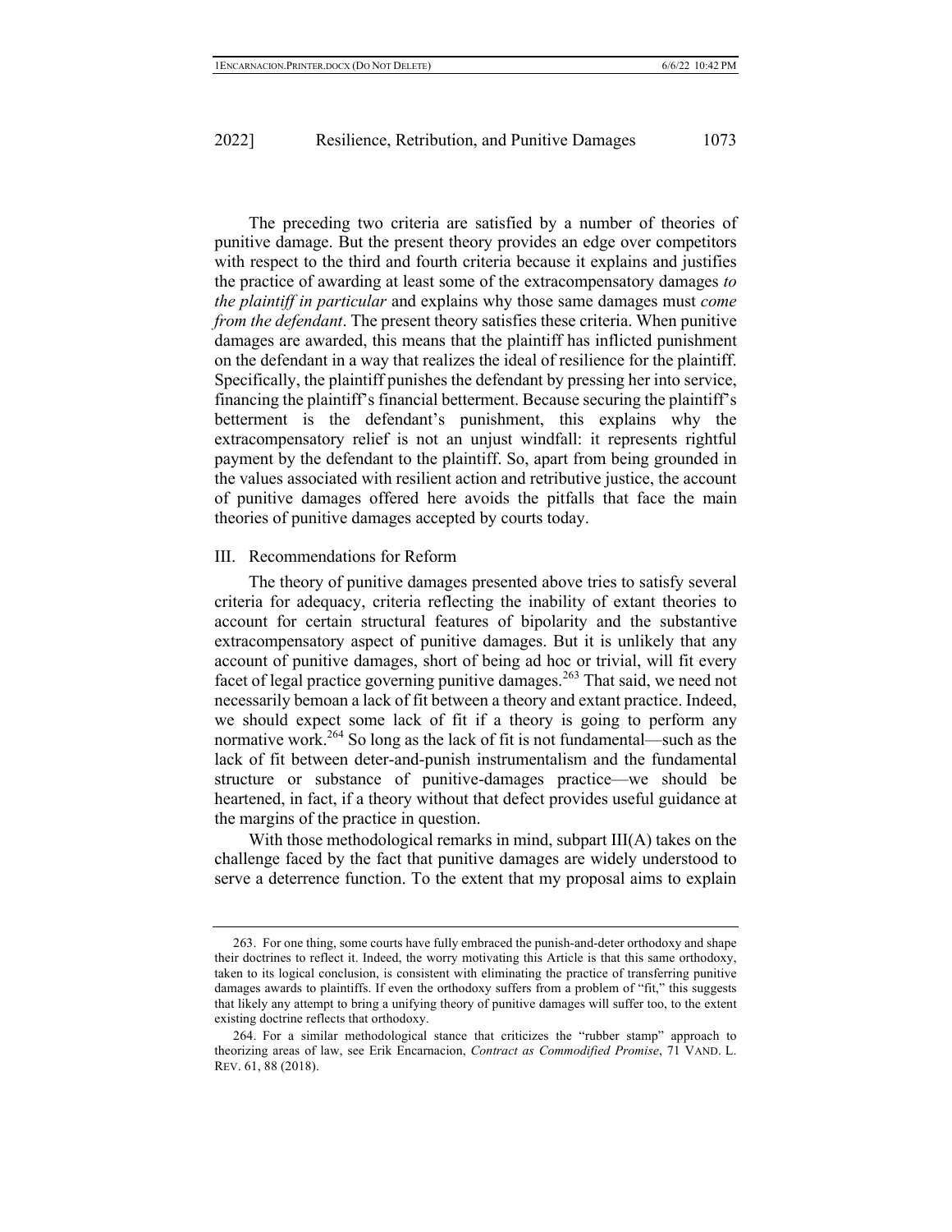The preceding two criteria are satisfied by a number of theories of punitive damage. But the present theory provides an edge over competitors with respect to the third and fourth criteria because it explains and justifies the practice of awarding at least some of the extracompensatory damages *to the plaintiff in particular* and explains why those same damages must *come from the defendant*. The present theory satisfies these criteria. When punitive damages are awarded, this means that the plaintiff has inflicted punishment on the defendant in a way that realizes the ideal of resilience for the plaintiff. Specifically, the plaintiff punishes the defendant by pressing her into service, financing the plaintiff's financial betterment. Because securing the plaintiff's betterment is the defendant's punishment, this explains why the extracompensatory relief is not an unjust windfall: it represents rightful payment by the defendant to the plaintiff. So, apart from being grounded in the values associated with resilient action and retributive justice, the account of punitive damages offered here avoids the pitfalls that face the main theories of punitive damages accepted by courts today.

## III. Recommendations for Reform

The theory of punitive damages presented above tries to satisfy several criteria for adequacy, criteria reflecting the inability of extant theories to account for certain structural features of bipolarity and the substantive extracompensatory aspect of punitive damages. But it is unlikely that any account of punitive damages, short of being ad hoc or trivial, will fit every facet of legal practice governing punitive damages.[263] That said, we need not necessarily bemoan a lack of fit between a theory and extant practice. Indeed, we should expect some lack of fit if a theory is going to perform any normative work.[264] So long as the lack of fit is not fundamental—such as the lack of fit between deter-and-punish instrumentalism and the fundamental structure or substance of punitive-damages practice—we should be heartened, in fact, if a theory without that defect provides useful guidance at the margins of the practice in question.

With those methodological remarks in mind, subpart III(A) takes on the challenge faced by the fact that punitive damages are widely understood to serve a deterrence function. To the extent that my proposal aims to explain

---

263. For one thing, some courts have fully embraced the punish-and-deter orthodoxy and shape their doctrines to reflect it. Indeed, the worry motivating this Article is that this same orthodoxy, taken to its logical conclusion, is consistent with eliminating the practice of transferring punitive damages awards to plaintiffs. If even the orthodoxy suffers from a problem of "fit," this suggests that likely any attempt to bring a unifying theory of punitive damages will suffer too, to the extent existing doctrine reflects that orthodoxy.

264. For a similar methodological stance that criticizes the "rubber stamp" approach to theorizing areas of law, see Erik Encarnacion, *Contract as Commodified Promise*, 71 VAND. L. REV. 61, 88 (2018).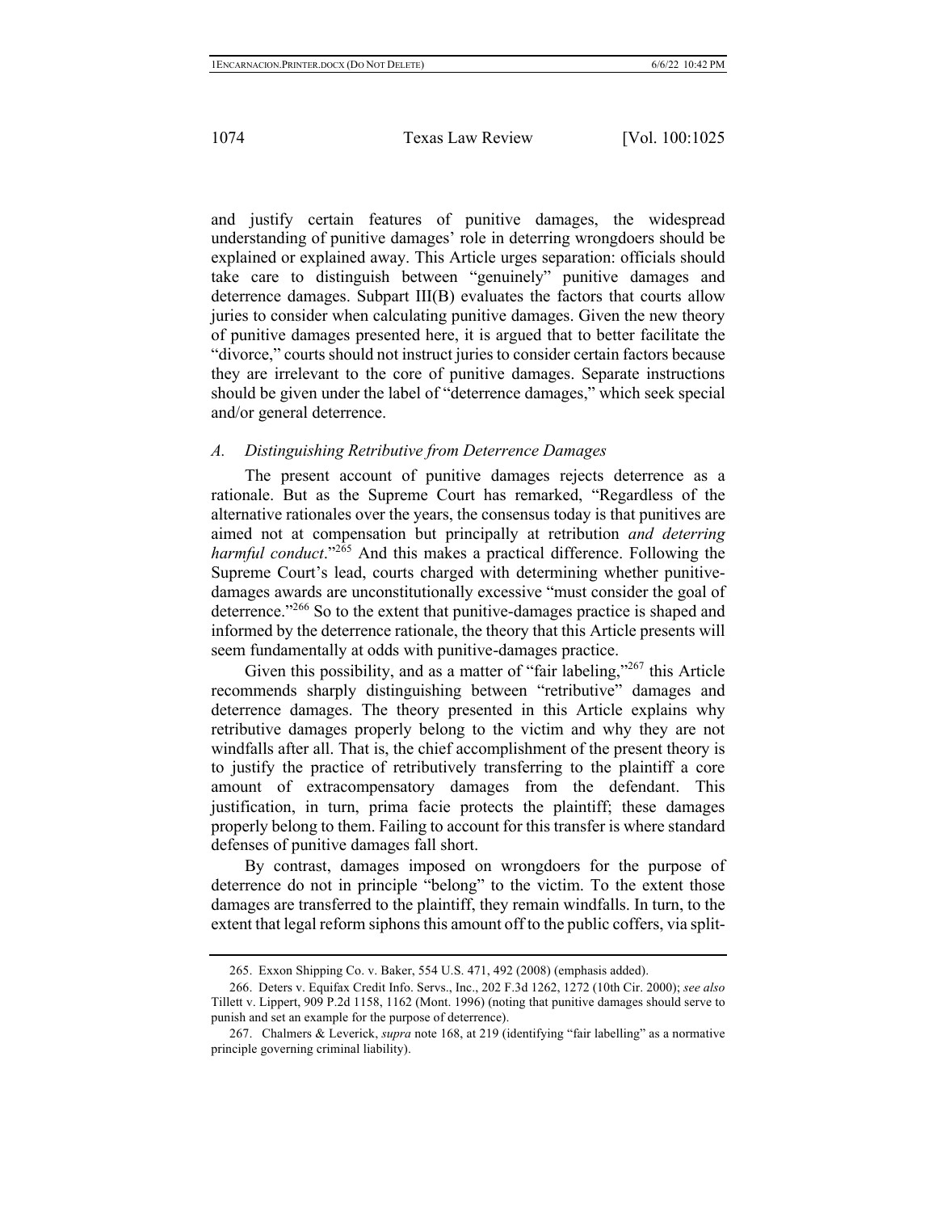and justify certain features of punitive damages, the widespread understanding of punitive damages' role in deterring wrongdoers should be explained or explained away. This Article urges separation: officials should take care to distinguish between "genuinely" punitive damages and deterrence damages. Subpart III(B) evaluates the factors that courts allow juries to consider when calculating punitive damages. Given the new theory of punitive damages presented here, it is argued that to better facilitate the "divorce," courts should not instruct juries to consider certain factors because they are irrelevant to the core of punitive damages. Separate instructions should be given under the label of "deterrence damages," which seek special and/or general deterrence.

### *A. Distinguishing Retributive from Deterrence Damages*

The present account of punitive damages rejects deterrence as a rationale. But as the Supreme Court has remarked, "Regardless of the alternative rationales over the years, the consensus today is that punitives are aimed not at compensation but principally at retribution *and deterring harmful conduct*."[265] And this makes a practical difference. Following the Supreme Court's lead, courts charged with determining whether punitive-damages awards are unconstitutionally excessive "must consider the goal of deterrence."[266] So to the extent that punitive-damages practice is shaped and informed by the deterrence rationale, the theory that this Article presents will seem fundamentally at odds with punitive-damages practice.

Given this possibility, and as a matter of "fair labeling,"[267] this Article recommends sharply distinguishing between "retributive" damages and deterrence damages. The theory presented in this Article explains why retributive damages properly belong to the victim and why they are not windfalls after all. That is, the chief accomplishment of the present theory is to justify the practice of retributively transferring to the plaintiff a core amount of extracompensatory damages from the defendant. This justification, in turn, prima facie protects the plaintiff; these damages properly belong to them. Failing to account for this transfer is where standard defenses of punitive damages fall short.

By contrast, damages imposed on wrongdoers for the purpose of deterrence do not in principle "belong" to the victim. To the extent those damages are transferred to the plaintiff, they remain windfalls. In turn, to the extent that legal reform siphons this amount off to the public coffers, via split-

---

265. Exxon Shipping Co. v. Baker, 554 U.S. 471, 492 (2008) (emphasis added).

266. Deters v. Equifax Credit Info. Servs., Inc., 202 F.3d 1262, 1272 (10th Cir. 2000); *see also* Tillett v. Lippert, 909 P.2d 1158, 1162 (Mont. 1996) (noting that punitive damages should serve to punish and set an example for the purpose of deterrence).

267. Chalmers & Leverick, *supra* note 168, at 219 (identifying "fair labelling" as a normative principle governing criminal liability).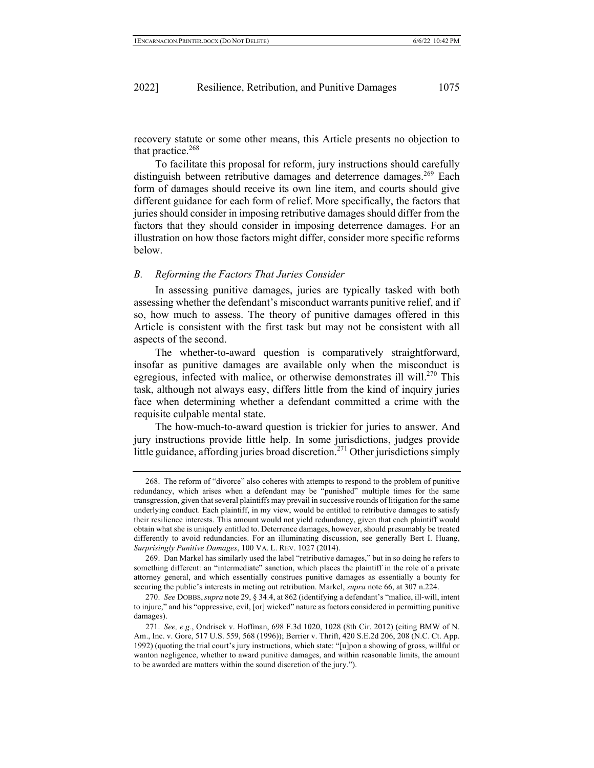recovery statute or some other means, this Article presents no objection to that practice.[268]

To facilitate this proposal for reform, jury instructions should carefully distinguish between retributive damages and deterrence damages.[269] Each form of damages should receive its own line item, and courts should give different guidance for each form of relief. More specifically, the factors that juries should consider in imposing retributive damages should differ from the factors that they should consider in imposing deterrence damages. For an illustration on how those factors might differ, consider more specific reforms below.

### *B. Reforming the Factors That Juries Consider*

In assessing punitive damages, juries are typically tasked with both assessing whether the defendant's misconduct warrants punitive relief, and if so, how much to assess. The theory of punitive damages offered in this Article is consistent with the first task but may not be consistent with all aspects of the second.

The whether-to-award question is comparatively straightforward, insofar as punitive damages are available only when the misconduct is egregious, infected with malice, or otherwise demonstrates ill will.[270] This task, although not always easy, differs little from the kind of inquiry juries face when determining whether a defendant committed a crime with the requisite culpable mental state.

The how-much-to-award question is trickier for juries to answer. And jury instructions provide little help. In some jurisdictions, judges provide little guidance, affording juries broad discretion.[271] Other jurisdictions simply

---

268. The reform of "divorce" also coheres with attempts to respond to the problem of punitive redundancy, which arises when a defendant may be "punished" multiple times for the same transgression, given that several plaintiffs may prevail in successive rounds of litigation for the same underlying conduct. Each plaintiff, in my view, would be entitled to retributive damages to satisfy their resilience interests. This amount would not yield redundancy, given that each plaintiff would obtain what she is uniquely entitled to. Deterrence damages, however, should presumably be treated differently to avoid redundancies. For an illuminating discussion, see generally Bert I. Huang, *Surprisingly Punitive Damages*, 100 VA. L. REV. 1027 (2014).

269. Dan Markel has similarly used the label "retributive damages," but in so doing he refers to something different: an "intermediate" sanction, which places the plaintiff in the role of a private attorney general, and which essentially construes punitive damages as essentially a bounty for securing the public's interests in meting out retribution. Markel, *supra* note 66, at 307 n.224.

270. *See* DOBBS, *supra* note 29, § 34.4, at 862 (identifying a defendant's "malice, ill-will, intent to injure," and his "oppressive, evil, [or] wicked" nature as factors considered in permitting punitive damages).

271. *See, e.g.*, Ondrisek v. Hoffman, 698 F.3d 1020, 1028 (8th Cir. 2012) (citing BMW of N. Am., Inc. v. Gore, 517 U.S. 559, 568 (1996)); Berrier v. Thrift, 420 S.E.2d 206, 208 (N.C. Ct. App. 1992) (quoting the trial court's jury instructions, which state: "[u]pon a showing of gross, willful or wanton negligence, whether to award punitive damages, and within reasonable limits, the amount to be awarded are matters within the sound discretion of the jury.").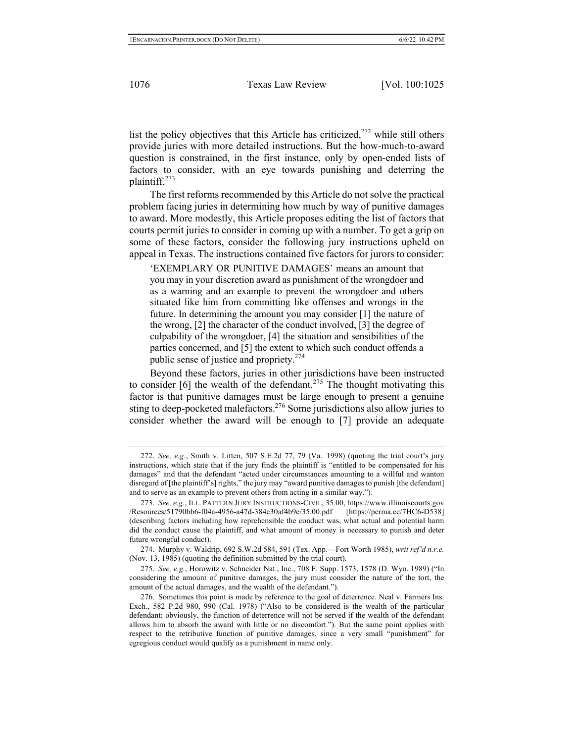list the policy objectives that this Article has criticized,[272] while still others provide juries with more detailed instructions. But the how-much-to-award question is constrained, in the first instance, only by open-ended lists of factors to consider, with an eye towards punishing and deterring the plaintiff.[273]

The first reforms recommended by this Article do not solve the practical problem facing juries in determining how much by way of punitive damages to award. More modestly, this Article proposes editing the list of factors that courts permit juries to consider in coming up with a number. To get a grip on some of these factors, consider the following jury instructions upheld on appeal in Texas. The instructions contained five factors for jurors to consider:

> 'EXEMPLARY OR PUNITIVE DAMAGES' means an amount that you may in your discretion award as punishment of the wrongdoer and as a warning and an example to prevent the wrongdoer and others situated like him from committing like offenses and wrongs in the future. In determining the amount you may consider [1] the nature of the wrong, [2] the character of the conduct involved, [3] the degree of culpability of the wrongdoer, [4] the situation and sensibilities of the parties concerned, and [5] the extent to which such conduct offends a public sense of justice and propriety.[274]

Beyond these factors, juries in other jurisdictions have been instructed to consider [6] the wealth of the defendant.[275] The thought motivating this factor is that punitive damages must be large enough to present a genuine sting to deep-pocketed malefactors.[276] Some jurisdictions also allow juries to consider whether the award will be enough to [7] provide an adequate

---

272. *See, e.g.*, Smith v. Litten, 507 S.E.2d 77, 79 (Va. 1998) (quoting the trial court's jury instructions, which state that if the jury finds the plaintiff is "entitled to be compensated for his damages" and that the defendant "acted under circumstances amounting to a willful and wanton disregard of [the plaintiff's] rights," the jury may "award punitive damages to punish [the defendant] and to serve as an example to prevent others from acting in a similar way.").

273. *See, e.g.*, ILL. PATTERN JURY INSTRUCTIONS-CIVIL, 35.00, https://www.illinoiscourts.gov/Resources/51790bb6-f04a-4956-a47d-384c30af4b9e/35.00.pdf [https://perma.cc/7HC6-D538] (describing factors including how reprehensible the conduct was, what actual and potential harm did the conduct cause the plaintiff, and what amount of money is necessary to punish and deter future wrongful conduct).

274. Murphy v. Waldrip, 692 S.W.2d 584, 591 (Tex. App.—Fort Worth 1985), *writ ref'd n.r.e.* (Nov. 13, 1985) (quoting the definition submitted by the trial court).

275. *See, e.g.*, Horowitz v. Schneider Nat., Inc., 708 F. Supp. 1573, 1578 (D. Wyo. 1989) ("In considering the amount of punitive damages, the jury must consider the nature of the tort, the amount of the actual damages, and the wealth of the defendant.").

276. Sometimes this point is made by reference to the goal of deterrence. Neal v. Farmers Ins. Exch., 582 P.2d 980, 990 (Cal. 1978) ("Also to be considered is the wealth of the particular defendant; obviously, the function of deterrence will not be served if the wealth of the defendant allows him to absorb the award with little or no discomfort."). But the same point applies with respect to the retributive function of punitive damages, since a very small "punishment" for egregious conduct would qualify as a punishment in name only.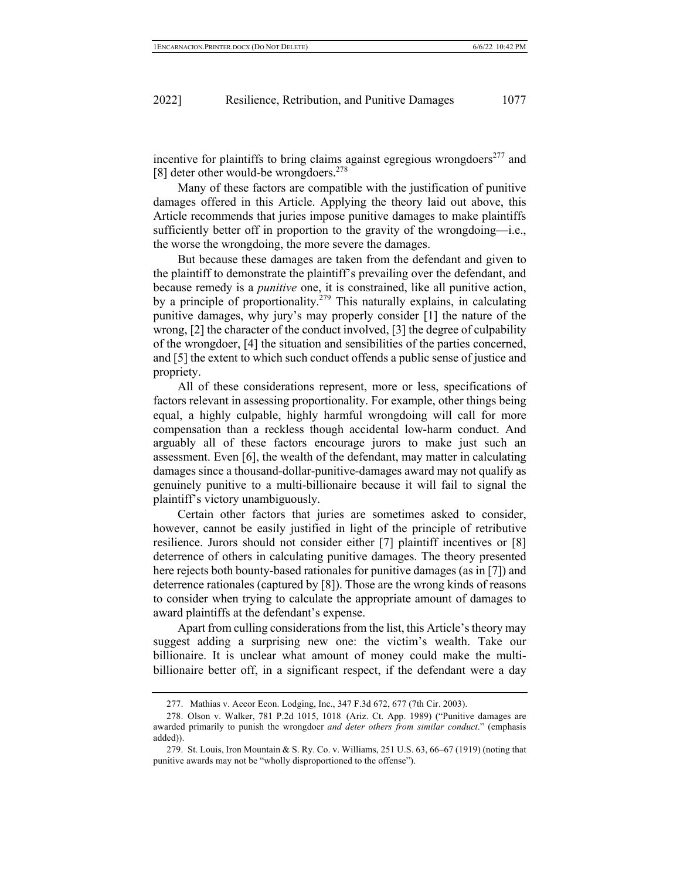incentive for plaintiffs to bring claims against egregious wrongdoers[277] and [8] deter other would-be wrongdoers.[278]

Many of these factors are compatible with the justification of punitive damages offered in this Article. Applying the theory laid out above, this Article recommends that juries impose punitive damages to make plaintiffs sufficiently better off in proportion to the gravity of the wrongdoing—i.e., the worse the wrongdoing, the more severe the damages.

But because these damages are taken from the defendant and given to the plaintiff to demonstrate the plaintiff's prevailing over the defendant, and because remedy is a *punitive* one, it is constrained, like all punitive action, by a principle of proportionality.[279] This naturally explains, in calculating punitive damages, why jury's may properly consider [1] the nature of the wrong, [2] the character of the conduct involved, [3] the degree of culpability of the wrongdoer, [4] the situation and sensibilities of the parties concerned, and [5] the extent to which such conduct offends a public sense of justice and propriety.

All of these considerations represent, more or less, specifications of factors relevant in assessing proportionality. For example, other things being equal, a highly culpable, highly harmful wrongdoing will call for more compensation than a reckless though accidental low-harm conduct. And arguably all of these factors encourage jurors to make just such an assessment. Even [6], the wealth of the defendant, may matter in calculating damages since a thousand-dollar-punitive-damages award may not qualify as genuinely punitive to a multi-billionaire because it will fail to signal the plaintiff's victory unambiguously.

Certain other factors that juries are sometimes asked to consider, however, cannot be easily justified in light of the principle of retributive resilience. Jurors should not consider either [7] plaintiff incentives or [8] deterrence of others in calculating punitive damages. The theory presented here rejects both bounty-based rationales for punitive damages (as in [7]) and deterrence rationales (captured by [8]). Those are the wrong kinds of reasons to consider when trying to calculate the appropriate amount of damages to award plaintiffs at the defendant's expense.

Apart from culling considerations from the list, this Article's theory may suggest adding a surprising new one: the victim's wealth. Take our billionaire. It is unclear what amount of money could make the multi-billionaire better off, in a significant respect, if the defendant were a day

---

277. Mathias v. Accor Econ. Lodging, Inc., 347 F.3d 672, 677 (7th Cir. 2003).

278. Olson v. Walker, 781 P.2d 1015, 1018 (Ariz. Ct. App. 1989) ("Punitive damages are awarded primarily to punish the wrongdoer *and deter others from similar conduct*." (emphasis added)).

279. St. Louis, Iron Mountain & S. Ry. Co. v. Williams, 251 U.S. 63, 66–67 (1919) (noting that punitive awards may not be "wholly disproportioned to the offense").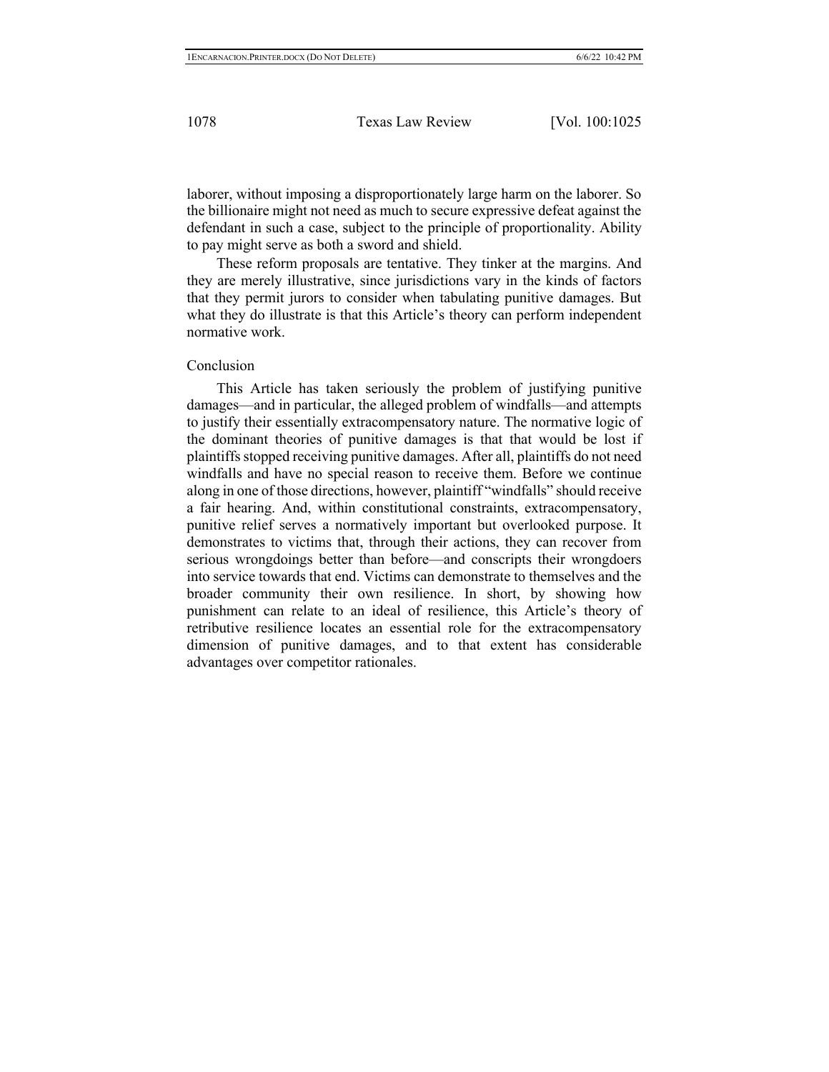laborer, without imposing a disproportionately large harm on the laborer. So the billionaire might not need as much to secure expressive defeat against the defendant in such a case, subject to the principle of proportionality. Ability to pay might serve as both a sword and shield.

These reform proposals are tentative. They tinker at the margins. And they are merely illustrative, since jurisdictions vary in the kinds of factors that they permit jurors to consider when tabulating punitive damages. But what they do illustrate is that this Article's theory can perform independent normative work.

## Conclusion

This Article has taken seriously the problem of justifying punitive damages—and in particular, the alleged problem of windfalls—and attempts to justify their essentially extracompensatory nature. The normative logic of the dominant theories of punitive damages is that that would be lost if plaintiffs stopped receiving punitive damages. After all, plaintiffs do not need windfalls and have no special reason to receive them. Before we continue along in one of those directions, however, plaintiff "windfalls" should receive a fair hearing. And, within constitutional constraints, extracompensatory, punitive relief serves a normatively important but overlooked purpose. It demonstrates to victims that, through their actions, they can recover from serious wrongdoings better than before—and conscripts their wrongdoers into service towards that end. Victims can demonstrate to themselves and the broader community their own resilience. In short, by showing how punishment can relate to an ideal of resilience, this Article's theory of retributive resilience locates an essential role for the extracompensatory dimension of punitive damages, and to that extent has considerable advantages over competitor rationales.